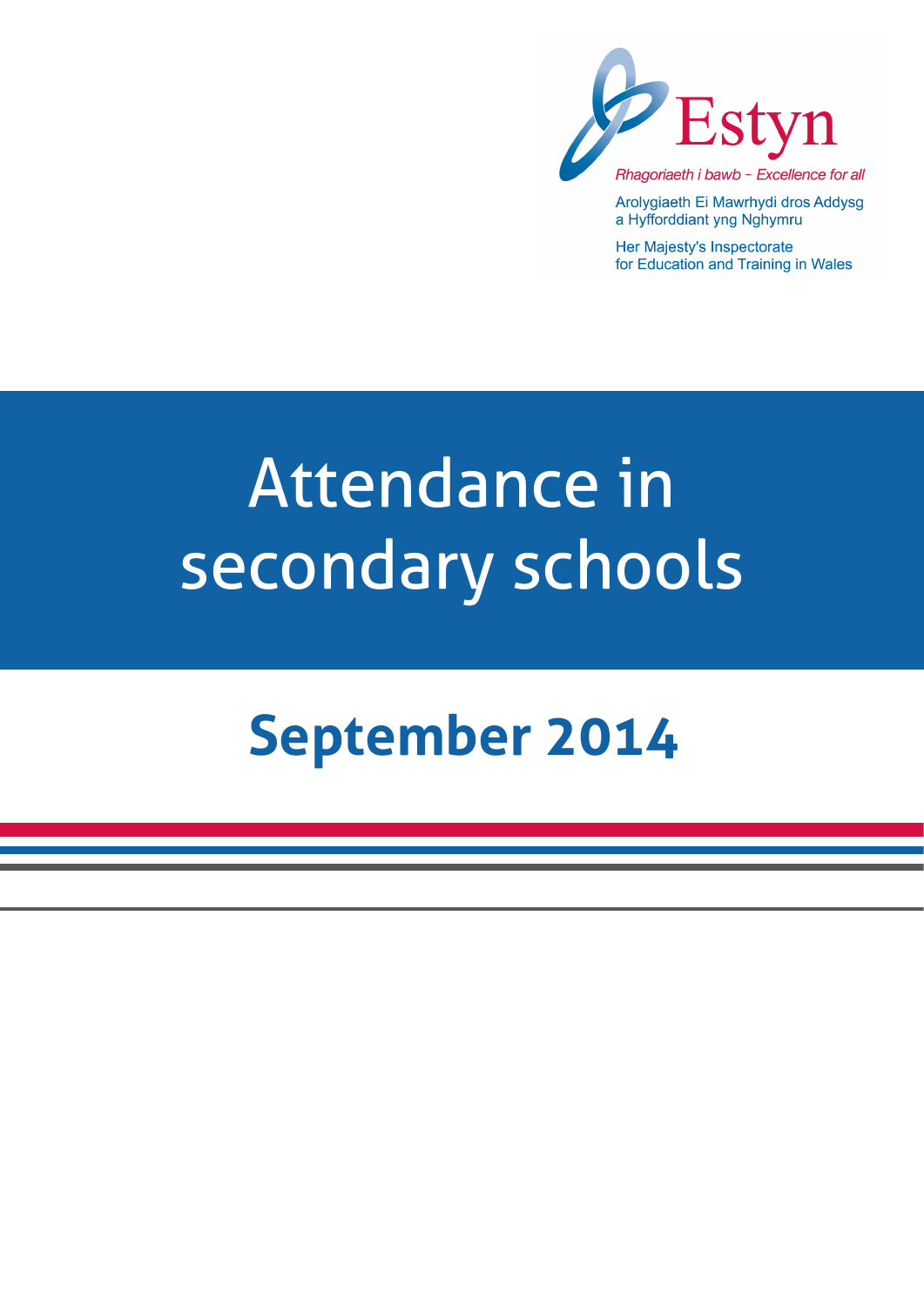Estyn

*Rhagoriaeth i bawb – Excellence for all*

Arolygiaeth Ei Mawrhydi dros Addysg a Hyfforddiant yng Nghymru

Her Majesty's Inspectorate for Education and Training in Wales

# Attendance in secondary schools

## September 2014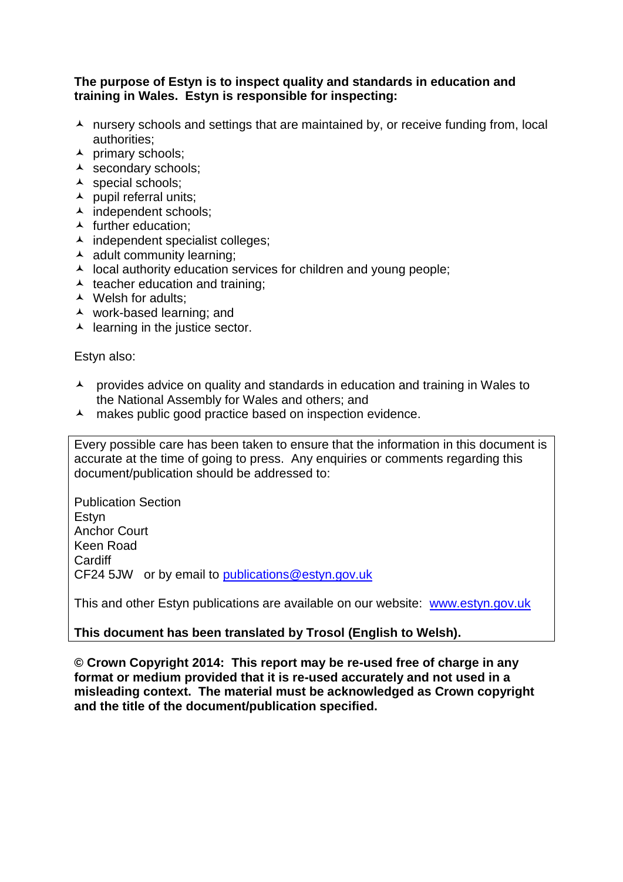**The purpose of Estyn is to inspect quality and standards in education and training in Wales. Estyn is responsible for inspecting:**

- nursery schools and settings that are maintained by, or receive funding from, local authorities;
- primary schools;
- secondary schools;
- special schools;
- pupil referral units;
- independent schools;
- further education;
- independent specialist colleges;
- adult community learning;
- local authority education services for children and young people;
- teacher education and training;
- Welsh for adults;
- work-based learning; and
- learning in the justice sector.

Estyn also:

- provides advice on quality and standards in education and training in Wales to the National Assembly for Wales and others; and
- makes public good practice based on inspection evidence.

Every possible care has been taken to ensure that the information in this document is accurate at the time of going to press. Any enquiries or comments regarding this document/publication should be addressed to:

Publication Section
Estyn
Anchor Court
Keen Road
Cardiff
CF24 5JW or by email to publications@estyn.gov.uk

This and other Estyn publications are available on our website: www.estyn.gov.uk

**This document has been translated by Trosol (English to Welsh).**

**© Crown Copyright 2014: This report may be re-used free of charge in any format or medium provided that it is re-used accurately and not used in a misleading context. The material must be acknowledged as Crown copyright and the title of the document/publication specified.**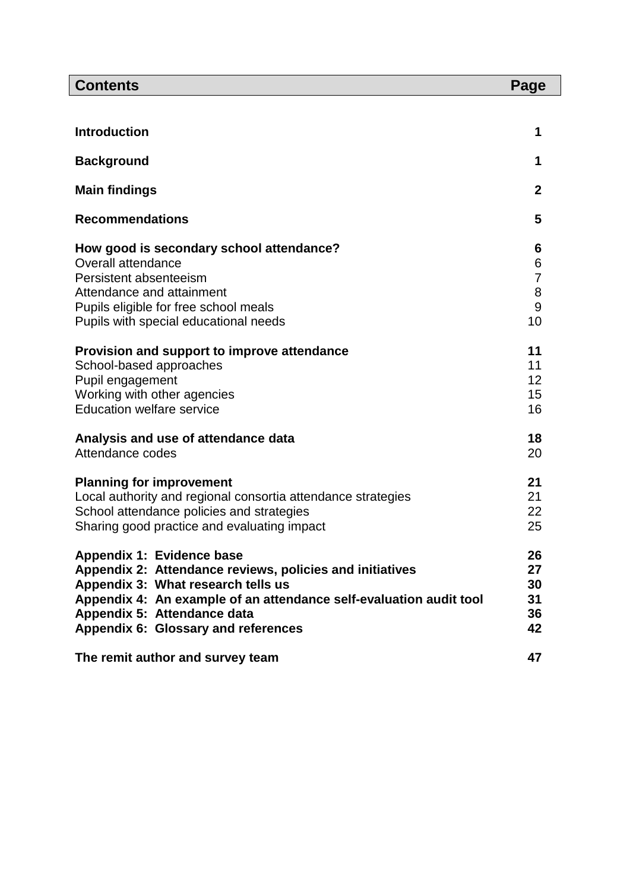| **Contents** | **Page** |
|---|---|
| **Introduction** | **1** |
| **Background** | **1** |
| **Main findings** | **2** |
| **Recommendations** | **5** |
| **How good is secondary school attendance?** | **6** |
| Overall attendance | 6 |
| Persistent absenteeism | 7 |
| Attendance and attainment | 8 |
| Pupils eligible for free school meals | 9 |
| Pupils with special educational needs | 10 |
| **Provision and support to improve attendance** | **11** |
| School-based approaches | 11 |
| Pupil engagement | 12 |
| Working with other agencies | 15 |
| Education welfare service | 16 |
| **Analysis and use of attendance data** | **18** |
| Attendance codes | 20 |
| **Planning for improvement** | **21** |
| Local authority and regional consortia attendance strategies | 21 |
| School attendance policies and strategies | 22 |
| Sharing good practice and evaluating impact | 25 |
| **Appendix 1: Evidence base** | **26** |
| **Appendix 2: Attendance reviews, policies and initiatives** | **27** |
| **Appendix 3: What research tells us** | **30** |
| **Appendix 4: An example of an attendance self-evaluation audit tool** | **31** |
| **Appendix 5: Attendance data** | **36** |
| **Appendix 6: Glossary and references** | **42** |
| **The remit author and survey team** | **47** |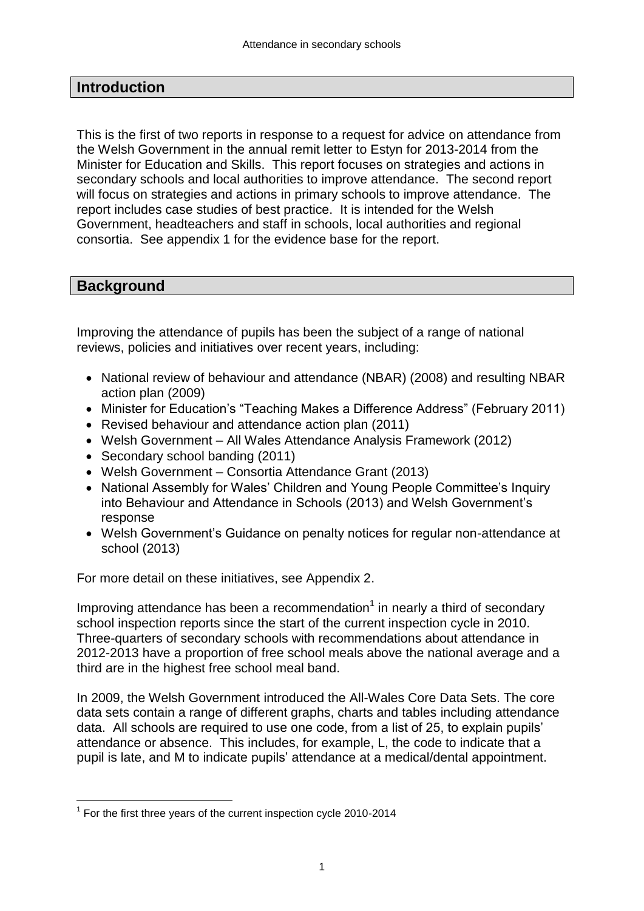## Introduction

This is the first of two reports in response to a request for advice on attendance from the Welsh Government in the annual remit letter to Estyn for 2013-2014 from the Minister for Education and Skills. This report focuses on strategies and actions in secondary schools and local authorities to improve attendance. The second report will focus on strategies and actions in primary schools to improve attendance. The report includes case studies of best practice. It is intended for the Welsh Government, headteachers and staff in schools, local authorities and regional consortia. See appendix 1 for the evidence base for the report.

## Background

Improving the attendance of pupils has been the subject of a range of national reviews, policies and initiatives over recent years, including:

- National review of behaviour and attendance (NBAR) (2008) and resulting NBAR action plan (2009)
- Minister for Education's "Teaching Makes a Difference Address" (February 2011)
- Revised behaviour and attendance action plan (2011)
- Welsh Government – All Wales Attendance Analysis Framework (2012)
- Secondary school banding (2011)
- Welsh Government – Consortia Attendance Grant (2013)
- National Assembly for Wales' Children and Young People Committee's Inquiry into Behaviour and Attendance in Schools (2013) and Welsh Government's response
- Welsh Government's Guidance on penalty notices for regular non-attendance at school (2013)

For more detail on these initiatives, see Appendix 2.

Improving attendance has been a recommendation[1] in nearly a third of secondary school inspection reports since the start of the current inspection cycle in 2010. Three-quarters of secondary schools with recommendations about attendance in 2012-2013 have a proportion of free school meals above the national average and a third are in the highest free school meal band.

In 2009, the Welsh Government introduced the All-Wales Core Data Sets. The core data sets contain a range of different graphs, charts and tables including attendance data. All schools are required to use one code, from a list of 25, to explain pupils' attendance or absence. This includes, for example, L, the code to indicate that a pupil is late, and M to indicate pupils' attendance at a medical/dental appointment.

[1] For the first three years of the current inspection cycle 2010-2014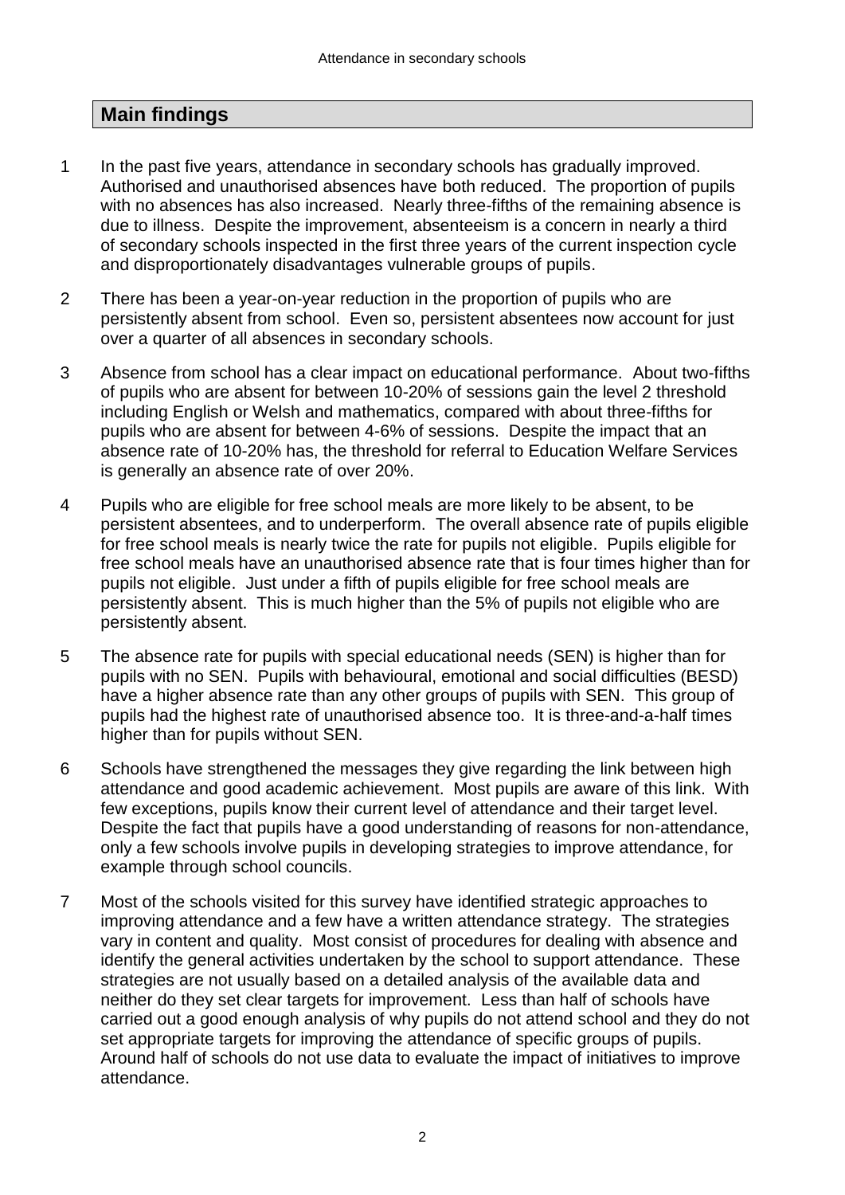## Main findings

1. In the past five years, attendance in secondary schools has gradually improved. Authorised and unauthorised absences have both reduced. The proportion of pupils with no absences has also increased. Nearly three-fifths of the remaining absence is due to illness. Despite the improvement, absenteeism is a concern in nearly a third of secondary schools inspected in the first three years of the current inspection cycle and disproportionately disadvantages vulnerable groups of pupils.

2. There has been a year-on-year reduction in the proportion of pupils who are persistently absent from school. Even so, persistent absentees now account for just over a quarter of all absences in secondary schools.

3. Absence from school has a clear impact on educational performance. About two-fifths of pupils who are absent for between 10-20% of sessions gain the level 2 threshold including English or Welsh and mathematics, compared with about three-fifths for pupils who are absent for between 4-6% of sessions. Despite the impact that an absence rate of 10-20% has, the threshold for referral to Education Welfare Services is generally an absence rate of over 20%.

4. Pupils who are eligible for free school meals are more likely to be absent, to be persistent absentees, and to underperform. The overall absence rate of pupils eligible for free school meals is nearly twice the rate for pupils not eligible. Pupils eligible for free school meals have an unauthorised absence rate that is four times higher than for pupils not eligible. Just under a fifth of pupils eligible for free school meals are persistently absent. This is much higher than the 5% of pupils not eligible who are persistently absent.

5. The absence rate for pupils with special educational needs (SEN) is higher than for pupils with no SEN. Pupils with behavioural, emotional and social difficulties (BESD) have a higher absence rate than any other groups of pupils with SEN. This group of pupils had the highest rate of unauthorised absence too. It is three-and-a-half times higher than for pupils without SEN.

6. Schools have strengthened the messages they give regarding the link between high attendance and good academic achievement. Most pupils are aware of this link. With few exceptions, pupils know their current level of attendance and their target level. Despite the fact that pupils have a good understanding of reasons for non-attendance, only a few schools involve pupils in developing strategies to improve attendance, for example through school councils.

7. Most of the schools visited for this survey have identified strategic approaches to improving attendance and a few have a written attendance strategy. The strategies vary in content and quality. Most consist of procedures for dealing with absence and identify the general activities undertaken by the school to support attendance. These strategies are not usually based on a detailed analysis of the available data and neither do they set clear targets for improvement. Less than half of schools have carried out a good enough analysis of why pupils do not attend school and they do not set appropriate targets for improving the attendance of specific groups of pupils. Around half of schools do not use data to evaluate the impact of initiatives to improve attendance.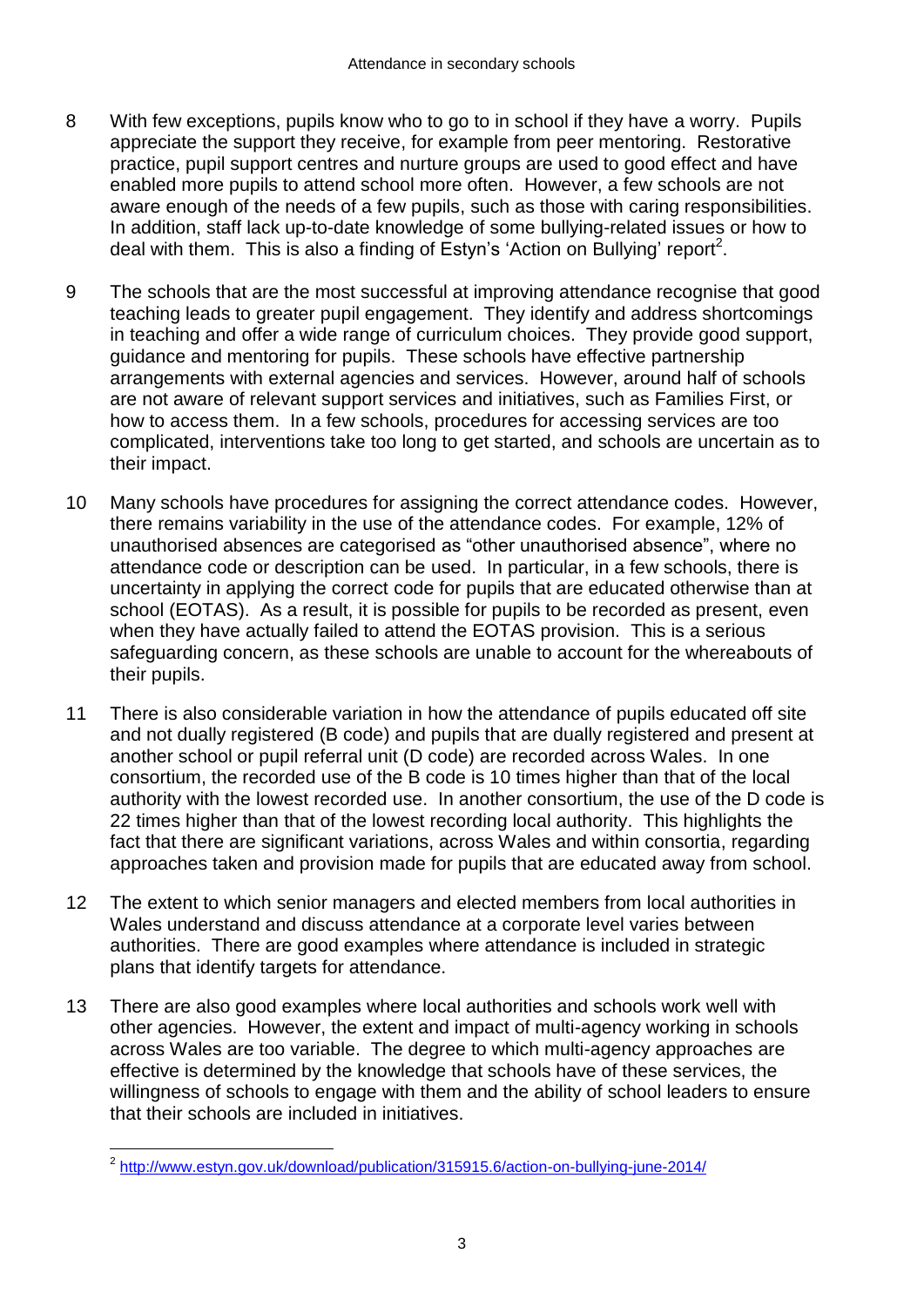8 With few exceptions, pupils know who to go to in school if they have a worry. Pupils appreciate the support they receive, for example from peer mentoring. Restorative practice, pupil support centres and nurture groups are used to good effect and have enabled more pupils to attend school more often. However, a few schools are not aware enough of the needs of a few pupils, such as those with caring responsibilities. In addition, staff lack up-to-date knowledge of some bullying-related issues or how to deal with them. This is also a finding of Estyn's 'Action on Bullying' report[2].

9 The schools that are the most successful at improving attendance recognise that good teaching leads to greater pupil engagement. They identify and address shortcomings in teaching and offer a wide range of curriculum choices. They provide good support, guidance and mentoring for pupils. These schools have effective partnership arrangements with external agencies and services. However, around half of schools are not aware of relevant support services and initiatives, such as Families First, or how to access them. In a few schools, procedures for accessing services are too complicated, interventions take too long to get started, and schools are uncertain as to their impact.

10 Many schools have procedures for assigning the correct attendance codes. However, there remains variability in the use of the attendance codes. For example, 12% of unauthorised absences are categorised as "other unauthorised absence", where no attendance code or description can be used. In particular, in a few schools, there is uncertainty in applying the correct code for pupils that are educated otherwise than at school (EOTAS). As a result, it is possible for pupils to be recorded as present, even when they have actually failed to attend the EOTAS provision. This is a serious safeguarding concern, as these schools are unable to account for the whereabouts of their pupils.

11 There is also considerable variation in how the attendance of pupils educated off site and not dually registered (B code) and pupils that are dually registered and present at another school or pupil referral unit (D code) are recorded across Wales. In one consortium, the recorded use of the B code is 10 times higher than that of the local authority with the lowest recorded use. In another consortium, the use of the D code is 22 times higher than that of the lowest recording local authority. This highlights the fact that there are significant variations, across Wales and within consortia, regarding approaches taken and provision made for pupils that are educated away from school.

12 The extent to which senior managers and elected members from local authorities in Wales understand and discuss attendance at a corporate level varies between authorities. There are good examples where attendance is included in strategic plans that identify targets for attendance.

13 There are also good examples where local authorities and schools work well with other agencies. However, the extent and impact of multi-agency working in schools across Wales are too variable. The degree to which multi-agency approaches are effective is determined by the knowledge that schools have of these services, the willingness of schools to engage with them and the ability of school leaders to ensure that their schools are included in initiatives.

---

[2] http://www.estyn.gov.uk/download/publication/315915.6/action-on-bullying-june-2014/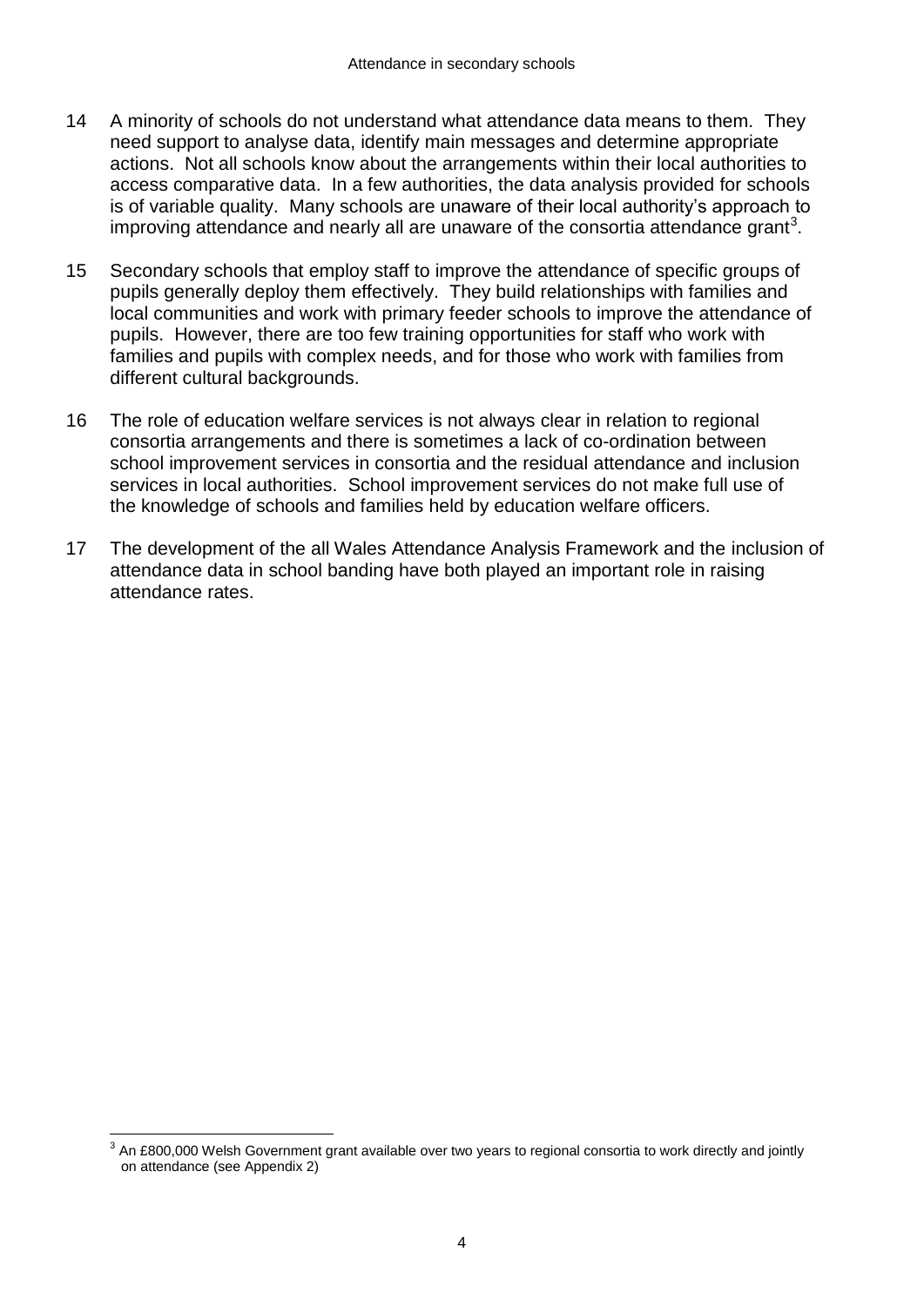14 A minority of schools do not understand what attendance data means to them. They need support to analyse data, identify main messages and determine appropriate actions. Not all schools know about the arrangements within their local authorities to access comparative data. In a few authorities, the data analysis provided for schools is of variable quality. Many schools are unaware of their local authority's approach to improving attendance and nearly all are unaware of the consortia attendance grant[3].

15 Secondary schools that employ staff to improve the attendance of specific groups of pupils generally deploy them effectively. They build relationships with families and local communities and work with primary feeder schools to improve the attendance of pupils. However, there are too few training opportunities for staff who work with families and pupils with complex needs, and for those who work with families from different cultural backgrounds.

16 The role of education welfare services is not always clear in relation to regional consortia arrangements and there is sometimes a lack of co-ordination between school improvement services in consortia and the residual attendance and inclusion services in local authorities. School improvement services do not make full use of the knowledge of schools and families held by education welfare officers.

17 The development of the all Wales Attendance Analysis Framework and the inclusion of attendance data in school banding have both played an important role in raising attendance rates.

[3] An £800,000 Welsh Government grant available over two years to regional consortia to work directly and jointly on attendance (see Appendix 2)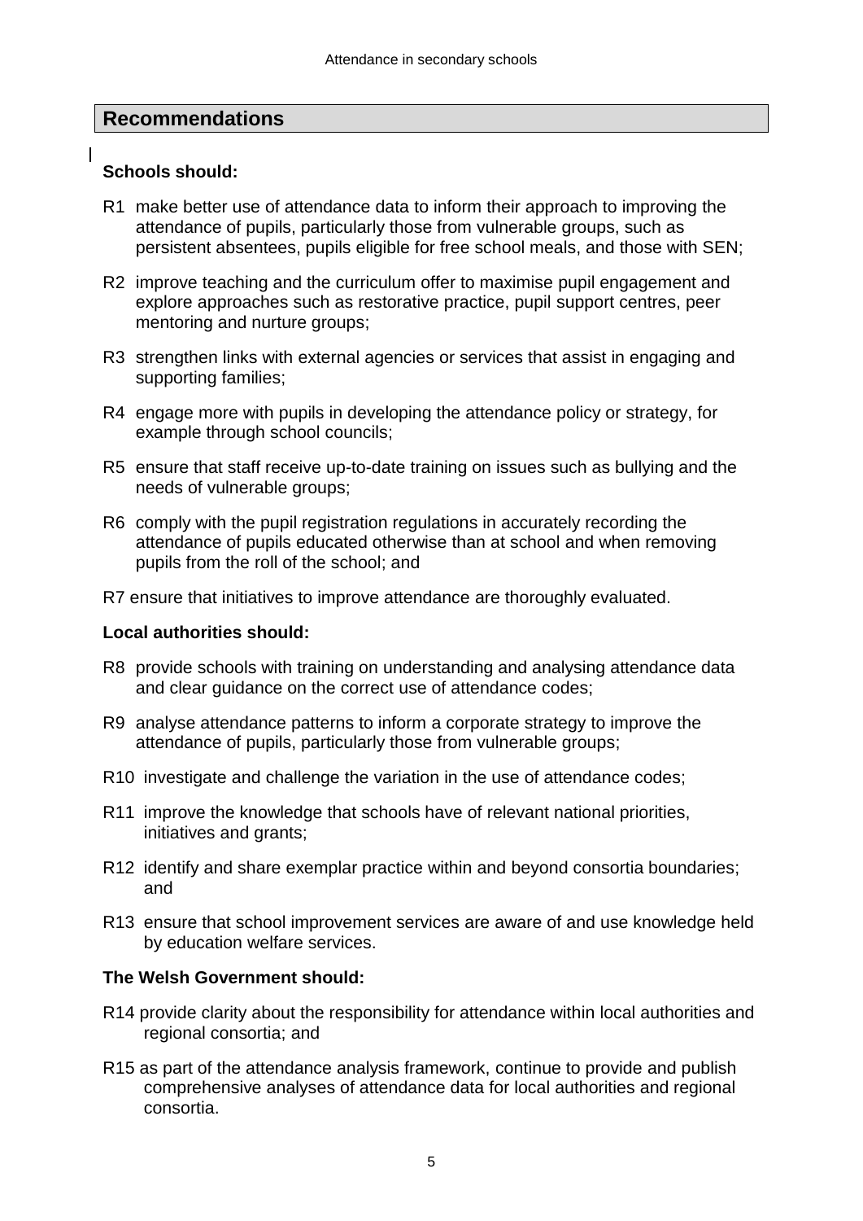## Recommendations

**Schools should:**

R1 make better use of attendance data to inform their approach to improving the attendance of pupils, particularly those from vulnerable groups, such as persistent absentees, pupils eligible for free school meals, and those with SEN;

R2 improve teaching and the curriculum offer to maximise pupil engagement and explore approaches such as restorative practice, pupil support centres, peer mentoring and nurture groups;

R3 strengthen links with external agencies or services that assist in engaging and supporting families;

R4 engage more with pupils in developing the attendance policy or strategy, for example through school councils;

R5 ensure that staff receive up-to-date training on issues such as bullying and the needs of vulnerable groups;

R6 comply with the pupil registration regulations in accurately recording the attendance of pupils educated otherwise than at school and when removing pupils from the roll of the school; and

R7 ensure that initiatives to improve attendance are thoroughly evaluated.

**Local authorities should:**

R8 provide schools with training on understanding and analysing attendance data and clear guidance on the correct use of attendance codes;

R9 analyse attendance patterns to inform a corporate strategy to improve the attendance of pupils, particularly those from vulnerable groups;

R10 investigate and challenge the variation in the use of attendance codes;

R11 improve the knowledge that schools have of relevant national priorities, initiatives and grants;

R12 identify and share exemplar practice within and beyond consortia boundaries; and

R13 ensure that school improvement services are aware of and use knowledge held by education welfare services.

**The Welsh Government should:**

R14 provide clarity about the responsibility for attendance within local authorities and regional consortia; and

R15 as part of the attendance analysis framework, continue to provide and publish comprehensive analyses of attendance data for local authorities and regional consortia.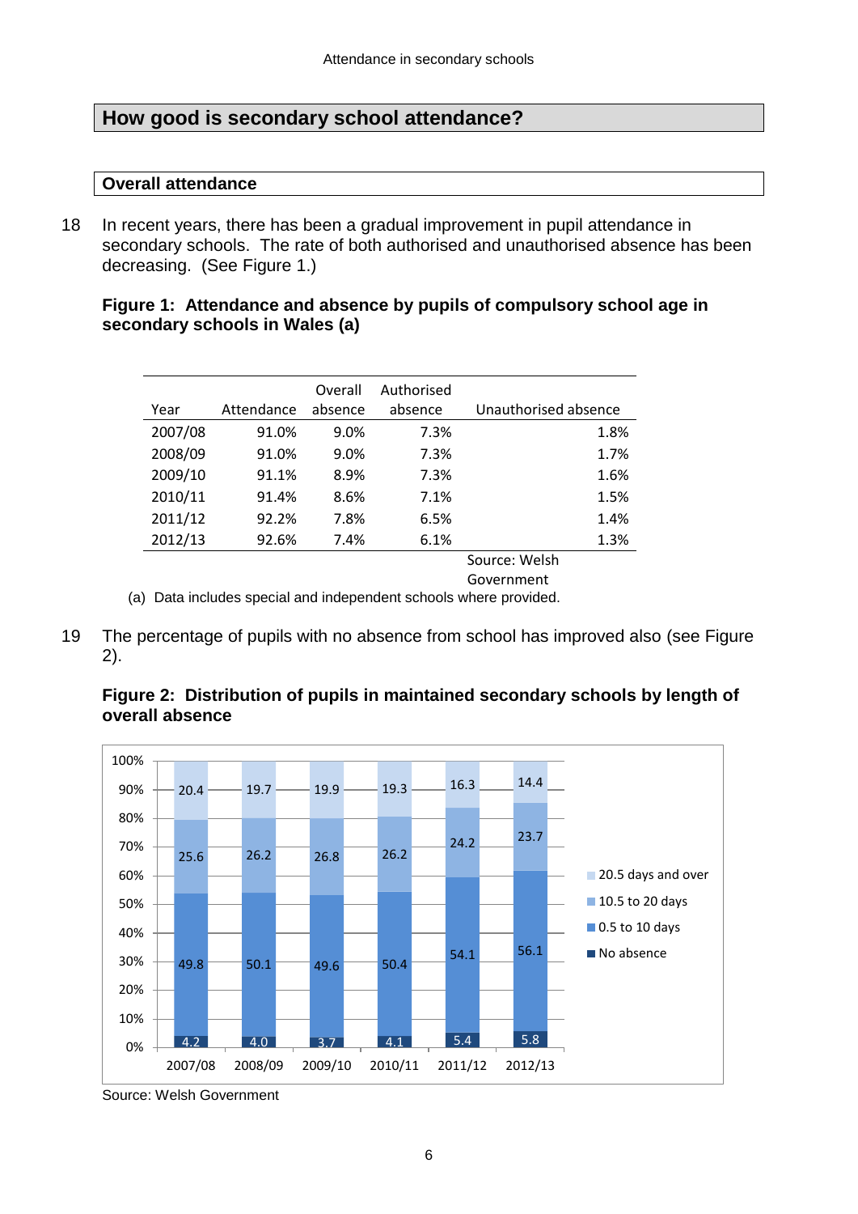## How good is secondary school attendance?

### Overall attendance

18 In recent years, there has been a gradual improvement in pupil attendance in secondary schools. The rate of both authorised and unauthorised absence has been decreasing. (See Figure 1.)

**Figure 1: Attendance and absence by pupils of compulsory school age in secondary schools in Wales (a)**

| Year | Attendance | Overall absence | Authorised absence | Unauthorised absence |
|---|---|---|---|---|
| 2007/08 | 91.0% | 9.0% | 7.3% | 1.8% |
| 2008/09 | 91.0% | 9.0% | 7.3% | 1.7% |
| 2009/10 | 91.1% | 8.9% | 7.3% | 1.6% |
| 2010/11 | 91.4% | 8.6% | 7.1% | 1.5% |
| 2011/12 | 92.2% | 7.8% | 6.5% | 1.4% |
| 2012/13 | 92.6% | 7.4% | 6.1% | 1.3% |

Source: Welsh Government

(a) Data includes special and independent schools where provided.

19 The percentage of pupils with no absence from school has improved also (see Figure 2).

**Figure 2: Distribution of pupils in maintained secondary schools by length of overall absence**

| Year | No absence | 0.5 to 10 days | 10.5 to 20 days | 20.5 days and over |
|---|---|---|---|---|
| 2007/08 | 4.2 | 49.8 | 25.6 | 20.4 |
| 2008/09 | 4.0 | 50.1 | 26.2 | 19.7 |
| 2009/10 | 3.7 | 49.6 | 26.8 | 19.9 |
| 2010/11 | 4.1 | 50.4 | 26.2 | 19.3 |
| 2011/12 | 5.4 | 54.1 | 24.2 | 16.3 |
| 2012/13 | 5.8 | 56.1 | 23.7 | 14.4 |

Source: Welsh Government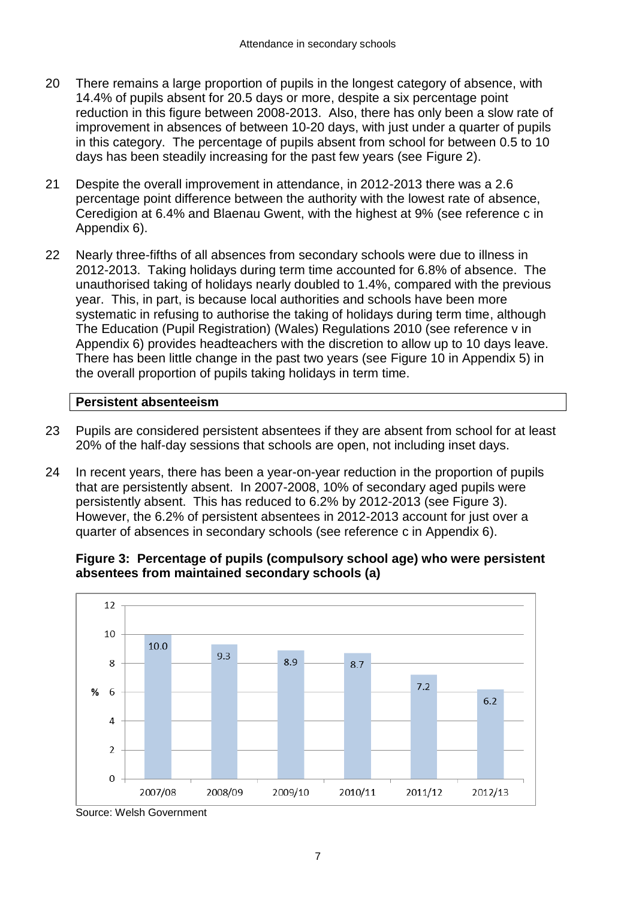20 There remains a large proportion of pupils in the longest category of absence, with 14.4% of pupils absent for 20.5 days or more, despite a six percentage point reduction in this figure between 2008-2013. Also, there has only been a slow rate of improvement in absences of between 10-20 days, with just under a quarter of pupils in this category. The percentage of pupils absent from school for between 0.5 to 10 days has been steadily increasing for the past few years (see Figure 2).

21 Despite the overall improvement in attendance, in 2012-2013 there was a 2.6 percentage point difference between the authority with the lowest rate of absence, Ceredigion at 6.4% and Blaenau Gwent, with the highest at 9% (see reference c in Appendix 6).

22 Nearly three-fifths of all absences from secondary schools were due to illness in 2012-2013. Taking holidays during term time accounted for 6.8% of absence. The unauthorised taking of holidays nearly doubled to 1.4%, compared with the previous year. This, in part, is because local authorities and schools have been more systematic in refusing to authorise the taking of holidays during term time, although The Education (Pupil Registration) (Wales) Regulations 2010 (see reference v in Appendix 6) provides headteachers with the discretion to allow up to 10 days leave. There has been little change in the past two years (see Figure 10 in Appendix 5) in the overall proportion of pupils taking holidays in term time.

## Persistent absenteeism

23 Pupils are considered persistent absentees if they are absent from school for at least 20% of the half-day sessions that schools are open, not including inset days.

24 In recent years, there has been a year-on-year reduction in the proportion of pupils that are persistently absent. In 2007-2008, 10% of secondary aged pupils were persistently absent. This has reduced to 6.2% by 2012-2013 (see Figure 3). However, the 6.2% of persistent absentees in 2012-2013 account for just over a quarter of absences in secondary schools (see reference c in Appendix 6).

**Figure 3: Percentage of pupils (compulsory school age) who were persistent absentees from maintained secondary schools (a)**

| Year | % |
|---|---|
| 2007/08 | 10.0 |
| 2008/09 | 9.3 |
| 2009/10 | 8.9 |
| 2010/11 | 8.7 |
| 2011/12 | 7.2 |
| 2012/13 | 6.2 |

Source: Welsh Government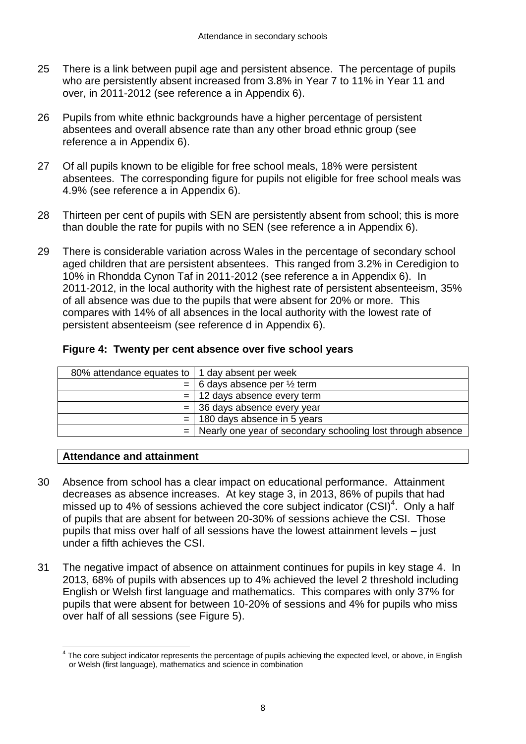25 There is a link between pupil age and persistent absence. The percentage of pupils who are persistently absent increased from 3.8% in Year 7 to 11% in Year 11 and over, in 2011-2012 (see reference a in Appendix 6).

26 Pupils from white ethnic backgrounds have a higher percentage of persistent absentees and overall absence rate than any other broad ethnic group (see reference a in Appendix 6).

27 Of all pupils known to be eligible for free school meals, 18% were persistent absentees. The corresponding figure for pupils not eligible for free school meals was 4.9% (see reference a in Appendix 6).

28 Thirteen per cent of pupils with SEN are persistently absent from school; this is more than double the rate for pupils with no SEN (see reference a in Appendix 6).

29 There is considerable variation across Wales in the percentage of secondary school aged children that are persistent absentees. This ranged from 3.2% in Ceredigion to 10% in Rhondda Cynon Taf in 2011-2012 (see reference a in Appendix 6). In 2011-2012, in the local authority with the highest rate of persistent absenteeism, 35% of all absence was due to the pupils that were absent for 20% or more. This compares with 14% of all absences in the local authority with the lowest rate of persistent absenteeism (see reference d in Appendix 6).

**Figure 4: Twenty per cent absence over five school years**

| | |
|---:|---|
| 80% attendance equates to | 1 day absent per week |
| = | 6 days absence per ½ term |
| = | 12 days absence every term |
| = | 36 days absence every year |
| = | 180 days absence in 5 years |
| = | Nearly one year of secondary schooling lost through absence |

**Attendance and attainment**

30 Absence from school has a clear impact on educational performance. Attainment decreases as absence increases. At key stage 3, in 2013, 86% of pupils that had missed up to 4% of sessions achieved the core subject indicator (CSI)[4]. Only a half of pupils that are absent for between 20-30% of sessions achieve the CSI. Those pupils that miss over half of all sessions have the lowest attainment levels – just under a fifth achieves the CSI.

31 The negative impact of absence on attainment continues for pupils in key stage 4. In 2013, 68% of pupils with absences up to 4% achieved the level 2 threshold including English or Welsh first language and mathematics. This compares with only 37% for pupils that were absent for between 10-20% of sessions and 4% for pupils who miss over half of all sessions (see Figure 5).

[4] The core subject indicator represents the percentage of pupils achieving the expected level, or above, in English or Welsh (first language), mathematics and science in combination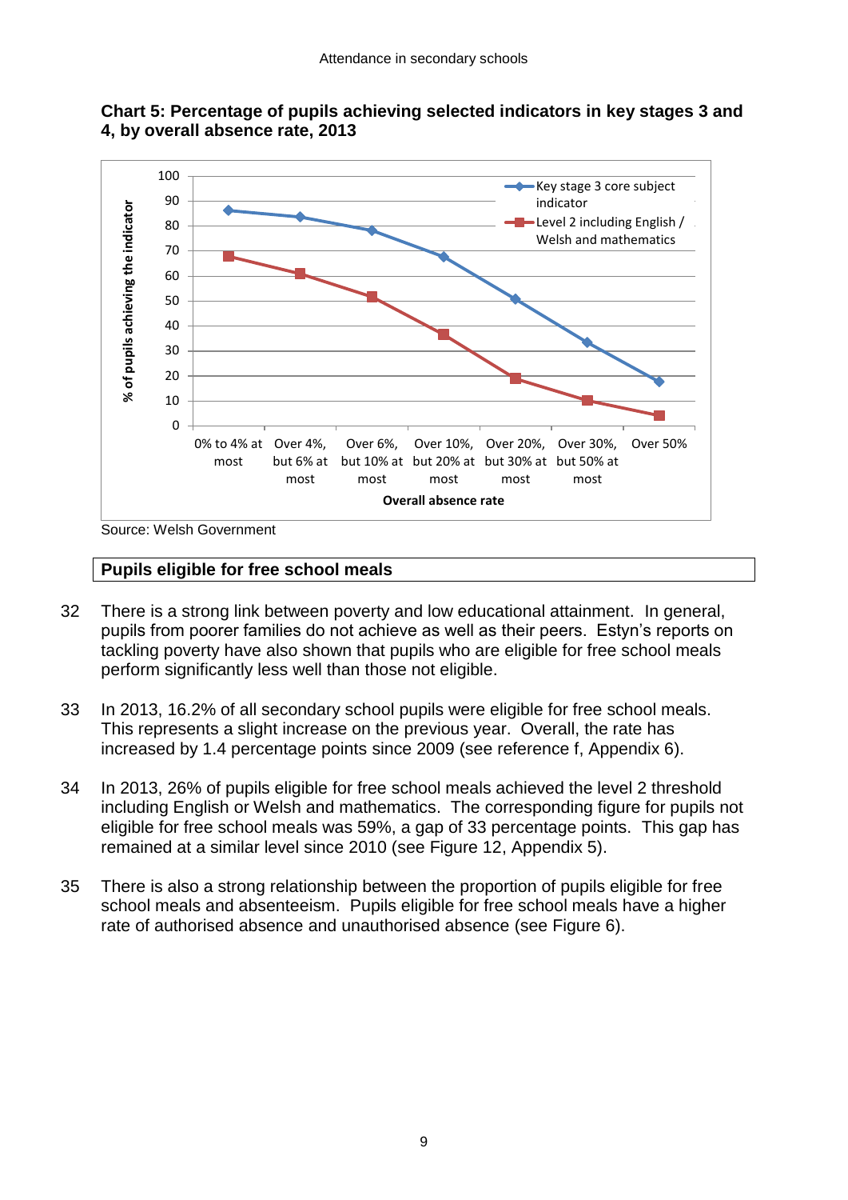**Chart 5: Percentage of pupils achieving selected indicators in key stages 3 and 4, by overall absence rate, 2013**

Source: Welsh Government

## Pupils eligible for free school meals

32 There is a strong link between poverty and low educational attainment. In general, pupils from poorer families do not achieve as well as their peers. Estyn's reports on tackling poverty have also shown that pupils who are eligible for free school meals perform significantly less well than those not eligible.

33 In 2013, 16.2% of all secondary school pupils were eligible for free school meals. This represents a slight increase on the previous year. Overall, the rate has increased by 1.4 percentage points since 2009 (see reference f, Appendix 6).

34 In 2013, 26% of pupils eligible for free school meals achieved the level 2 threshold including English or Welsh and mathematics. The corresponding figure for pupils not eligible for free school meals was 59%, a gap of 33 percentage points. This gap has remained at a similar level since 2010 (see Figure 12, Appendix 5).

35 There is also a strong relationship between the proportion of pupils eligible for free school meals and absenteeism. Pupils eligible for free school meals have a higher rate of authorised absence and unauthorised absence (see Figure 6).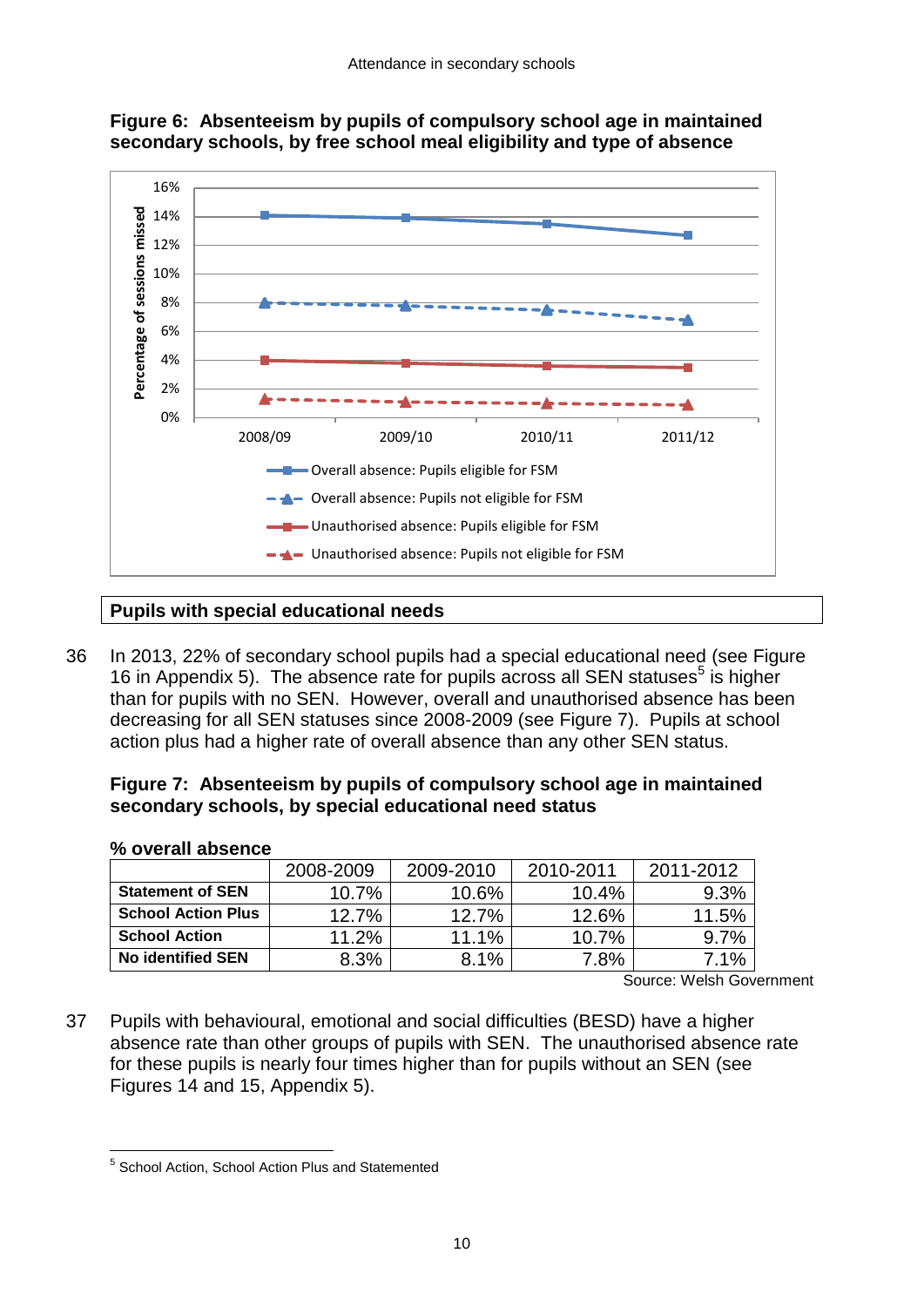**Figure 6: Absenteeism by pupils of compulsory school age in maintained secondary schools, by free school meal eligibility and type of absence**

## Pupils with special educational needs

36 In 2013, 22% of secondary school pupils had a special educational need (see Figure 16 in Appendix 5). The absence rate for pupils across all SEN statuses[5] is higher than for pupils with no SEN. However, overall and unauthorised absence has been decreasing for all SEN statuses since 2008-2009 (see Figure 7). Pupils at school action plus had a higher rate of overall absence than any other SEN status.

**Figure 7: Absenteeism by pupils of compulsory school age in maintained secondary schools, by special educational need status**

**% overall absence**

| | 2008-2009 | 2009-2010 | 2010-2011 | 2011-2012 |
|---|---|---|---|---|
| **Statement of SEN** | 10.7% | 10.6% | 10.4% | 9.3% |
| **School Action Plus** | 12.7% | 12.7% | 12.6% | 11.5% |
| **School Action** | 11.2% | 11.1% | 10.7% | 9.7% |
| **No identified SEN** | 8.3% | 8.1% | 7.8% | 7.1% |

Source: Welsh Government

37 Pupils with behavioural, emotional and social difficulties (BESD) have a higher absence rate than other groups of pupils with SEN. The unauthorised absence rate for these pupils is nearly four times higher than for pupils without an SEN (see Figures 14 and 15, Appendix 5).

[5] School Action, School Action Plus and Statemented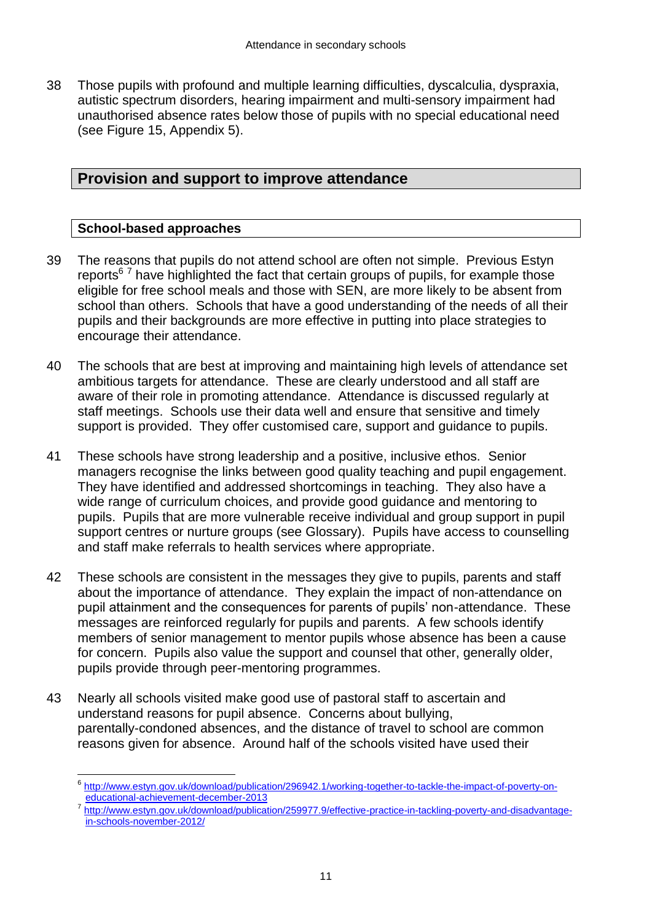38 Those pupils with profound and multiple learning difficulties, dyscalculia, dyspraxia, autistic spectrum disorders, hearing impairment and multi-sensory impairment had unauthorised absence rates below those of pupils with no special educational need (see Figure 15, Appendix 5).

## Provision and support to improve attendance

### School-based approaches

39 The reasons that pupils do not attend school are often not simple. Previous Estyn reports[6] [7] have highlighted the fact that certain groups of pupils, for example those eligible for free school meals and those with SEN, are more likely to be absent from school than others. Schools that have a good understanding of the needs of all their pupils and their backgrounds are more effective in putting into place strategies to encourage their attendance.

40 The schools that are best at improving and maintaining high levels of attendance set ambitious targets for attendance. These are clearly understood and all staff are aware of their role in promoting attendance. Attendance is discussed regularly at staff meetings. Schools use their data well and ensure that sensitive and timely support is provided. They offer customised care, support and guidance to pupils.

41 These schools have strong leadership and a positive, inclusive ethos. Senior managers recognise the links between good quality teaching and pupil engagement. They have identified and addressed shortcomings in teaching. They also have a wide range of curriculum choices, and provide good guidance and mentoring to pupils. Pupils that are more vulnerable receive individual and group support in pupil support centres or nurture groups (see Glossary). Pupils have access to counselling and staff make referrals to health services where appropriate.

42 These schools are consistent in the messages they give to pupils, parents and staff about the importance of attendance. They explain the impact of non-attendance on pupil attainment and the consequences for parents of pupils' non-attendance. These messages are reinforced regularly for pupils and parents. A few schools identify members of senior management to mentor pupils whose absence has been a cause for concern. Pupils also value the support and counsel that other, generally older, pupils provide through peer-mentoring programmes.

43 Nearly all schools visited make good use of pastoral staff to ascertain and understand reasons for pupil absence. Concerns about bullying, parentally-condoned absences, and the distance of travel to school are common reasons given for absence. Around half of the schools visited have used their

---

[6] http://www.estyn.gov.uk/download/publication/296942.1/working-together-to-tackle-the-impact-of-poverty-on-educational-achievement-december-2013

[7] http://www.estyn.gov.uk/download/publication/259977.9/effective-practice-in-tackling-poverty-and-disadvantage-in-schools-november-2012/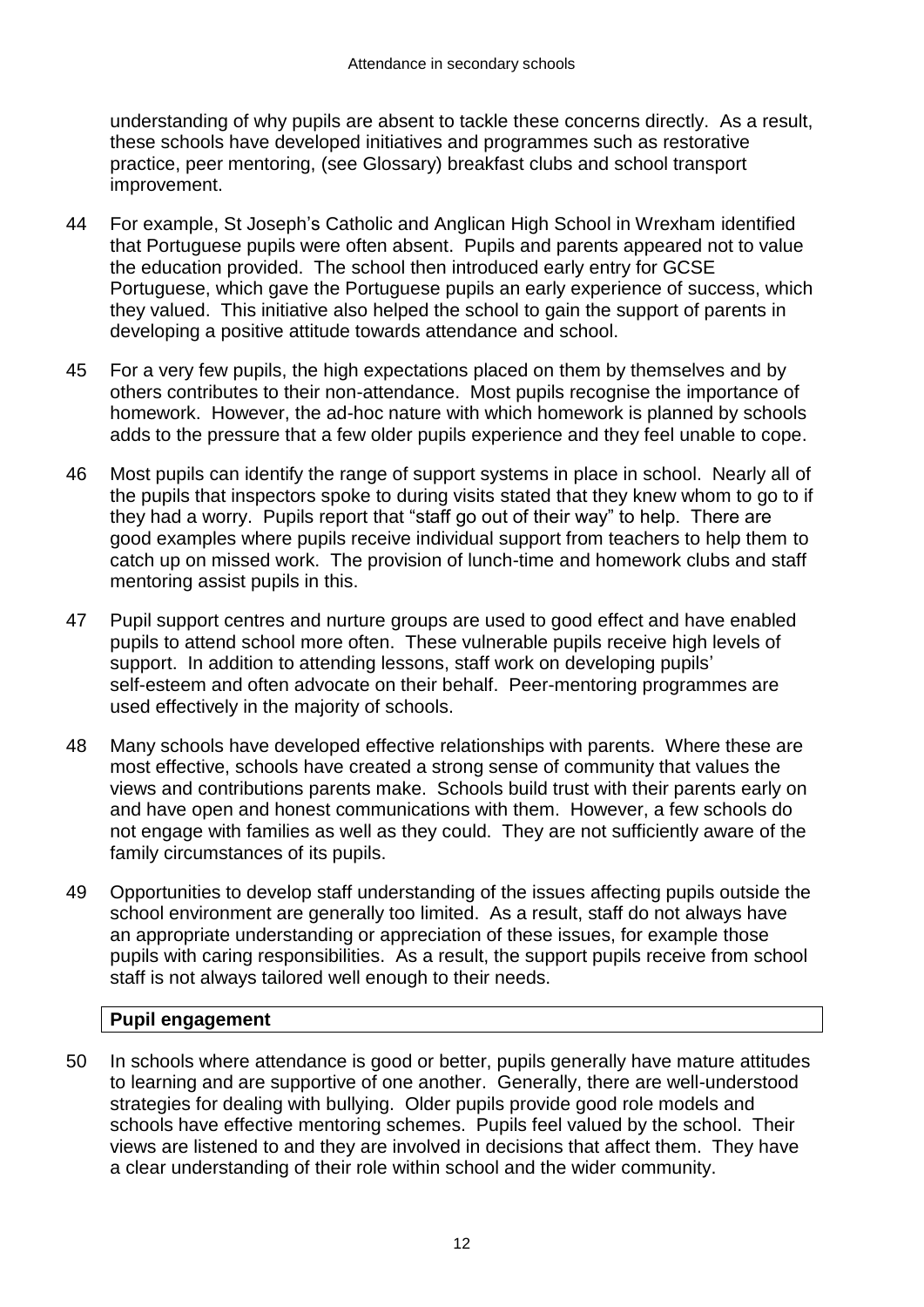understanding of why pupils are absent to tackle these concerns directly. As a result, these schools have developed initiatives and programmes such as restorative practice, peer mentoring, (see Glossary) breakfast clubs and school transport improvement.

44 For example, St Joseph's Catholic and Anglican High School in Wrexham identified that Portuguese pupils were often absent. Pupils and parents appeared not to value the education provided. The school then introduced early entry for GCSE Portuguese, which gave the Portuguese pupils an early experience of success, which they valued. This initiative also helped the school to gain the support of parents in developing a positive attitude towards attendance and school.

45 For a very few pupils, the high expectations placed on them by themselves and by others contributes to their non-attendance. Most pupils recognise the importance of homework. However, the ad-hoc nature with which homework is planned by schools adds to the pressure that a few older pupils experience and they feel unable to cope.

46 Most pupils can identify the range of support systems in place in school. Nearly all of the pupils that inspectors spoke to during visits stated that they knew whom to go to if they had a worry. Pupils report that "staff go out of their way" to help. There are good examples where pupils receive individual support from teachers to help them to catch up on missed work. The provision of lunch-time and homework clubs and staff mentoring assist pupils in this.

47 Pupil support centres and nurture groups are used to good effect and have enabled pupils to attend school more often. These vulnerable pupils receive high levels of support. In addition to attending lessons, staff work on developing pupils' self-esteem and often advocate on their behalf. Peer-mentoring programmes are used effectively in the majority of schools.

48 Many schools have developed effective relationships with parents. Where these are most effective, schools have created a strong sense of community that values the views and contributions parents make. Schools build trust with their parents early on and have open and honest communications with them. However, a few schools do not engage with families as well as they could. They are not sufficiently aware of the family circumstances of its pupils.

49 Opportunities to develop staff understanding of the issues affecting pupils outside the school environment are generally too limited. As a result, staff do not always have an appropriate understanding or appreciation of these issues, for example those pupils with caring responsibilities. As a result, the support pupils receive from school staff is not always tailored well enough to their needs.

**Pupil engagement**

50 In schools where attendance is good or better, pupils generally have mature attitudes to learning and are supportive of one another. Generally, there are well-understood strategies for dealing with bullying. Older pupils provide good role models and schools have effective mentoring schemes. Pupils feel valued by the school. Their views are listened to and they are involved in decisions that affect them. They have a clear understanding of their role within school and the wider community.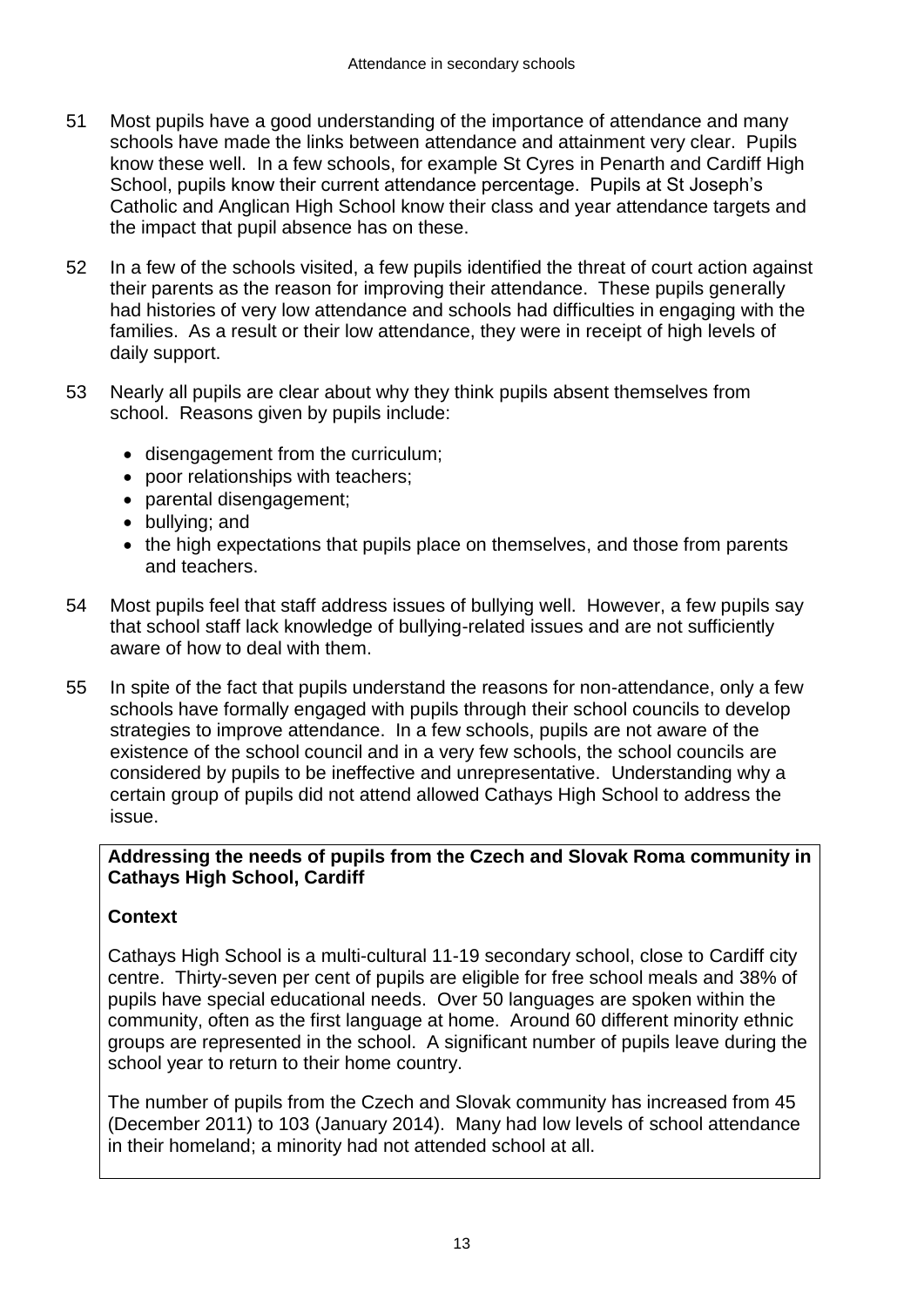51 Most pupils have a good understanding of the importance of attendance and many schools have made the links between attendance and attainment very clear. Pupils know these well. In a few schools, for example St Cyres in Penarth and Cardiff High School, pupils know their current attendance percentage. Pupils at St Joseph's Catholic and Anglican High School know their class and year attendance targets and the impact that pupil absence has on these.

52 In a few of the schools visited, a few pupils identified the threat of court action against their parents as the reason for improving their attendance. These pupils generally had histories of very low attendance and schools had difficulties in engaging with the families. As a result or their low attendance, they were in receipt of high levels of daily support.

53 Nearly all pupils are clear about why they think pupils absent themselves from school. Reasons given by pupils include:

- disengagement from the curriculum;
- poor relationships with teachers;
- parental disengagement;
- bullying; and
- the high expectations that pupils place on themselves, and those from parents and teachers.

54 Most pupils feel that staff address issues of bullying well. However, a few pupils say that school staff lack knowledge of bullying-related issues and are not sufficiently aware of how to deal with them.

55 In spite of the fact that pupils understand the reasons for non-attendance, only a few schools have formally engaged with pupils through their school councils to develop strategies to improve attendance. In a few schools, pupils are not aware of the existence of the school council and in a very few schools, the school councils are considered by pupils to be ineffective and unrepresentative. Understanding why a certain group of pupils did not attend allowed Cathays High School to address the issue.

**Addressing the needs of pupils from the Czech and Slovak Roma community in Cathays High School, Cardiff**

**Context**

Cathays High School is a multi-cultural 11-19 secondary school, close to Cardiff city centre. Thirty-seven per cent of pupils are eligible for free school meals and 38% of pupils have special educational needs. Over 50 languages are spoken within the community, often as the first language at home. Around 60 different minority ethnic groups are represented in the school. A significant number of pupils leave during the school year to return to their home country.

The number of pupils from the Czech and Slovak community has increased from 45 (December 2011) to 103 (January 2014). Many had low levels of school attendance in their homeland; a minority had not attended school at all.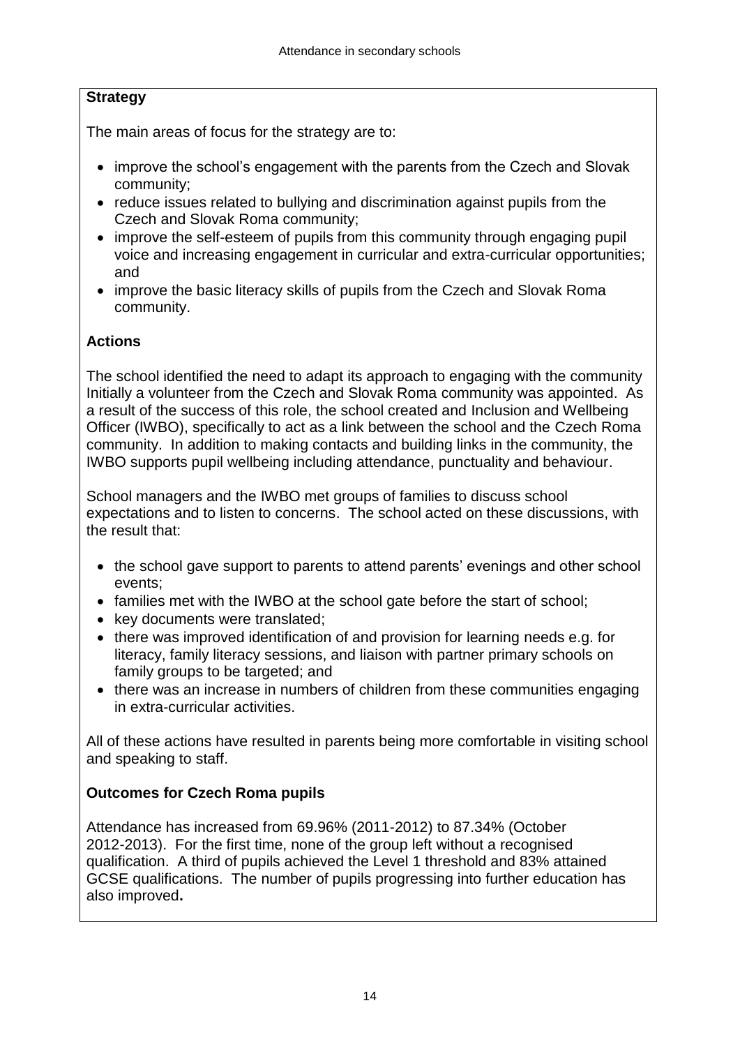**Strategy**

The main areas of focus for the strategy are to:

- improve the school's engagement with the parents from the Czech and Slovak community;
- reduce issues related to bullying and discrimination against pupils from the Czech and Slovak Roma community;
- improve the self-esteem of pupils from this community through engaging pupil voice and increasing engagement in curricular and extra-curricular opportunities; and
- improve the basic literacy skills of pupils from the Czech and Slovak Roma community.

**Actions**

The school identified the need to adapt its approach to engaging with the community Initially a volunteer from the Czech and Slovak Roma community was appointed. As a result of the success of this role, the school created and Inclusion and Wellbeing Officer (IWBO), specifically to act as a link between the school and the Czech Roma community. In addition to making contacts and building links in the community, the IWBO supports pupil wellbeing including attendance, punctuality and behaviour.

School managers and the IWBO met groups of families to discuss school expectations and to listen to concerns. The school acted on these discussions, with the result that:

- the school gave support to parents to attend parents' evenings and other school events;
- families met with the IWBO at the school gate before the start of school;
- key documents were translated;
- there was improved identification of and provision for learning needs e.g. for literacy, family literacy sessions, and liaison with partner primary schools on family groups to be targeted; and
- there was an increase in numbers of children from these communities engaging in extra-curricular activities.

All of these actions have resulted in parents being more comfortable in visiting school and speaking to staff.

**Outcomes for Czech Roma pupils**

Attendance has increased from 69.96% (2011-2012) to 87.34% (October 2012-2013). For the first time, none of the group left without a recognised qualification. A third of pupils achieved the Level 1 threshold and 83% attained GCSE qualifications. The number of pupils progressing into further education has also improved**.**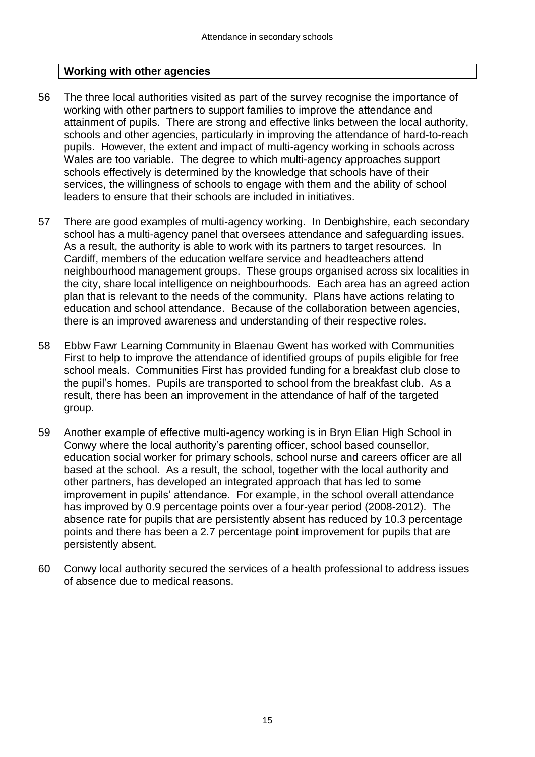## Working with other agencies

56 The three local authorities visited as part of the survey recognise the importance of working with other partners to support families to improve the attendance and attainment of pupils. There are strong and effective links between the local authority, schools and other agencies, particularly in improving the attendance of hard-to-reach pupils. However, the extent and impact of multi-agency working in schools across Wales are too variable. The degree to which multi-agency approaches support schools effectively is determined by the knowledge that schools have of their services, the willingness of schools to engage with them and the ability of school leaders to ensure that their schools are included in initiatives.

57 There are good examples of multi-agency working. In Denbighshire, each secondary school has a multi-agency panel that oversees attendance and safeguarding issues. As a result, the authority is able to work with its partners to target resources. In Cardiff, members of the education welfare service and headteachers attend neighbourhood management groups. These groups organised across six localities in the city, share local intelligence on neighbourhoods. Each area has an agreed action plan that is relevant to the needs of the community. Plans have actions relating to education and school attendance. Because of the collaboration between agencies, there is an improved awareness and understanding of their respective roles.

58 Ebbw Fawr Learning Community in Blaenau Gwent has worked with Communities First to help to improve the attendance of identified groups of pupils eligible for free school meals. Communities First has provided funding for a breakfast club close to the pupil's homes. Pupils are transported to school from the breakfast club. As a result, there has been an improvement in the attendance of half of the targeted group.

59 Another example of effective multi-agency working is in Bryn Elian High School in Conwy where the local authority's parenting officer, school based counsellor, education social worker for primary schools, school nurse and careers officer are all based at the school. As a result, the school, together with the local authority and other partners, has developed an integrated approach that has led to some improvement in pupils' attendance. For example, in the school overall attendance has improved by 0.9 percentage points over a four-year period (2008-2012). The absence rate for pupils that are persistently absent has reduced by 10.3 percentage points and there has been a 2.7 percentage point improvement for pupils that are persistently absent.

60 Conwy local authority secured the services of a health professional to address issues of absence due to medical reasons.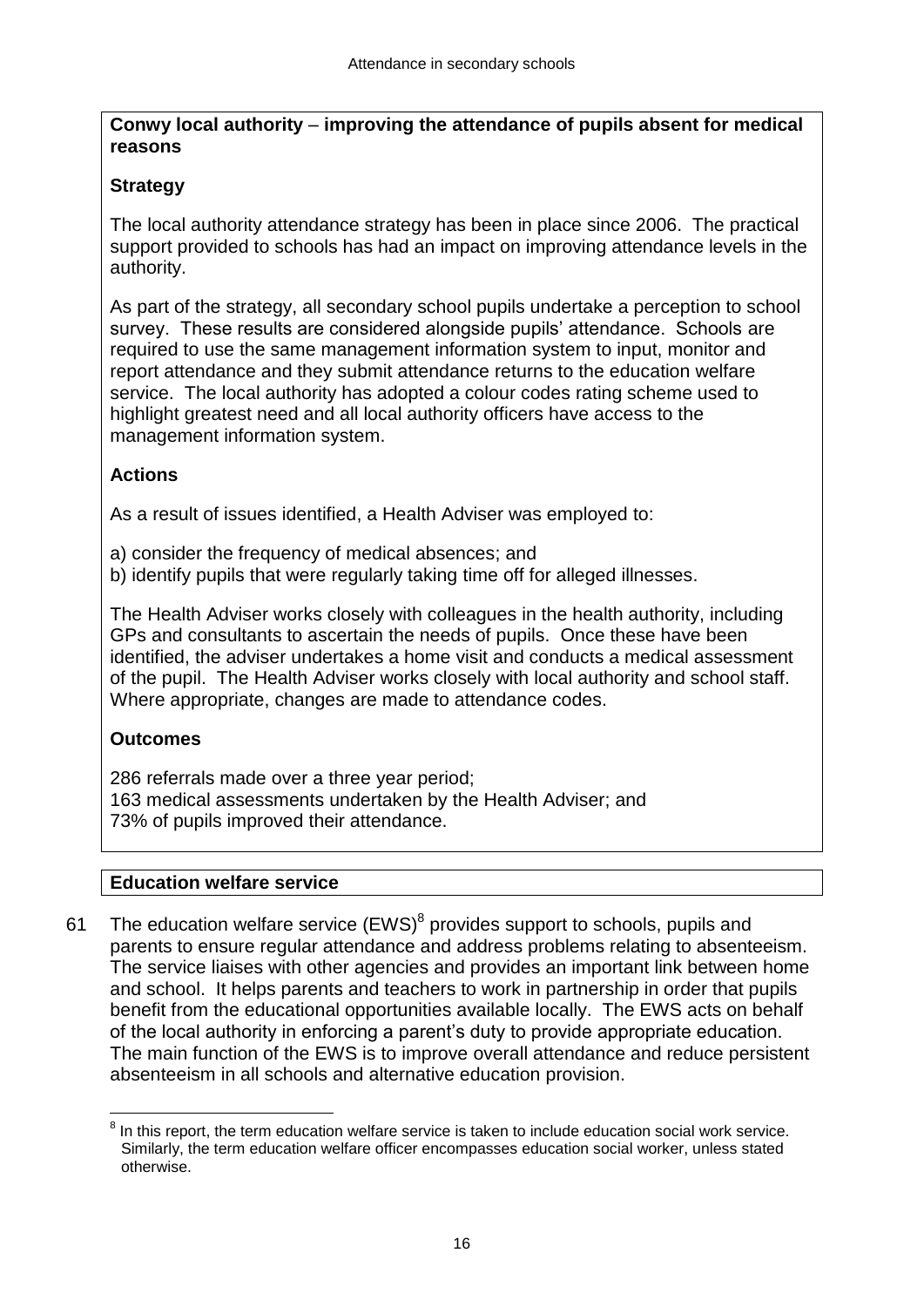**Conwy local authority – improving the attendance of pupils absent for medical reasons**

**Strategy**

The local authority attendance strategy has been in place since 2006. The practical support provided to schools has had an impact on improving attendance levels in the authority.

As part of the strategy, all secondary school pupils undertake a perception to school survey. These results are considered alongside pupils' attendance. Schools are required to use the same management information system to input, monitor and report attendance and they submit attendance returns to the education welfare service. The local authority has adopted a colour codes rating scheme used to highlight greatest need and all local authority officers have access to the management information system.

**Actions**

As a result of issues identified, a Health Adviser was employed to:

a) consider the frequency of medical absences; and
b) identify pupils that were regularly taking time off for alleged illnesses.

The Health Adviser works closely with colleagues in the health authority, including GPs and consultants to ascertain the needs of pupils. Once these have been identified, the adviser undertakes a home visit and conducts a medical assessment of the pupil. The Health Adviser works closely with local authority and school staff. Where appropriate, changes are made to attendance codes.

**Outcomes**

286 referrals made over a three year period;
163 medical assessments undertaken by the Health Adviser; and
73% of pupils improved their attendance.

**Education welfare service**

61 The education welfare service (EWS)[8] provides support to schools, pupils and parents to ensure regular attendance and address problems relating to absenteeism. The service liaises with other agencies and provides an important link between home and school. It helps parents and teachers to work in partnership in order that pupils benefit from the educational opportunities available locally. The EWS acts on behalf of the local authority in enforcing a parent's duty to provide appropriate education. The main function of the EWS is to improve overall attendance and reduce persistent absenteeism in all schools and alternative education provision.

[8] In this report, the term education welfare service is taken to include education social work service. Similarly, the term education welfare officer encompasses education social worker, unless stated otherwise.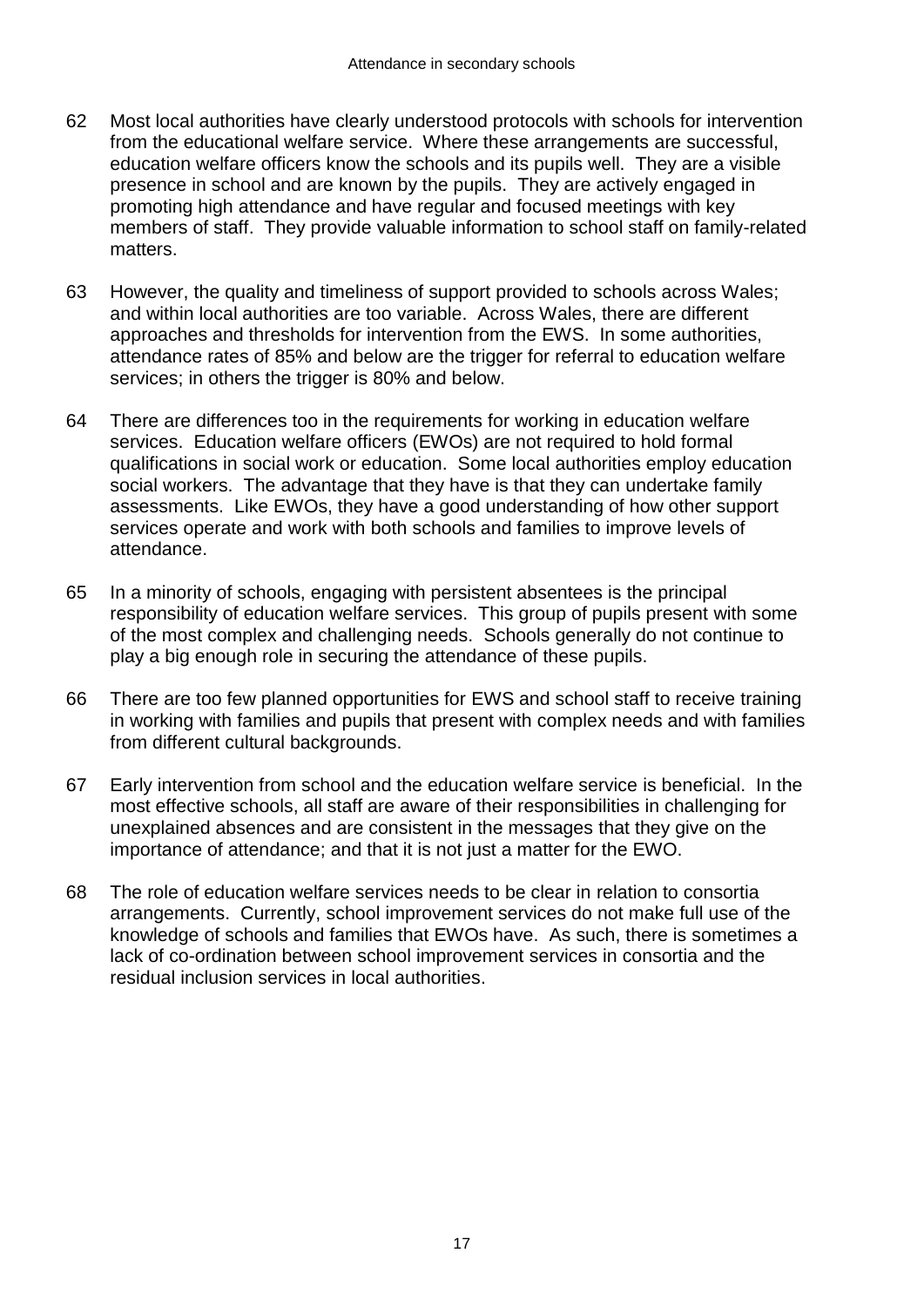62 Most local authorities have clearly understood protocols with schools for intervention from the educational welfare service. Where these arrangements are successful, education welfare officers know the schools and its pupils well. They are a visible presence in school and are known by the pupils. They are actively engaged in promoting high attendance and have regular and focused meetings with key members of staff. They provide valuable information to school staff on family-related matters.

63 However, the quality and timeliness of support provided to schools across Wales; and within local authorities are too variable. Across Wales, there are different approaches and thresholds for intervention from the EWS. In some authorities, attendance rates of 85% and below are the trigger for referral to education welfare services; in others the trigger is 80% and below.

64 There are differences too in the requirements for working in education welfare services. Education welfare officers (EWOs) are not required to hold formal qualifications in social work or education. Some local authorities employ education social workers. The advantage that they have is that they can undertake family assessments. Like EWOs, they have a good understanding of how other support services operate and work with both schools and families to improve levels of attendance.

65 In a minority of schools, engaging with persistent absentees is the principal responsibility of education welfare services. This group of pupils present with some of the most complex and challenging needs. Schools generally do not continue to play a big enough role in securing the attendance of these pupils.

66 There are too few planned opportunities for EWS and school staff to receive training in working with families and pupils that present with complex needs and with families from different cultural backgrounds.

67 Early intervention from school and the education welfare service is beneficial. In the most effective schools, all staff are aware of their responsibilities in challenging for unexplained absences and are consistent in the messages that they give on the importance of attendance; and that it is not just a matter for the EWO.

68 The role of education welfare services needs to be clear in relation to consortia arrangements. Currently, school improvement services do not make full use of the knowledge of schools and families that EWOs have. As such, there is sometimes a lack of co-ordination between school improvement services in consortia and the residual inclusion services in local authorities.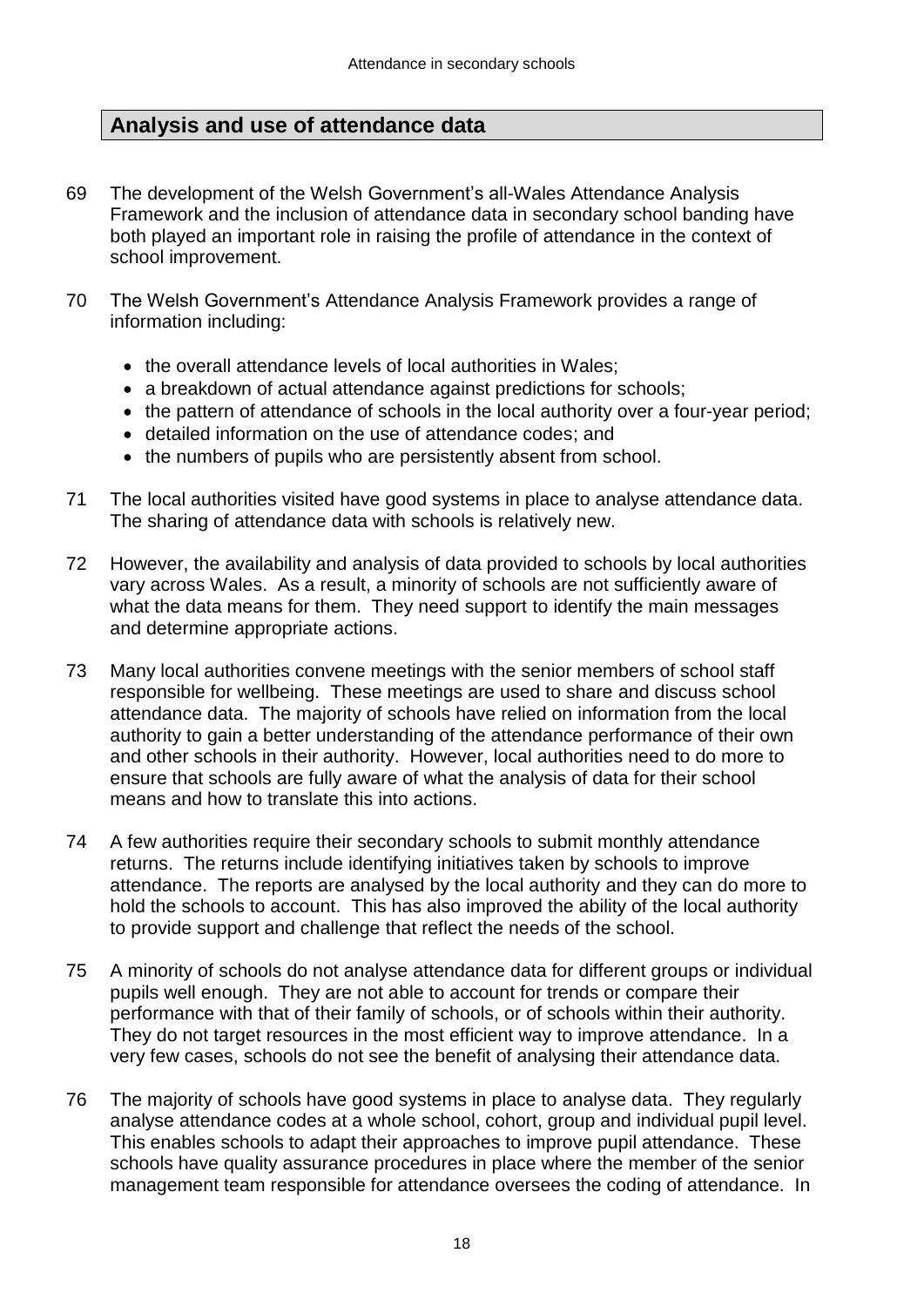## Analysis and use of attendance data

69 The development of the Welsh Government's all-Wales Attendance Analysis Framework and the inclusion of attendance data in secondary school banding have both played an important role in raising the profile of attendance in the context of school improvement.

70 The Welsh Government's Attendance Analysis Framework provides a range of information including:

- the overall attendance levels of local authorities in Wales;
- a breakdown of actual attendance against predictions for schools;
- the pattern of attendance of schools in the local authority over a four-year period;
- detailed information on the use of attendance codes; and
- the numbers of pupils who are persistently absent from school.

71 The local authorities visited have good systems in place to analyse attendance data. The sharing of attendance data with schools is relatively new.

72 However, the availability and analysis of data provided to schools by local authorities vary across Wales. As a result, a minority of schools are not sufficiently aware of what the data means for them. They need support to identify the main messages and determine appropriate actions.

73 Many local authorities convene meetings with the senior members of school staff responsible for wellbeing. These meetings are used to share and discuss school attendance data. The majority of schools have relied on information from the local authority to gain a better understanding of the attendance performance of their own and other schools in their authority. However, local authorities need to do more to ensure that schools are fully aware of what the analysis of data for their school means and how to translate this into actions.

74 A few authorities require their secondary schools to submit monthly attendance returns. The returns include identifying initiatives taken by schools to improve attendance. The reports are analysed by the local authority and they can do more to hold the schools to account. This has also improved the ability of the local authority to provide support and challenge that reflect the needs of the school.

75 A minority of schools do not analyse attendance data for different groups or individual pupils well enough. They are not able to account for trends or compare their performance with that of their family of schools, or of schools within their authority. They do not target resources in the most efficient way to improve attendance. In a very few cases, schools do not see the benefit of analysing their attendance data.

76 The majority of schools have good systems in place to analyse data. They regularly analyse attendance codes at a whole school, cohort, group and individual pupil level. This enables schools to adapt their approaches to improve pupil attendance. These schools have quality assurance procedures in place where the member of the senior management team responsible for attendance oversees the coding of attendance. In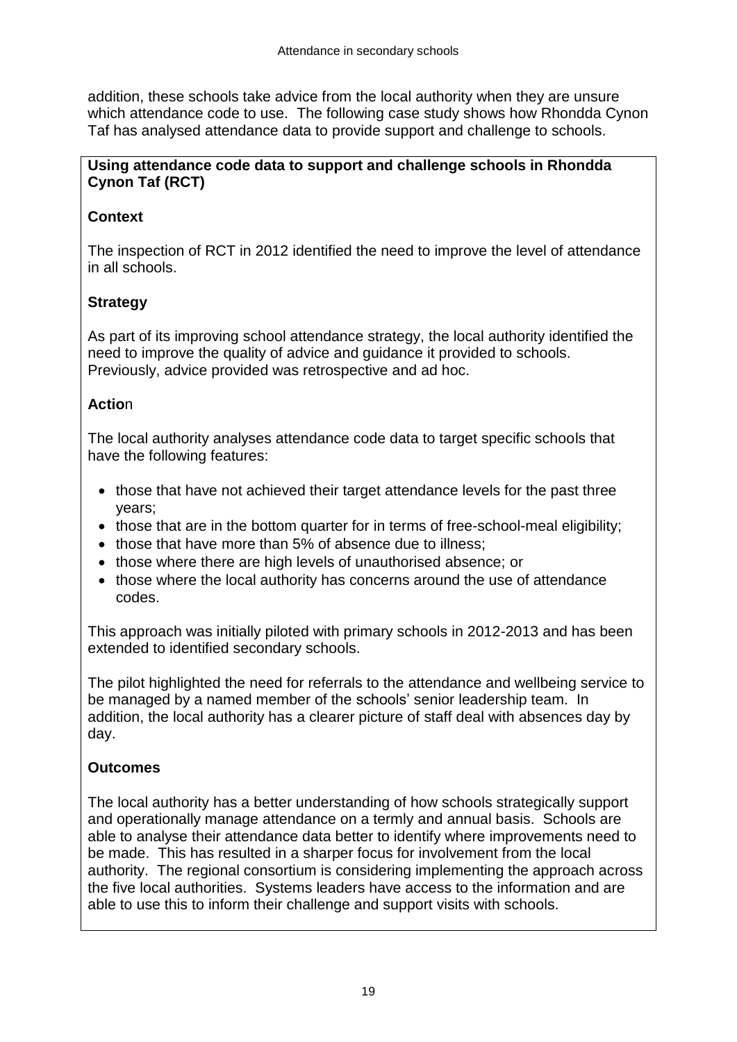addition, these schools take advice from the local authority when they are unsure which attendance code to use. The following case study shows how Rhondda Cynon Taf has analysed attendance data to provide support and challenge to schools.

**Using attendance code data to support and challenge schools in Rhondda Cynon Taf (RCT)**

**Context**

The inspection of RCT in 2012 identified the need to improve the level of attendance in all schools.

**Strategy**

As part of its improving school attendance strategy, the local authority identified the need to improve the quality of advice and guidance it provided to schools. Previously, advice provided was retrospective and ad hoc.

**Action**

The local authority analyses attendance code data to target specific schools that have the following features:

- those that have not achieved their target attendance levels for the past three years;
- those that are in the bottom quarter for in terms of free-school-meal eligibility;
- those that have more than 5% of absence due to illness;
- those where there are high levels of unauthorised absence; or
- those where the local authority has concerns around the use of attendance codes.

This approach was initially piloted with primary schools in 2012-2013 and has been extended to identified secondary schools.

The pilot highlighted the need for referrals to the attendance and wellbeing service to be managed by a named member of the schools' senior leadership team. In addition, the local authority has a clearer picture of staff deal with absences day by day.

**Outcomes**

The local authority has a better understanding of how schools strategically support and operationally manage attendance on a termly and annual basis. Schools are able to analyse their attendance data better to identify where improvements need to be made. This has resulted in a sharper focus for involvement from the local authority. The regional consortium is considering implementing the approach across the five local authorities. Systems leaders have access to the information and are able to use this to inform their challenge and support visits with schools.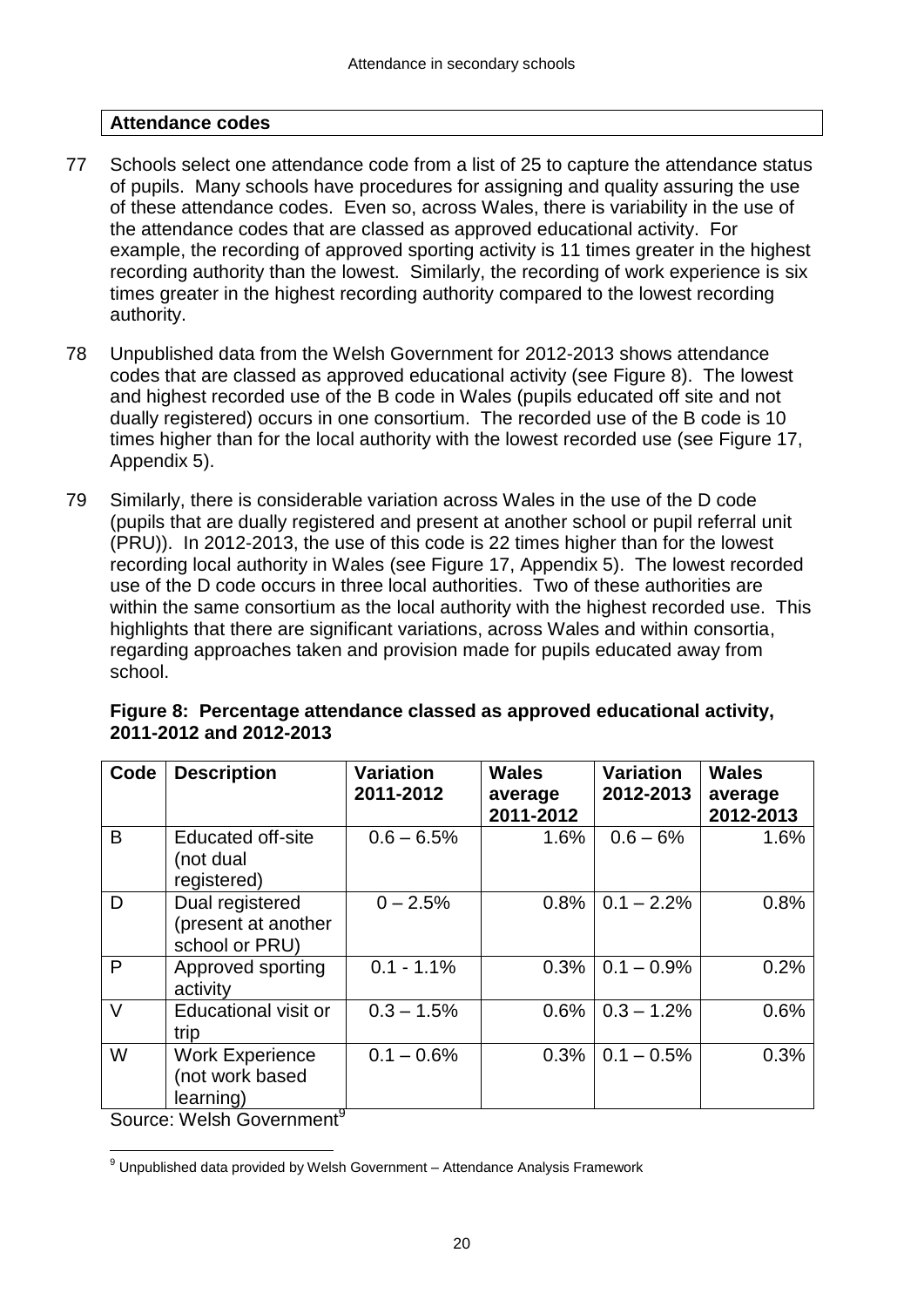## Attendance codes

77 Schools select one attendance code from a list of 25 to capture the attendance status of pupils. Many schools have procedures for assigning and quality assuring the use of these attendance codes. Even so, across Wales, there is variability in the use of the attendance codes that are classed as approved educational activity. For example, the recording of approved sporting activity is 11 times greater in the highest recording authority than the lowest. Similarly, the recording of work experience is six times greater in the highest recording authority compared to the lowest recording authority.

78 Unpublished data from the Welsh Government for 2012-2013 shows attendance codes that are classed as approved educational activity (see Figure 8). The lowest and highest recorded use of the B code in Wales (pupils educated off site and not dually registered) occurs in one consortium. The recorded use of the B code is 10 times higher than for the local authority with the lowest recorded use (see Figure 17, Appendix 5).

79 Similarly, there is considerable variation across Wales in the use of the D code (pupils that are dually registered and present at another school or pupil referral unit (PRU)). In 2012-2013, the use of this code is 22 times higher than for the lowest recording local authority in Wales (see Figure 17, Appendix 5). The lowest recorded use of the D code occurs in three local authorities. Two of these authorities are within the same consortium as the local authority with the highest recorded use. This highlights that there are significant variations, across Wales and within consortia, regarding approaches taken and provision made for pupils educated away from school.

**Figure 8: Percentage attendance classed as approved educational activity, 2011-2012 and 2012-2013**

| Code | Description | Variation 2011-2012 | Wales average 2011-2012 | Variation 2012-2013 | Wales average 2012-2013 |
|---|---|---|---|---|---|
| B | Educated off-site (not dual registered) | 0.6 – 6.5% | 1.6% | 0.6 – 6% | 1.6% |
| D | Dual registered (present at another school or PRU) | 0 – 2.5% | 0.8% | 0.1 – 2.2% | 0.8% |
| P | Approved sporting activity | 0.1 - 1.1% | 0.3% | 0.1 – 0.9% | 0.2% |
| V | Educational visit or trip | 0.3 – 1.5% | 0.6% | 0.3 – 1.2% | 0.6% |
| W | Work Experience (not work based learning) | 0.1 – 0.6% | 0.3% | 0.1 – 0.5% | 0.3% |

Source: Welsh Government[9]

[9] Unpublished data provided by Welsh Government – Attendance Analysis Framework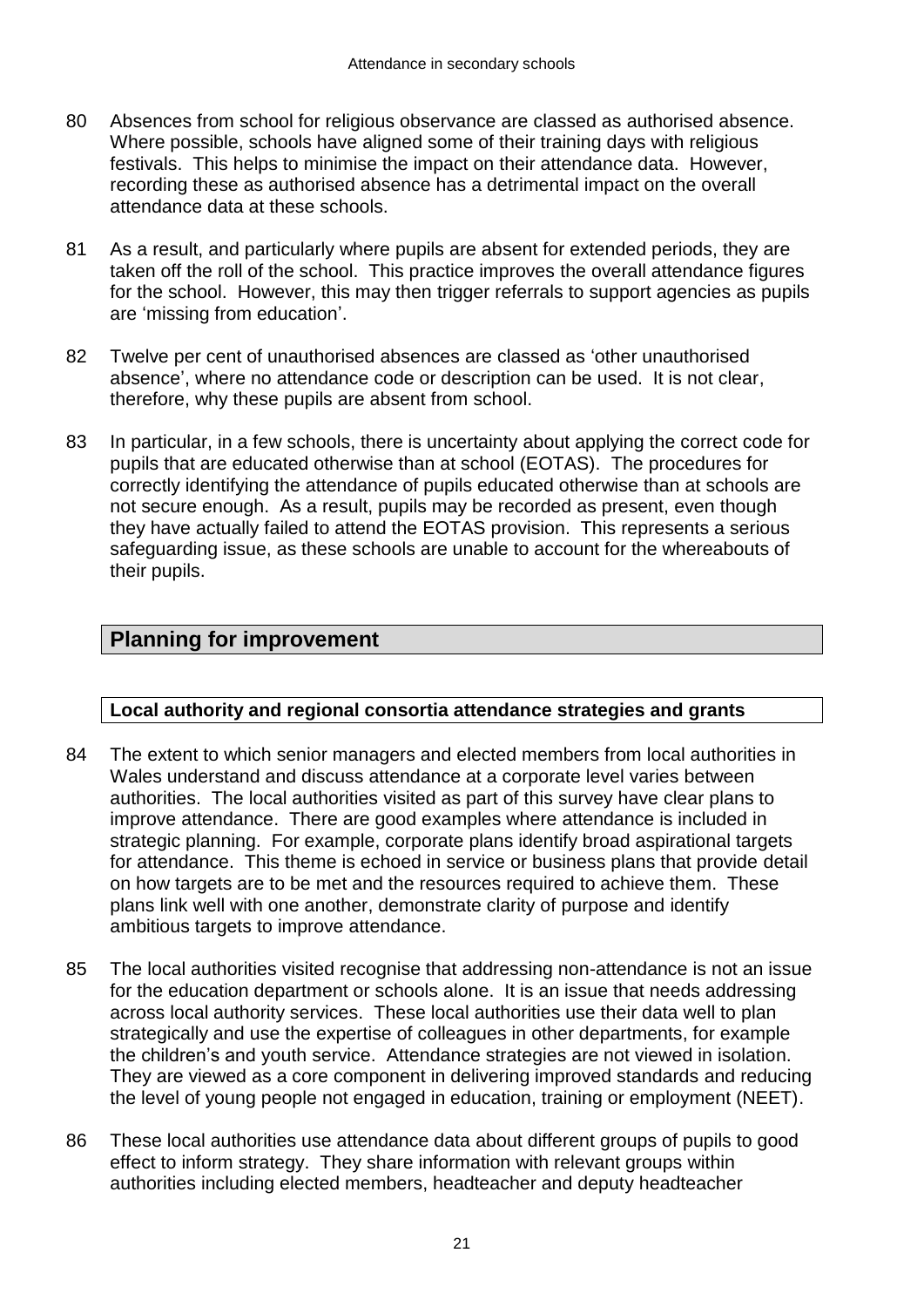80 Absences from school for religious observance are classed as authorised absence. Where possible, schools have aligned some of their training days with religious festivals. This helps to minimise the impact on their attendance data. However, recording these as authorised absence has a detrimental impact on the overall attendance data at these schools.

81 As a result, and particularly where pupils are absent for extended periods, they are taken off the roll of the school. This practice improves the overall attendance figures for the school. However, this may then trigger referrals to support agencies as pupils are 'missing from education'.

82 Twelve per cent of unauthorised absences are classed as 'other unauthorised absence', where no attendance code or description can be used. It is not clear, therefore, why these pupils are absent from school.

83 In particular, in a few schools, there is uncertainty about applying the correct code for pupils that are educated otherwise than at school (EOTAS). The procedures for correctly identifying the attendance of pupils educated otherwise than at schools are not secure enough. As a result, pupils may be recorded as present, even though they have actually failed to attend the EOTAS provision. This represents a serious safeguarding issue, as these schools are unable to account for the whereabouts of their pupils.

## Planning for improvement

### Local authority and regional consortia attendance strategies and grants

84 The extent to which senior managers and elected members from local authorities in Wales understand and discuss attendance at a corporate level varies between authorities. The local authorities visited as part of this survey have clear plans to improve attendance. There are good examples where attendance is included in strategic planning. For example, corporate plans identify broad aspirational targets for attendance. This theme is echoed in service or business plans that provide detail on how targets are to be met and the resources required to achieve them. These plans link well with one another, demonstrate clarity of purpose and identify ambitious targets to improve attendance.

85 The local authorities visited recognise that addressing non-attendance is not an issue for the education department or schools alone. It is an issue that needs addressing across local authority services. These local authorities use their data well to plan strategically and use the expertise of colleagues in other departments, for example the children's and youth service. Attendance strategies are not viewed in isolation. They are viewed as a core component in delivering improved standards and reducing the level of young people not engaged in education, training or employment (NEET).

86 These local authorities use attendance data about different groups of pupils to good effect to inform strategy. They share information with relevant groups within authorities including elected members, headteacher and deputy headteacher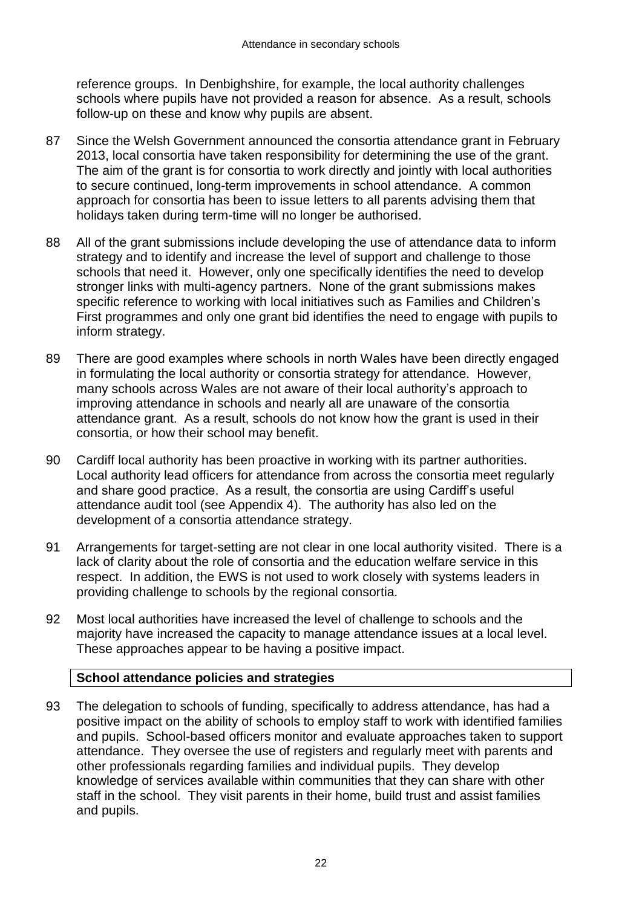reference groups. In Denbighshire, for example, the local authority challenges schools where pupils have not provided a reason for absence. As a result, schools follow-up on these and know why pupils are absent.

87 Since the Welsh Government announced the consortia attendance grant in February 2013, local consortia have taken responsibility for determining the use of the grant. The aim of the grant is for consortia to work directly and jointly with local authorities to secure continued, long-term improvements in school attendance. A common approach for consortia has been to issue letters to all parents advising them that holidays taken during term-time will no longer be authorised.

88 All of the grant submissions include developing the use of attendance data to inform strategy and to identify and increase the level of support and challenge to those schools that need it. However, only one specifically identifies the need to develop stronger links with multi-agency partners. None of the grant submissions makes specific reference to working with local initiatives such as Families and Children's First programmes and only one grant bid identifies the need to engage with pupils to inform strategy.

89 There are good examples where schools in north Wales have been directly engaged in formulating the local authority or consortia strategy for attendance. However, many schools across Wales are not aware of their local authority's approach to improving attendance in schools and nearly all are unaware of the consortia attendance grant. As a result, schools do not know how the grant is used in their consortia, or how their school may benefit.

90 Cardiff local authority has been proactive in working with its partner authorities. Local authority lead officers for attendance from across the consortia meet regularly and share good practice. As a result, the consortia are using Cardiff's useful attendance audit tool (see Appendix 4). The authority has also led on the development of a consortia attendance strategy.

91 Arrangements for target-setting are not clear in one local authority visited. There is a lack of clarity about the role of consortia and the education welfare service in this respect. In addition, the EWS is not used to work closely with systems leaders in providing challenge to schools by the regional consortia.

92 Most local authorities have increased the level of challenge to schools and the majority have increased the capacity to manage attendance issues at a local level. These approaches appear to be having a positive impact.

## School attendance policies and strategies

93 The delegation to schools of funding, specifically to address attendance, has had a positive impact on the ability of schools to employ staff to work with identified families and pupils. School-based officers monitor and evaluate approaches taken to support attendance. They oversee the use of registers and regularly meet with parents and other professionals regarding families and individual pupils. They develop knowledge of services available within communities that they can share with other staff in the school. They visit parents in their home, build trust and assist families and pupils.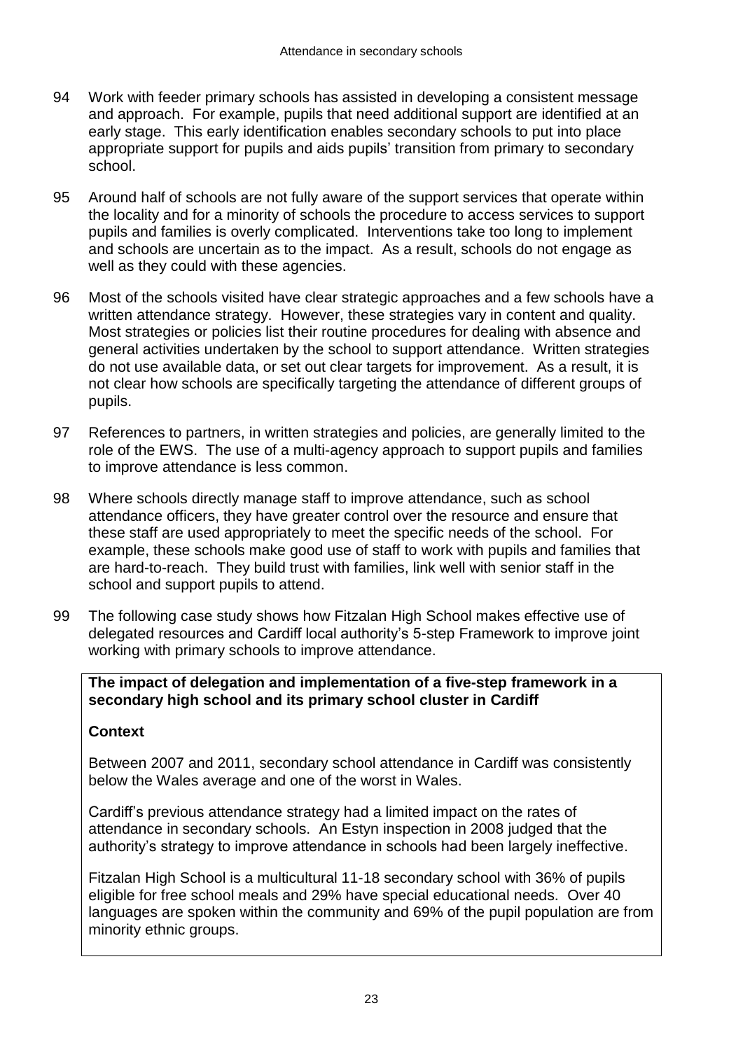94 Work with feeder primary schools has assisted in developing a consistent message and approach. For example, pupils that need additional support are identified at an early stage. This early identification enables secondary schools to put into place appropriate support for pupils and aids pupils' transition from primary to secondary school.

95 Around half of schools are not fully aware of the support services that operate within the locality and for a minority of schools the procedure to access services to support pupils and families is overly complicated. Interventions take too long to implement and schools are uncertain as to the impact. As a result, schools do not engage as well as they could with these agencies.

96 Most of the schools visited have clear strategic approaches and a few schools have a written attendance strategy. However, these strategies vary in content and quality. Most strategies or policies list their routine procedures for dealing with absence and general activities undertaken by the school to support attendance. Written strategies do not use available data, or set out clear targets for improvement. As a result, it is not clear how schools are specifically targeting the attendance of different groups of pupils.

97 References to partners, in written strategies and policies, are generally limited to the role of the EWS. The use of a multi-agency approach to support pupils and families to improve attendance is less common.

98 Where schools directly manage staff to improve attendance, such as school attendance officers, they have greater control over the resource and ensure that these staff are used appropriately to meet the specific needs of the school. For example, these schools make good use of staff to work with pupils and families that are hard-to-reach. They build trust with families, link well with senior staff in the school and support pupils to attend.

99 The following case study shows how Fitzalan High School makes effective use of delegated resources and Cardiff local authority's 5-step Framework to improve joint working with primary schools to improve attendance.

**The impact of delegation and implementation of a five-step framework in a secondary high school and its primary school cluster in Cardiff**

**Context**

Between 2007 and 2011, secondary school attendance in Cardiff was consistently below the Wales average and one of the worst in Wales.

Cardiff's previous attendance strategy had a limited impact on the rates of attendance in secondary schools. An Estyn inspection in 2008 judged that the authority's strategy to improve attendance in schools had been largely ineffective.

Fitzalan High School is a multicultural 11-18 secondary school with 36% of pupils eligible for free school meals and 29% have special educational needs. Over 40 languages are spoken within the community and 69% of the pupil population are from minority ethnic groups.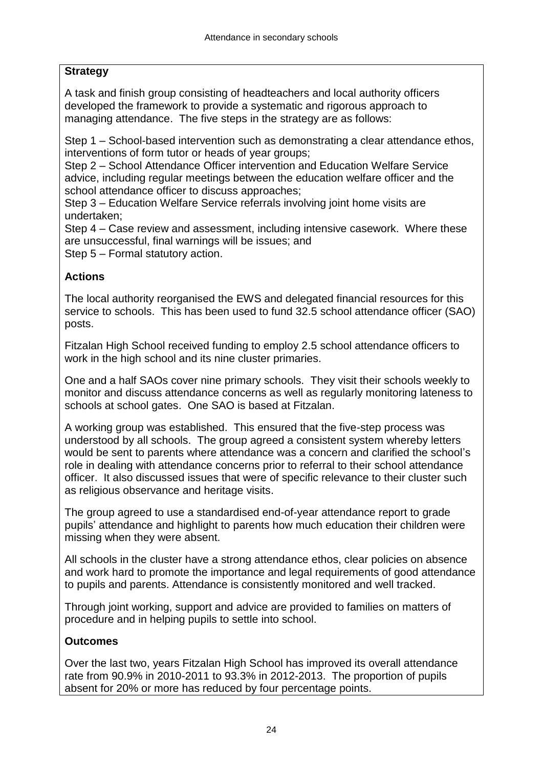**Strategy**

A task and finish group consisting of headteachers and local authority officers developed the framework to provide a systematic and rigorous approach to managing attendance. The five steps in the strategy are as follows:

Step 1 – School-based intervention such as demonstrating a clear attendance ethos, interventions of form tutor or heads of year groups;
Step 2 – School Attendance Officer intervention and Education Welfare Service advice, including regular meetings between the education welfare officer and the school attendance officer to discuss approaches;
Step 3 – Education Welfare Service referrals involving joint home visits are undertaken;
Step 4 – Case review and assessment, including intensive casework. Where these are unsuccessful, final warnings will be issues; and
Step 5 – Formal statutory action.

**Actions**

The local authority reorganised the EWS and delegated financial resources for this service to schools. This has been used to fund 32.5 school attendance officer (SAO) posts.

Fitzalan High School received funding to employ 2.5 school attendance officers to work in the high school and its nine cluster primaries.

One and a half SAOs cover nine primary schools. They visit their schools weekly to monitor and discuss attendance concerns as well as regularly monitoring lateness to schools at school gates. One SAO is based at Fitzalan.

A working group was established. This ensured that the five-step process was understood by all schools. The group agreed a consistent system whereby letters would be sent to parents where attendance was a concern and clarified the school's role in dealing with attendance concerns prior to referral to their school attendance officer. It also discussed issues that were of specific relevance to their cluster such as religious observance and heritage visits.

The group agreed to use a standardised end-of-year attendance report to grade pupils' attendance and highlight to parents how much education their children were missing when they were absent.

All schools in the cluster have a strong attendance ethos, clear policies on absence and work hard to promote the importance and legal requirements of good attendance to pupils and parents. Attendance is consistently monitored and well tracked.

Through joint working, support and advice are provided to families on matters of procedure and in helping pupils to settle into school.

**Outcomes**

Over the last two, years Fitzalan High School has improved its overall attendance rate from 90.9% in 2010-2011 to 93.3% in 2012-2013. The proportion of pupils absent for 20% or more has reduced by four percentage points.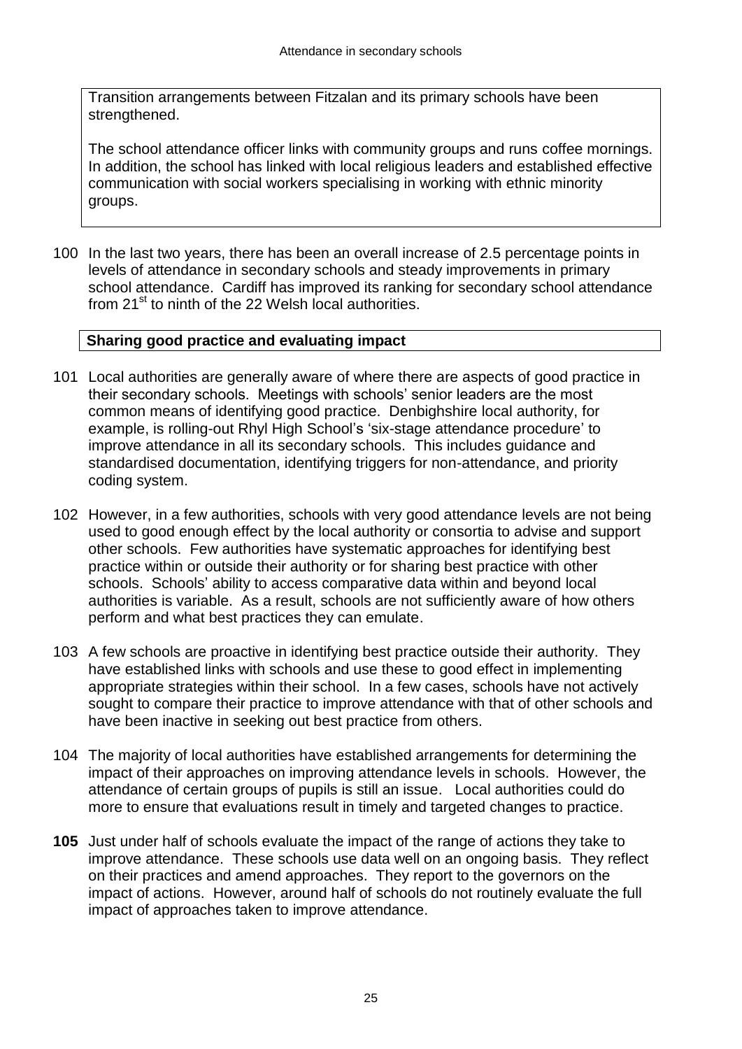Transition arrangements between Fitzalan and its primary schools have been strengthened.

The school attendance officer links with community groups and runs coffee mornings. In addition, the school has linked with local religious leaders and established effective communication with social workers specialising in working with ethnic minority groups.

100 In the last two years, there has been an overall increase of 2.5 percentage points in levels of attendance in secondary schools and steady improvements in primary school attendance. Cardiff has improved its ranking for secondary school attendance from 21st to ninth of the 22 Welsh local authorities.

**Sharing good practice and evaluating impact**

101 Local authorities are generally aware of where there are aspects of good practice in their secondary schools. Meetings with schools' senior leaders are the most common means of identifying good practice. Denbighshire local authority, for example, is rolling-out Rhyl High School's 'six-stage attendance procedure' to improve attendance in all its secondary schools. This includes guidance and standardised documentation, identifying triggers for non-attendance, and priority coding system.

102 However, in a few authorities, schools with very good attendance levels are not being used to good enough effect by the local authority or consortia to advise and support other schools. Few authorities have systematic approaches for identifying best practice within or outside their authority or for sharing best practice with other schools. Schools' ability to access comparative data within and beyond local authorities is variable. As a result, schools are not sufficiently aware of how others perform and what best practices they can emulate.

103 A few schools are proactive in identifying best practice outside their authority. They have established links with schools and use these to good effect in implementing appropriate strategies within their school. In a few cases, schools have not actively sought to compare their practice to improve attendance with that of other schools and have been inactive in seeking out best practice from others.

104 The majority of local authorities have established arrangements for determining the impact of their approaches on improving attendance levels in schools. However, the attendance of certain groups of pupils is still an issue. Local authorities could do more to ensure that evaluations result in timely and targeted changes to practice.

**105** Just under half of schools evaluate the impact of the range of actions they take to improve attendance. These schools use data well on an ongoing basis. They reflect on their practices and amend approaches. They report to the governors on the impact of actions. However, around half of schools do not routinely evaluate the full impact of approaches taken to improve attendance.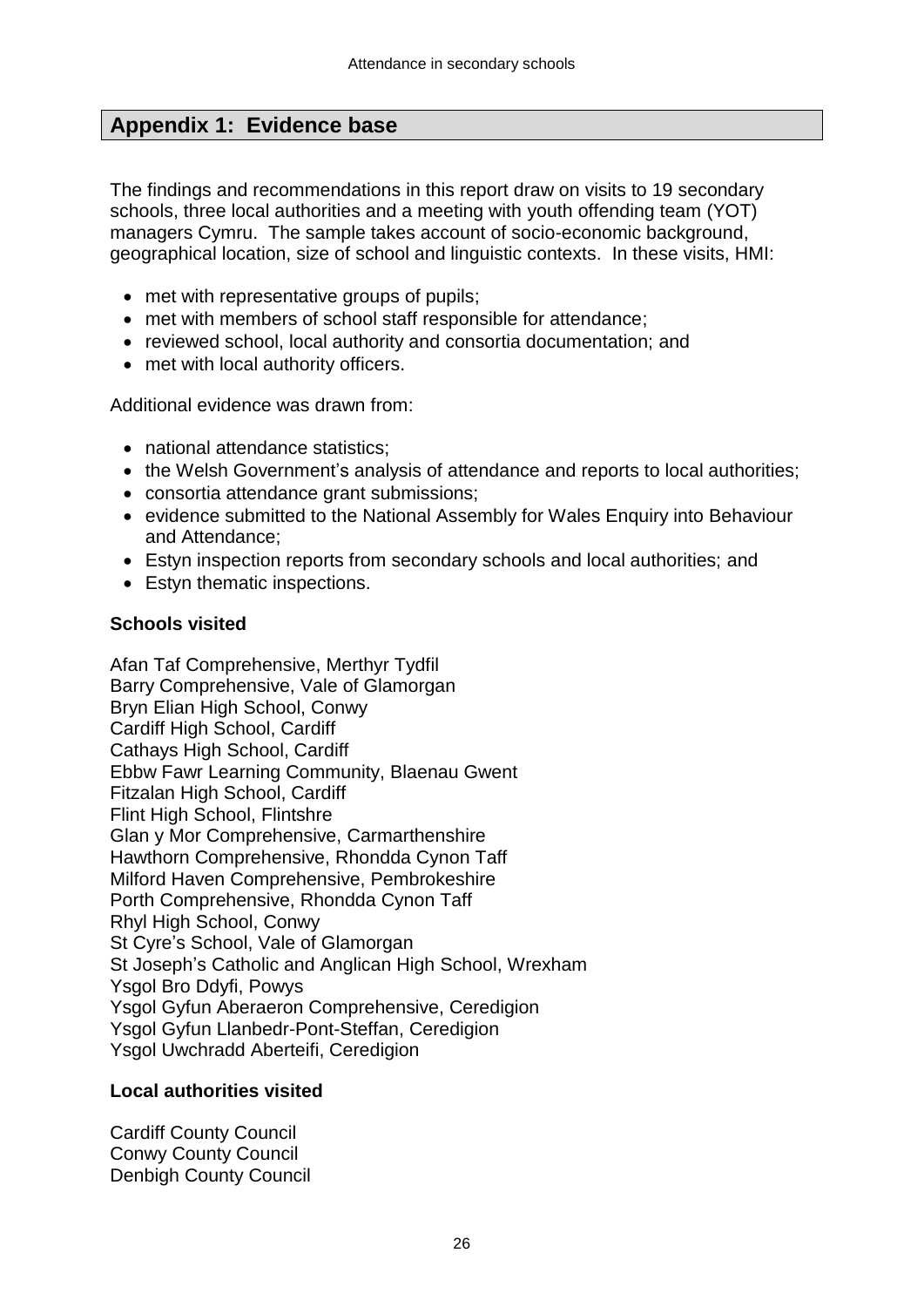## Appendix 1: Evidence base

The findings and recommendations in this report draw on visits to 19 secondary schools, three local authorities and a meeting with youth offending team (YOT) managers Cymru. The sample takes account of socio-economic background, geographical location, size of school and linguistic contexts. In these visits, HMI:

- met with representative groups of pupils;
- met with members of school staff responsible for attendance;
- reviewed school, local authority and consortia documentation; and
- met with local authority officers.

Additional evidence was drawn from:

- national attendance statistics;
- the Welsh Government's analysis of attendance and reports to local authorities;
- consortia attendance grant submissions;
- evidence submitted to the National Assembly for Wales Enquiry into Behaviour and Attendance;
- Estyn inspection reports from secondary schools and local authorities; and
- Estyn thematic inspections.

**Schools visited**

Afan Taf Comprehensive, Merthyr Tydfil
Barry Comprehensive, Vale of Glamorgan
Bryn Elian High School, Conwy
Cardiff High School, Cardiff
Cathays High School, Cardiff
Ebbw Fawr Learning Community, Blaenau Gwent
Fitzalan High School, Cardiff
Flint High School, Flintshre
Glan y Mor Comprehensive, Carmarthenshire
Hawthorn Comprehensive, Rhondda Cynon Taff
Milford Haven Comprehensive, Pembrokeshire
Porth Comprehensive, Rhondda Cynon Taff
Rhyl High School, Conwy
St Cyre's School, Vale of Glamorgan
St Joseph's Catholic and Anglican High School, Wrexham
Ysgol Bro Ddyfi, Powys
Ysgol Gyfun Aberaeron Comprehensive, Ceredigion
Ysgol Gyfun Llanbedr-Pont-Steffan, Ceredigion
Ysgol Uwchradd Aberteifi, Ceredigion

**Local authorities visited**

Cardiff County Council
Conwy County Council
Denbigh County Council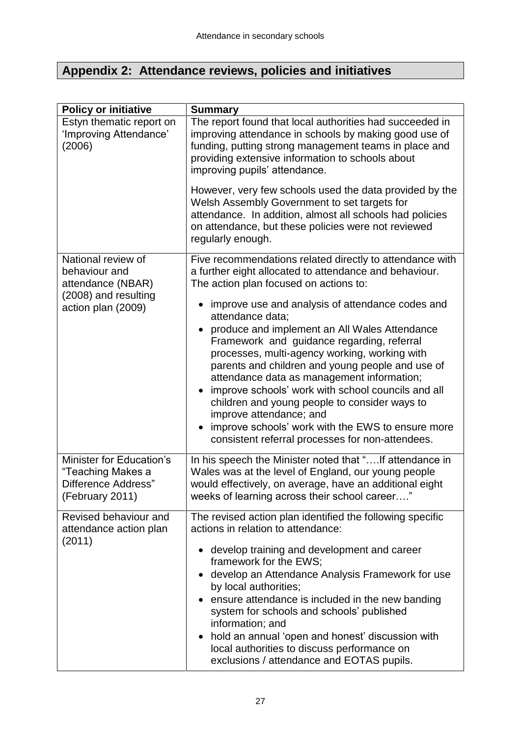## Appendix 2: Attendance reviews, policies and initiatives

| Policy or initiative | Summary |
|---|---|
| Estyn thematic report on 'Improving Attendance' (2006) | The report found that local authorities had succeeded in improving attendance in schools by making good use of funding, putting strong management teams in place and providing extensive information to schools about improving pupils' attendance.<br><br>However, very few schools used the data provided by the Welsh Assembly Government to set targets for attendance. In addition, almost all schools had policies on attendance, but these policies were not reviewed regularly enough. |
| National review of behaviour and attendance (NBAR) (2008) and resulting action plan (2009) | Five recommendations related directly to attendance with a further eight allocated to attendance and behaviour. The action plan focused on actions to:<br><br>• improve use and analysis of attendance codes and attendance data;<br>• produce and implement an All Wales Attendance Framework and guidance regarding, referral processes, multi-agency working, working with parents and children and young people and use of attendance data as management information;<br>• improve schools' work with school councils and all children and young people to consider ways to improve attendance; and<br>• improve schools' work with the EWS to ensure more consistent referral processes for non-attendees. |
| Minister for Education's "Teaching Makes a Difference Address" (February 2011) | In his speech the Minister noted that "….If attendance in Wales was at the level of England, our young people would effectively, on average, have an additional eight weeks of learning across their school career…." |
| Revised behaviour and attendance action plan (2011) | The revised action plan identified the following specific actions in relation to attendance:<br><br>• develop training and development and career framework for the EWS;<br>• develop an Attendance Analysis Framework for use by local authorities;<br>• ensure attendance is included in the new banding system for schools and schools' published information; and<br>• hold an annual 'open and honest' discussion with local authorities to discuss performance on exclusions / attendance and EOTAS pupils. |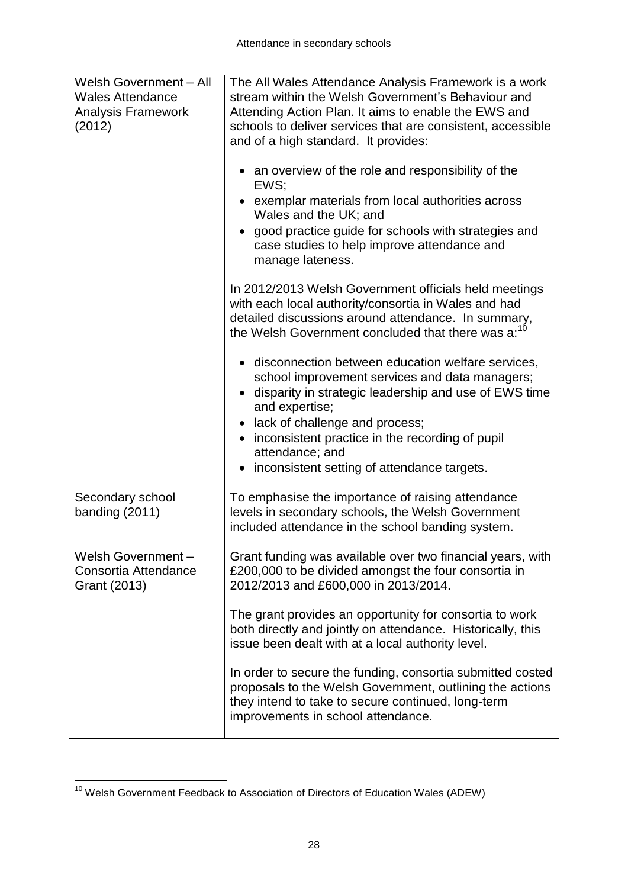| | |
|---|---|
| Welsh Government – All Wales Attendance Analysis Framework (2012) | The All Wales Attendance Analysis Framework is a work stream within the Welsh Government's Behaviour and Attending Action Plan. It aims to enable the EWS and schools to deliver services that are consistent, accessible and of a high standard. It provides:<br><br>• an overview of the role and responsibility of the EWS;<br>• exemplar materials from local authorities across Wales and the UK; and<br>• good practice guide for schools with strategies and case studies to help improve attendance and manage lateness.<br><br>In 2012/2013 Welsh Government officials held meetings with each local authority/consortia in Wales and had detailed discussions around attendance. In summary, the Welsh Government concluded that there was a:[10]<br><br>• disconnection between education welfare services, school improvement services and data managers;<br>• disparity in strategic leadership and use of EWS time and expertise;<br>• lack of challenge and process;<br>• inconsistent practice in the recording of pupil attendance; and<br>• inconsistent setting of attendance targets. |
| Secondary school banding (2011) | To emphasise the importance of raising attendance levels in secondary schools, the Welsh Government included attendance in the school banding system. |
| Welsh Government – Consortia Attendance Grant (2013) | Grant funding was available over two financial years, with £200,000 to be divided amongst the four consortia in 2012/2013 and £600,000 in 2013/2014.<br><br>The grant provides an opportunity for consortia to work both directly and jointly on attendance. Historically, this issue been dealt with at a local authority level.<br><br>In order to secure the funding, consortia submitted costed proposals to the Welsh Government, outlining the actions they intend to take to secure continued, long-term improvements in school attendance. |

[10] Welsh Government Feedback to Association of Directors of Education Wales (ADEW)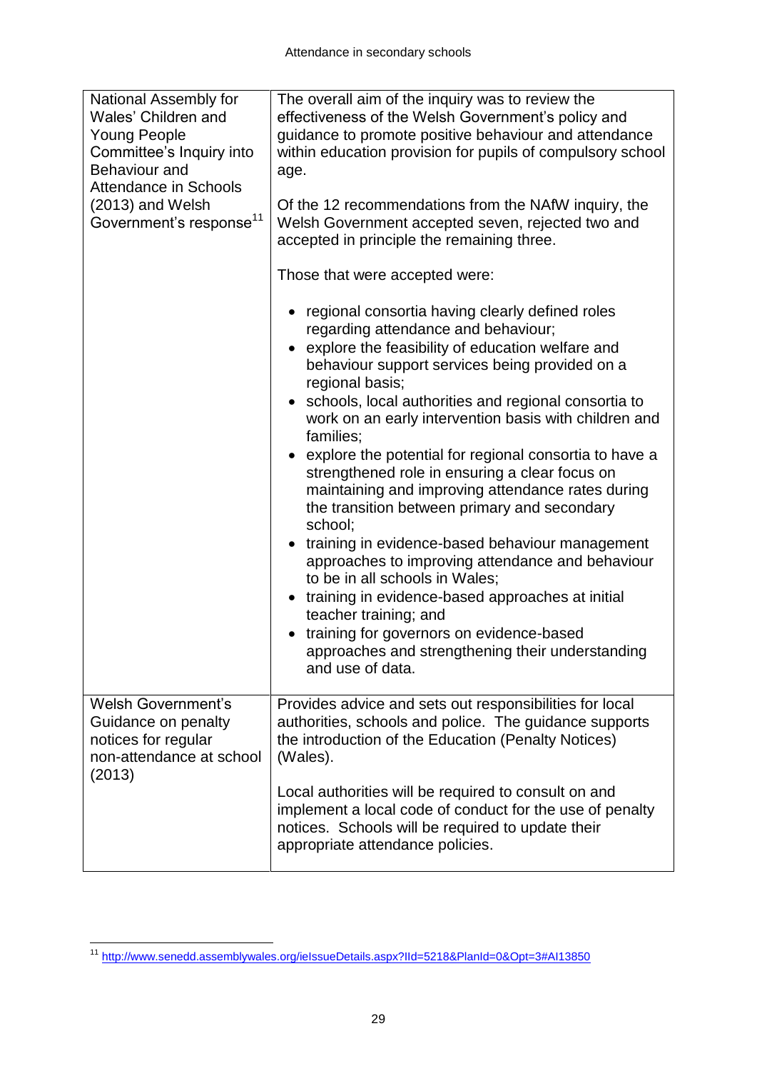| | |
|---|---|
| National Assembly for Wales' Children and Young People Committee's Inquiry into Behaviour and Attendance in Schools (2013) and Welsh Government's response[11] | The overall aim of the inquiry was to review the effectiveness of the Welsh Government's policy and guidance to promote positive behaviour and attendance within education provision for pupils of compulsory school age.<br><br>Of the 12 recommendations from the NAfW inquiry, the Welsh Government accepted seven, rejected two and accepted in principle the remaining three.<br><br>Those that were accepted were:<br><br>• regional consortia having clearly defined roles regarding attendance and behaviour;<br>• explore the feasibility of education welfare and behaviour support services being provided on a regional basis;<br>• schools, local authorities and regional consortia to work on an early intervention basis with children and families;<br>• explore the potential for regional consortia to have a strengthened role in ensuring a clear focus on maintaining and improving attendance rates during the transition between primary and secondary school;<br>• training in evidence-based behaviour management approaches to improving attendance and behaviour to be in all schools in Wales;<br>• training in evidence-based approaches at initial teacher training; and<br>• training for governors on evidence-based approaches and strengthening their understanding and use of data. |
| Welsh Government's Guidance on penalty notices for regular non-attendance at school (2013) | Provides advice and sets out responsibilities for local authorities, schools and police. The guidance supports the introduction of the Education (Penalty Notices) (Wales).<br><br>Local authorities will be required to consult on and implement a local code of conduct for the use of penalty notices. Schools will be required to update their appropriate attendance policies. |

[11] http://www.senedd.assemblywales.org/ieIssueDetails.aspx?IId=5218&PlanId=0&Opt=3#AI13850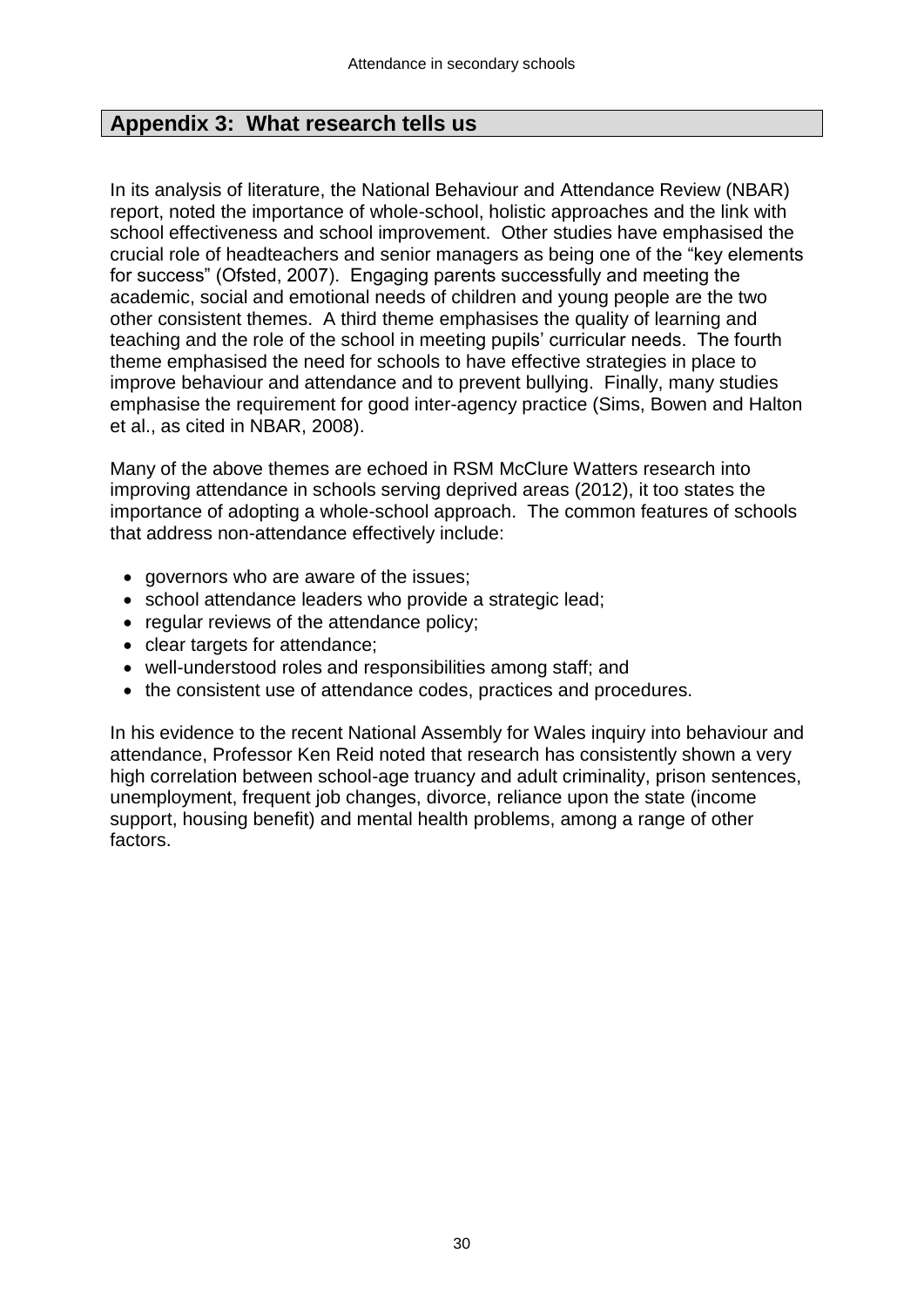## Appendix 3: What research tells us

In its analysis of literature, the National Behaviour and Attendance Review (NBAR) report, noted the importance of whole-school, holistic approaches and the link with school effectiveness and school improvement. Other studies have emphasised the crucial role of headteachers and senior managers as being one of the "key elements for success" (Ofsted, 2007). Engaging parents successfully and meeting the academic, social and emotional needs of children and young people are the two other consistent themes. A third theme emphasises the quality of learning and teaching and the role of the school in meeting pupils' curricular needs. The fourth theme emphasised the need for schools to have effective strategies in place to improve behaviour and attendance and to prevent bullying. Finally, many studies emphasise the requirement for good inter-agency practice (Sims, Bowen and Halton et al., as cited in NBAR, 2008).

Many of the above themes are echoed in RSM McClure Watters research into improving attendance in schools serving deprived areas (2012), it too states the importance of adopting a whole-school approach. The common features of schools that address non-attendance effectively include:

- governors who are aware of the issues;
- school attendance leaders who provide a strategic lead;
- regular reviews of the attendance policy;
- clear targets for attendance;
- well-understood roles and responsibilities among staff; and
- the consistent use of attendance codes, practices and procedures.

In his evidence to the recent National Assembly for Wales inquiry into behaviour and attendance, Professor Ken Reid noted that research has consistently shown a very high correlation between school-age truancy and adult criminality, prison sentences, unemployment, frequent job changes, divorce, reliance upon the state (income support, housing benefit) and mental health problems, among a range of other factors.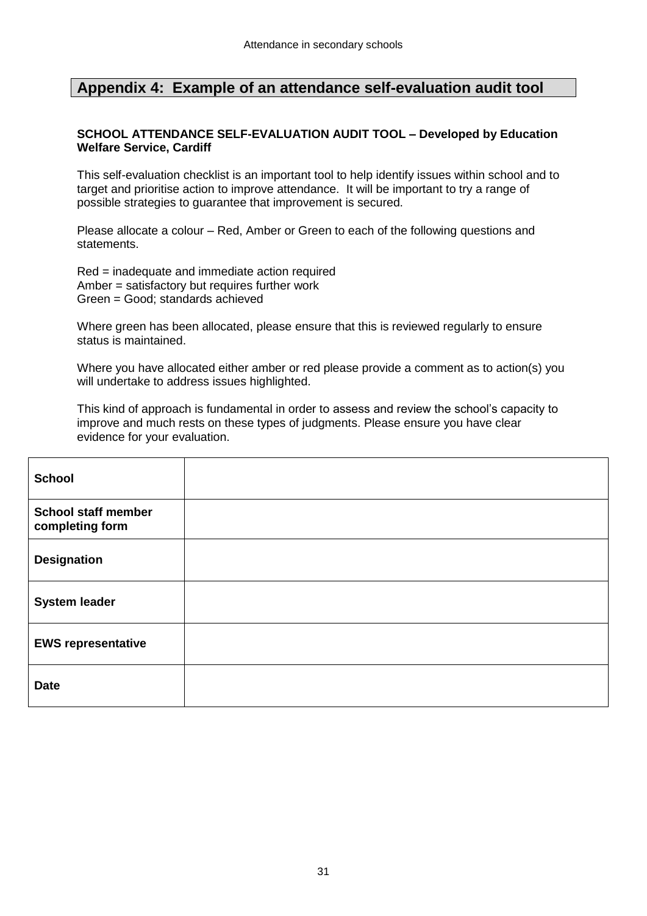## Appendix 4: Example of an attendance self-evaluation audit tool

**SCHOOL ATTENDANCE SELF-EVALUATION AUDIT TOOL – Developed by Education Welfare Service, Cardiff**

This self-evaluation checklist is an important tool to help identify issues within school and to target and prioritise action to improve attendance. It will be important to try a range of possible strategies to guarantee that improvement is secured.

Please allocate a colour – Red, Amber or Green to each of the following questions and statements.

Red = inadequate and immediate action required
Amber = satisfactory but requires further work
Green = Good; standards achieved

Where green has been allocated, please ensure that this is reviewed regularly to ensure status is maintained.

Where you have allocated either amber or red please provide a comment as to action(s) you will undertake to address issues highlighted.

This kind of approach is fundamental in order to assess and review the school's capacity to improve and much rests on these types of judgments. Please ensure you have clear evidence for your evaluation.

| | |
|---|---|
| **School** | |
| **School staff member completing form** | |
| **Designation** | |
| **System leader** | |
| **EWS representative** | |
| **Date** | |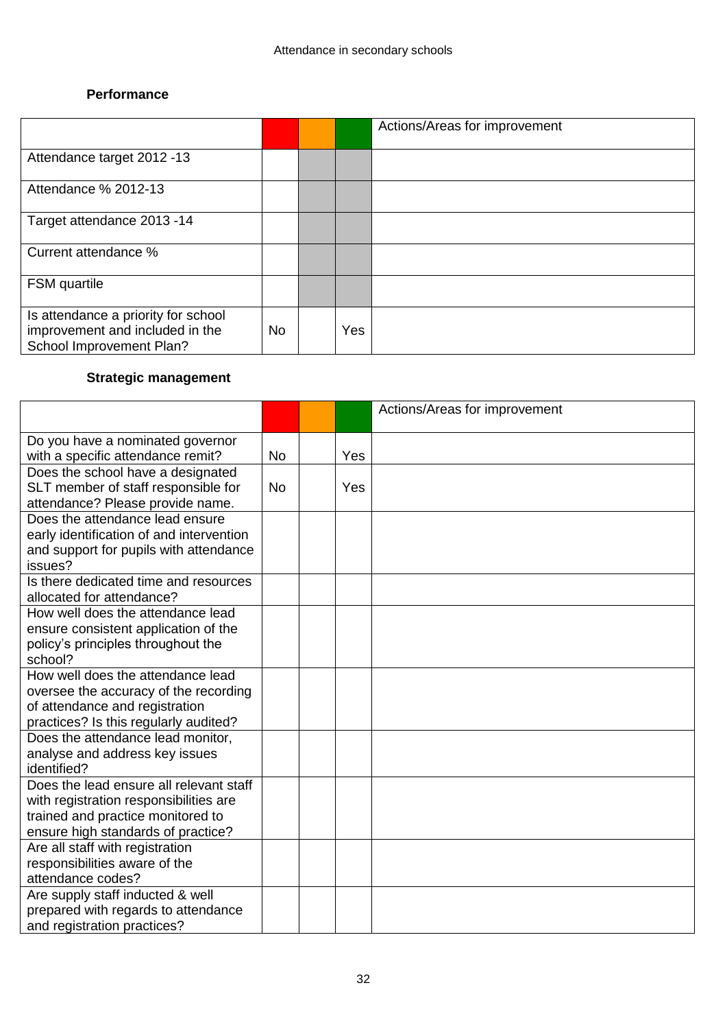## Performance

| | | | | Actions/Areas for improvement |
|---|---|---|---|---|
| Attendance target 2012 -13 | | | | |
| Attendance % 2012-13 | | | | |
| Target attendance 2013 -14 | | | | |
| Current attendance % | | | | |
| FSM quartile | | | | |
| Is attendance a priority for school improvement and included in the School Improvement Plan? | No | | Yes | |

## Strategic management

| | | | | Actions/Areas for improvement |
|---|---|---|---|---|
| Do you have a nominated governor with a specific attendance remit? | No | | Yes | |
| Does the school have a designated SLT member of staff responsible for attendance? Please provide name. | No | | Yes | |
| Does the attendance lead ensure early identification of and intervention and support for pupils with attendance issues? | | | | |
| Is there dedicated time and resources allocated for attendance? | | | | |
| How well does the attendance lead ensure consistent application of the policy's principles throughout the school? | | | | |
| How well does the attendance lead oversee the accuracy of the recording of attendance and registration practices? Is this regularly audited? | | | | |
| Does the attendance lead monitor, analyse and address key issues identified? | | | | |
| Does the lead ensure all relevant staff with registration responsibilities are trained and practice monitored to ensure high standards of practice? | | | | |
| Are all staff with registration responsibilities aware of the attendance codes? | | | | |
| Are supply staff inducted & well prepared with regards to attendance and registration practices? | | | | |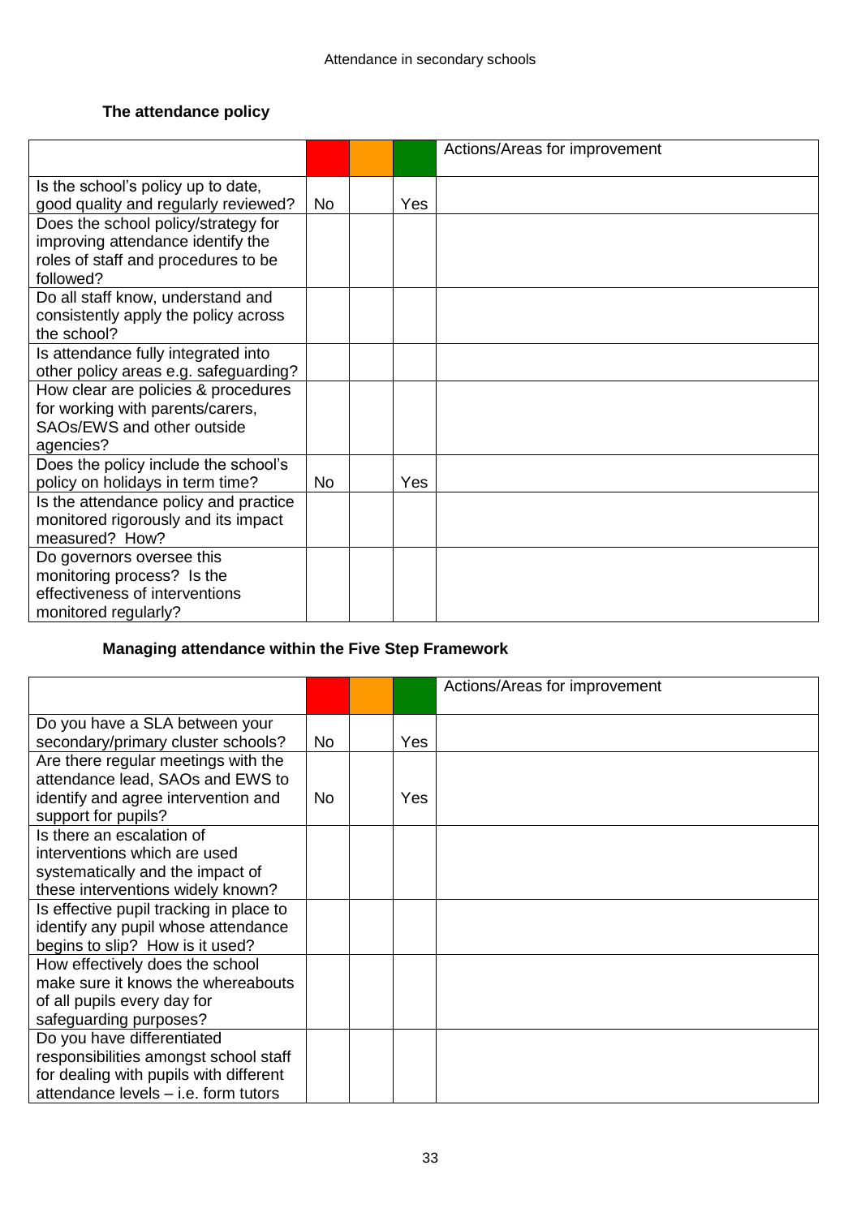### The attendance policy

| | Red | Amber | Green | Actions/Areas for improvement |
|---|---|---|---|---|
| Is the school's policy up to date, good quality and regularly reviewed? | No | | Yes | |
| Does the school policy/strategy for improving attendance identify the roles of staff and procedures to be followed? | | | | |
| Do all staff know, understand and consistently apply the policy across the school? | | | | |
| Is attendance fully integrated into other policy areas e.g. safeguarding? | | | | |
| How clear are policies & procedures for working with parents/carers, SAOs/EWS and other outside agencies? | | | | |
| Does the policy include the school's policy on holidays in term time? | No | | Yes | |
| Is the attendance policy and practice monitored rigorously and its impact measured? How? | | | | |
| Do governors oversee this monitoring process? Is the effectiveness of interventions monitored regularly? | | | | |

### Managing attendance within the Five Step Framework

| | Red | Amber | Green | Actions/Areas for improvement |
|---|---|---|---|---|
| Do you have a SLA between your secondary/primary cluster schools? | No | | Yes | |
| Are there regular meetings with the attendance lead, SAOs and EWS to identify and agree intervention and support for pupils? | No | | Yes | |
| Is there an escalation of interventions which are used systematically and the impact of these interventions widely known? | | | | |
| Is effective pupil tracking in place to identify any pupil whose attendance begins to slip? How is it used? | | | | |
| How effectively does the school make sure it knows the whereabouts of all pupils every day for safeguarding purposes? | | | | |
| Do you have differentiated responsibilities amongst school staff for dealing with pupils with different attendance levels – i.e. form tutors | | | | |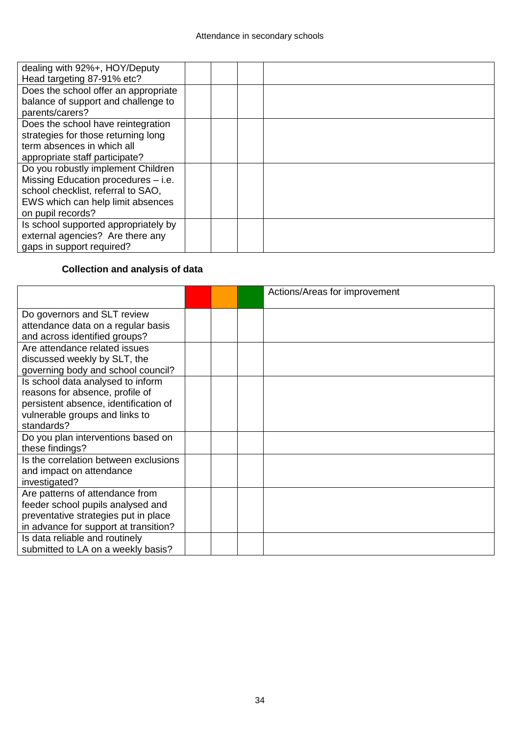| | | | | |
|---|---|---|---|---|
| dealing with 92%+, HOY/Deputy Head targeting 87-91% etc? | | | | |
| Does the school offer an appropriate balance of support and challenge to parents/carers? | | | | |
| Does the school have reintegration strategies for those returning long term absences in which all appropriate staff participate? | | | | |
| Do you robustly implement Children Missing Education procedures – i.e. school checklist, referral to SAO, EWS which can help limit absences on pupil records? | | | | |
| Is school supported appropriately by external agencies? Are there any gaps in support required? | | | | |

**Collection and analysis of data**

| | | | | Actions/Areas for improvement |
|---|---|---|---|---|
| Do governors and SLT review attendance data on a regular basis and across identified groups? | | | | |
| Are attendance related issues discussed weekly by SLT, the governing body and school council? | | | | |
| Is school data analysed to inform reasons for absence, profile of persistent absence, identification of vulnerable groups and links to standards? | | | | |
| Do you plan interventions based on these findings? | | | | |
| Is the correlation between exclusions and impact on attendance investigated? | | | | |
| Are patterns of attendance from feeder school pupils analysed and preventative strategies put in place in advance for support at transition? | | | | |
| Is data reliable and routinely submitted to LA on a weekly basis? | | | | |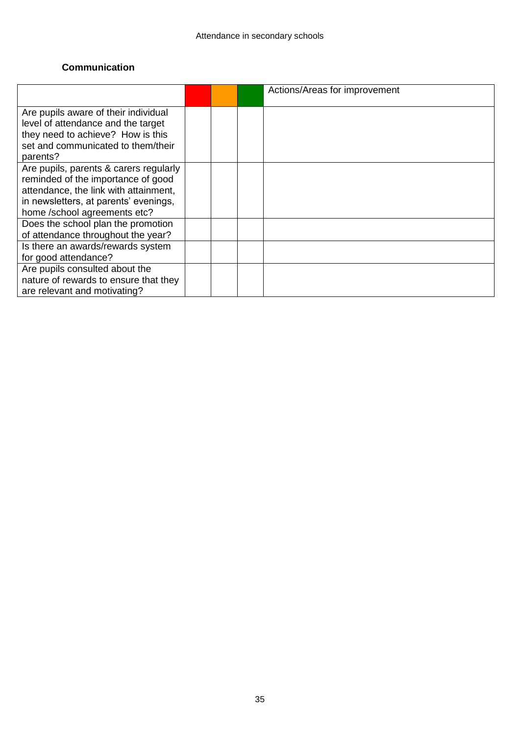**Communication**

| | Red | Amber | Green | Actions/Areas for improvement |
|---|---|---|---|---|
| Are pupils aware of their individual level of attendance and the target they need to achieve? How is this set and communicated to them/their parents? | | | | |
| Are pupils, parents & carers regularly reminded of the importance of good attendance, the link with attainment, in newsletters, at parents' evenings, home /school agreements etc? | | | | |
| Does the school plan the promotion of attendance throughout the year? | | | | |
| Is there an awards/rewards system for good attendance? | | | | |
| Are pupils consulted about the nature of rewards to ensure that they are relevant and motivating? | | | | |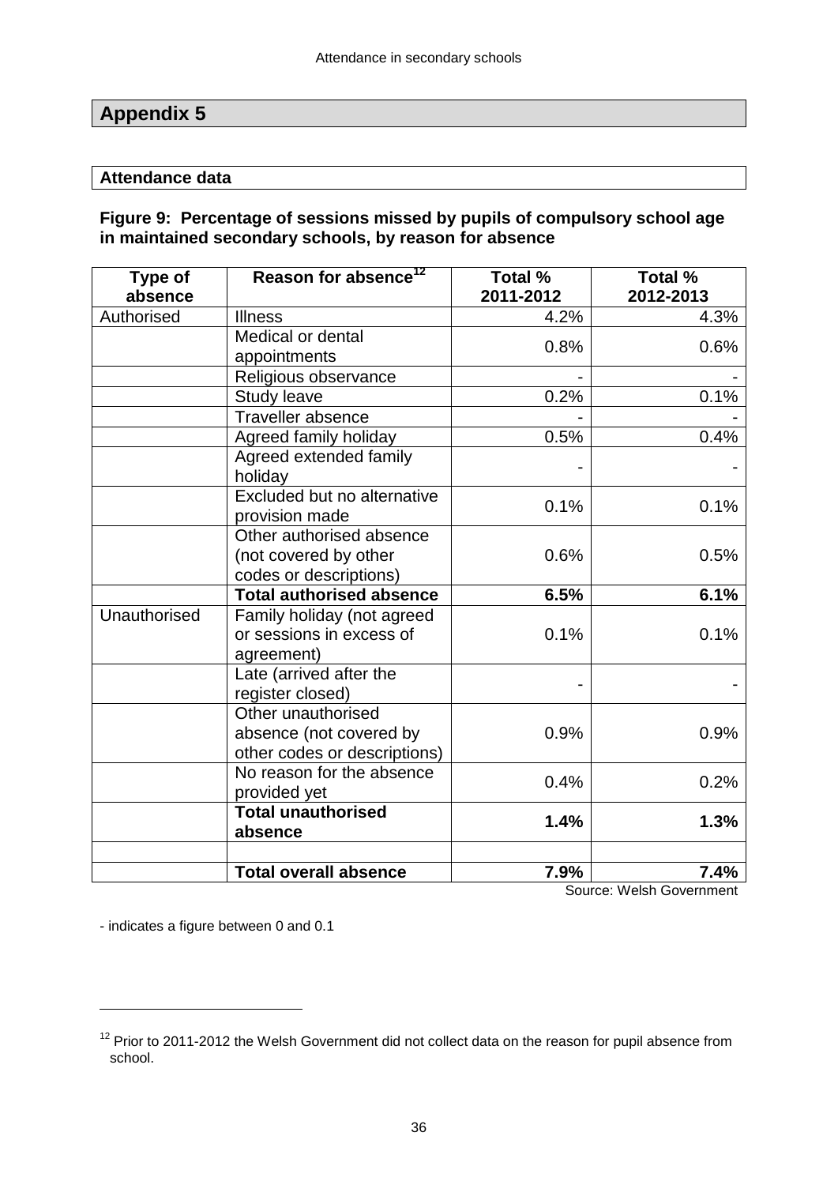## Appendix 5

### Attendance data

**Figure 9: Percentage of sessions missed by pupils of compulsory school age in maintained secondary schools, by reason for absence**

| Type of absence | Reason for absence[12] | Total % 2011-2012 | Total % 2012-2013 |
|---|---|---|---|
| Authorised | Illness | 4.2% | 4.3% |
| | Medical or dental appointments | 0.8% | 0.6% |
| | Religious observance | - | - |
| | Study leave | 0.2% | 0.1% |
| | Traveller absence | - | - |
| | Agreed family holiday | 0.5% | 0.4% |
| | Agreed extended family holiday | - | - |
| | Excluded but no alternative provision made | 0.1% | 0.1% |
| | Other authorised absence (not covered by other codes or descriptions) | 0.6% | 0.5% |
| | **Total authorised absence** | **6.5%** | **6.1%** |
| Unauthorised | Family holiday (not agreed or sessions in excess of agreement) | 0.1% | 0.1% |
| | Late (arrived after the register closed) | - | - |
| | Other unauthorised absence (not covered by other codes or descriptions) | 0.9% | 0.9% |
| | No reason for the absence provided yet | 0.4% | 0.2% |
| | **Total unauthorised absence** | **1.4%** | **1.3%** |
| | | | |
| | **Total overall absence** | **7.9%** | **7.4%** |

Source: Welsh Government

- indicates a figure between 0 and 0.1

[12] Prior to 2011-2012 the Welsh Government did not collect data on the reason for pupil absence from school.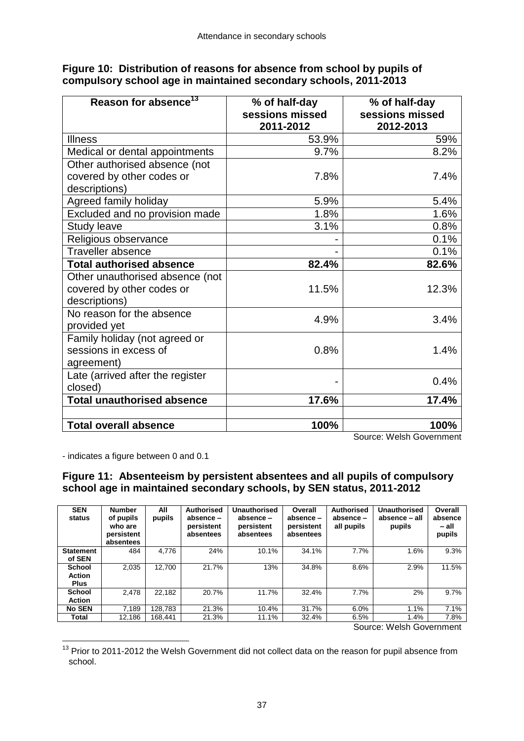**Figure 10: Distribution of reasons for absence from school by pupils of compulsory school age in maintained secondary schools, 2011-2013**

| Reason for absence[13] | % of half-day sessions missed 2011-2012 | % of half-day sessions missed 2012-2013 |
|---|---|---|
| Illness | 53.9% | 59% |
| Medical or dental appointments | 9.7% | 8.2% |
| Other authorised absence (not covered by other codes or descriptions) | 7.8% | 7.4% |
| Agreed family holiday | 5.9% | 5.4% |
| Excluded and no provision made | 1.8% | 1.6% |
| Study leave | 3.1% | 0.8% |
| Religious observance | - | 0.1% |
| Traveller absence | - | 0.1% |
| **Total authorised absence** | **82.4%** | **82.6%** |
| Other unauthorised absence (not covered by other codes or descriptions) | 11.5% | 12.3% |
| No reason for the absence provided yet | 4.9% | 3.4% |
| Family holiday (not agreed or sessions in excess of agreement) | 0.8% | 1.4% |
| Late (arrived after the register closed) | - | 0.4% |
| **Total unauthorised absence** | **17.6%** | **17.4%** |
| | | |
| **Total overall absence** | **100%** | **100%** |

Source: Welsh Government

- indicates a figure between 0 and 0.1

**Figure 11: Absenteeism by persistent absentees and all pupils of compulsory school age in maintained secondary schools, by SEN status, 2011-2012**

| SEN status | Number of pupils who are persistent absentees | All pupils | Authorised absence – persistent absentees | Unauthorised absence – persistent absentees | Overall absence – persistent absentees | Authorised absence – all pupils | Unauthorised absence – all pupils | Overall absence – all pupils |
|---|---|---|---|---|---|---|---|---|
| **Statement of SEN** | 484 | 4,776 | 24% | 10.1% | 34.1% | 7.7% | 1.6% | 9.3% |
| **School Action Plus** | 2,035 | 12,700 | 21.7% | 13% | 34.8% | 8.6% | 2.9% | 11.5% |
| **School Action** | 2,478 | 22,182 | 20.7% | 11.7% | 32.4% | 7.7% | 2% | 9.7% |
| **No SEN** | 7,189 | 128,783 | 21.3% | 10.4% | 31.7% | 6.0% | 1.1% | 7.1% |
| **Total** | 12,186 | 168,441 | 21.3% | 11.1% | 32.4% | 6.5% | 1.4% | 7.8% |

Source: Welsh Government

[13] Prior to 2011-2012 the Welsh Government did not collect data on the reason for pupil absence from school.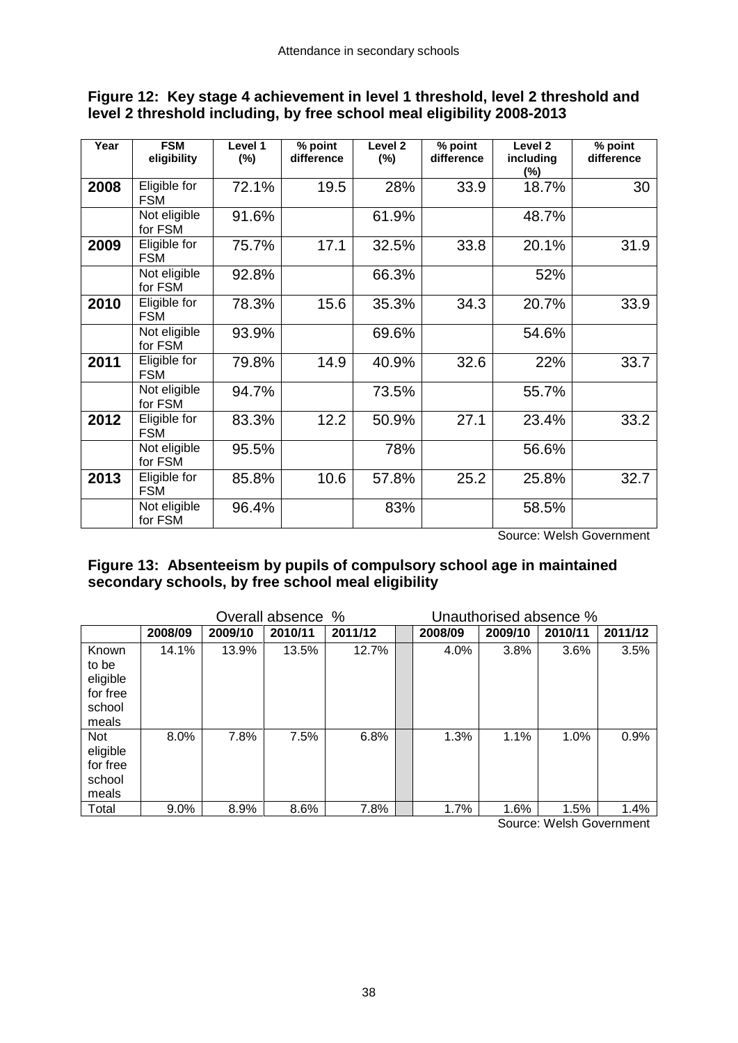**Figure 12: Key stage 4 achievement in level 1 threshold, level 2 threshold and level 2 threshold including, by free school meal eligibility 2008-2013**

| Year | FSM eligibility | Level 1 (%) | % point difference | Level 2 (%) | % point difference | Level 2 including (%) | % point difference |
|---|---|---|---|---|---|---|---|
| 2008 | Eligible for FSM | 72.1% | 19.5 | 28% | 33.9 | 18.7% | 30 |
| | Not eligible for FSM | 91.6% | | 61.9% | | 48.7% | |
| 2009 | Eligible for FSM | 75.7% | 17.1 | 32.5% | 33.8 | 20.1% | 31.9 |
| | Not eligible for FSM | 92.8% | | 66.3% | | 52% | |
| 2010 | Eligible for FSM | 78.3% | 15.6 | 35.3% | 34.3 | 20.7% | 33.9 |
| | Not eligible for FSM | 93.9% | | 69.6% | | 54.6% | |
| 2011 | Eligible for FSM | 79.8% | 14.9 | 40.9% | 32.6 | 22% | 33.7 |
| | Not eligible for FSM | 94.7% | | 73.5% | | 55.7% | |
| 2012 | Eligible for FSM | 83.3% | 12.2 | 50.9% | 27.1 | 23.4% | 33.2 |
| | Not eligible for FSM | 95.5% | | 78% | | 56.6% | |
| 2013 | Eligible for FSM | 85.8% | 10.6 | 57.8% | 25.2 | 25.8% | 32.7 |
| | Not eligible for FSM | 96.4% | | 83% | | 58.5% | |

Source: Welsh Government

**Figure 13: Absenteeism by pupils of compulsory school age in maintained secondary schools, by free school meal eligibility**

| | Overall absence % | | | | | Unauthorised absence % | | | |
|---|---|---|---|---|---|---|---|---|---|
| | 2008/09 | 2009/10 | 2010/11 | 2011/12 | | 2008/09 | 2009/10 | 2010/11 | 2011/12 |
| Known to be eligible for free school meals | 14.1% | 13.9% | 13.5% | 12.7% | | 4.0% | 3.8% | 3.6% | 3.5% |
| Not eligible for free school meals | 8.0% | 7.8% | 7.5% | 6.8% | | 1.3% | 1.1% | 1.0% | 0.9% |
| Total | 9.0% | 8.9% | 8.6% | 7.8% | | 1.7% | 1.6% | 1.5% | 1.4% |

Source: Welsh Government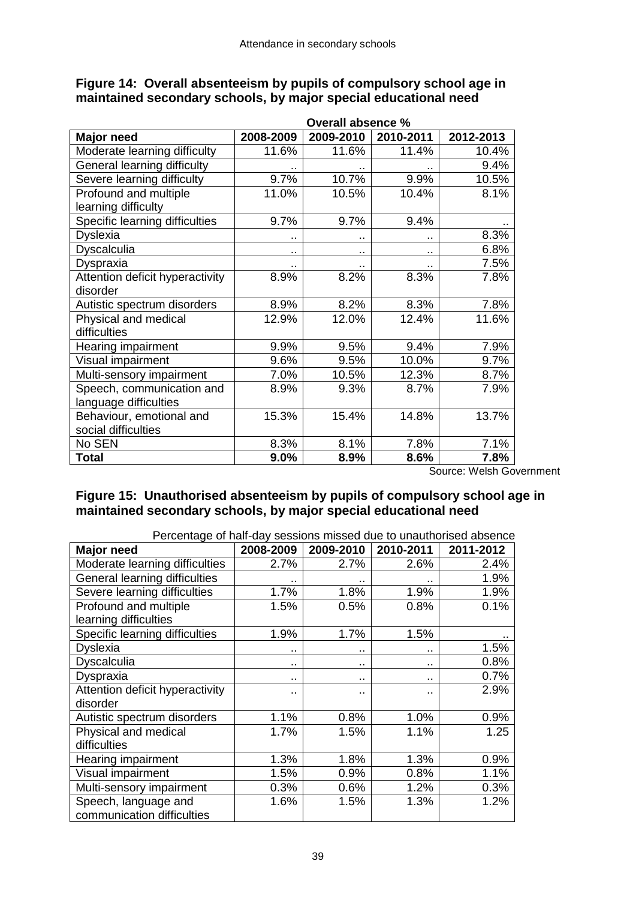**Figure 14: Overall absenteeism by pupils of compulsory school age in maintained secondary schools, by major special educational need**

| | Overall absence % | | | |
|---|---|---|---|---|
| **Major need** | **2008-2009** | **2009-2010** | **2010-2011** | **2012-2013** |
| Moderate learning difficulty | 11.6% | 11.6% | 11.4% | 10.4% |
| General learning difficulty | .. | .. | .. | 9.4% |
| Severe learning difficulty | 9.7% | 10.7% | 9.9% | 10.5% |
| Profound and multiple learning difficulty | 11.0% | 10.5% | 10.4% | 8.1% |
| Specific learning difficulties | 9.7% | 9.7% | 9.4% | .. |
| Dyslexia | .. | .. | .. | 8.3% |
| Dyscalculia | .. | .. | .. | 6.8% |
| Dyspraxia | .. | .. | .. | 7.5% |
| Attention deficit hyperactivity disorder | 8.9% | 8.2% | 8.3% | 7.8% |
| Autistic spectrum disorders | 8.9% | 8.2% | 8.3% | 7.8% |
| Physical and medical difficulties | 12.9% | 12.0% | 12.4% | 11.6% |
| Hearing impairment | 9.9% | 9.5% | 9.4% | 7.9% |
| Visual impairment | 9.6% | 9.5% | 10.0% | 9.7% |
| Multi-sensory impairment | 7.0% | 10.5% | 12.3% | 8.7% |
| Speech, communication and language difficulties | 8.9% | 9.3% | 8.7% | 7.9% |
| Behaviour, emotional and social difficulties | 15.3% | 15.4% | 14.8% | 13.7% |
| No SEN | 8.3% | 8.1% | 7.8% | 7.1% |
| **Total** | **9.0%** | **8.9%** | **8.6%** | **7.8%** |

Source: Welsh Government

**Figure 15: Unauthorised absenteeism by pupils of compulsory school age in maintained secondary schools, by major special educational need**

| | Percentage of half-day sessions missed due to unauthorised absence | | | |
|---|---|---|---|---|
| **Major need** | **2008-2009** | **2009-2010** | **2010-2011** | **2011-2012** |
| Moderate learning difficulties | 2.7% | 2.7% | 2.6% | 2.4% |
| General learning difficulties | .. | .. | .. | 1.9% |
| Severe learning difficulties | 1.7% | 1.8% | 1.9% | 1.9% |
| Profound and multiple learning difficulties | 1.5% | 0.5% | 0.8% | 0.1% |
| Specific learning difficulties | 1.9% | 1.7% | 1.5% | .. |
| Dyslexia | .. | .. | .. | 1.5% |
| Dyscalculia | .. | .. | .. | 0.8% |
| Dyspraxia | .. | .. | .. | 0.7% |
| Attention deficit hyperactivity disorder | .. | .. | .. | 2.9% |
| Autistic spectrum disorders | 1.1% | 0.8% | 1.0% | 0.9% |
| Physical and medical difficulties | 1.7% | 1.5% | 1.1% | 1.25 |
| Hearing impairment | 1.3% | 1.8% | 1.3% | 0.9% |
| Visual impairment | 1.5% | 0.9% | 0.8% | 1.1% |
| Multi-sensory impairment | 0.3% | 0.6% | 1.2% | 0.3% |
| Speech, language and communication difficulties | 1.6% | 1.5% | 1.3% | 1.2% |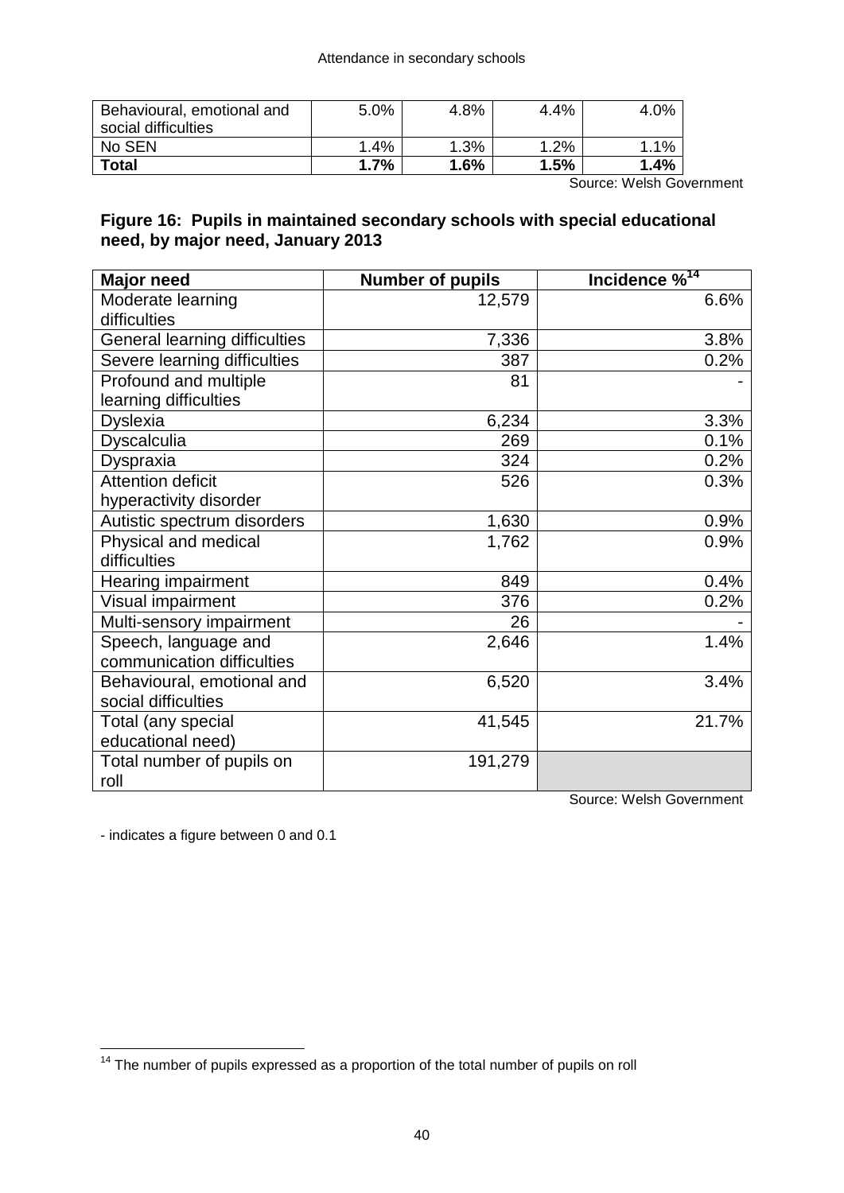| Behavioural, emotional and social difficulties | 5.0% | 4.8% | 4.4% | 4.0% |
|---|---|---|---|---|
| No SEN | 1.4% | 1.3% | 1.2% | 1.1% |
| **Total** | **1.7%** | **1.6%** | **1.5%** | **1.4%** |

Source: Welsh Government

**Figure 16: Pupils in maintained secondary schools with special educational need, by major need, January 2013**

| Major need | Number of pupils | Incidence %[14] |
|---|---|---|
| Moderate learning difficulties | 12,579 | 6.6% |
| General learning difficulties | 7,336 | 3.8% |
| Severe learning difficulties | 387 | 0.2% |
| Profound and multiple learning difficulties | 81 | - |
| Dyslexia | 6,234 | 3.3% |
| Dyscalculia | 269 | 0.1% |
| Dyspraxia | 324 | 0.2% |
| Attention deficit hyperactivity disorder | 526 | 0.3% |
| Autistic spectrum disorders | 1,630 | 0.9% |
| Physical and medical difficulties | 1,762 | 0.9% |
| Hearing impairment | 849 | 0.4% |
| Visual impairment | 376 | 0.2% |
| Multi-sensory impairment | 26 | - |
| Speech, language and communication difficulties | 2,646 | 1.4% |
| Behavioural, emotional and social difficulties | 6,520 | 3.4% |
| Total (any special educational need) | 41,545 | 21.7% |
| Total number of pupils on roll | 191,279 | |

Source: Welsh Government

- indicates a figure between 0 and 0.1

[14] The number of pupils expressed as a proportion of the total number of pupils on roll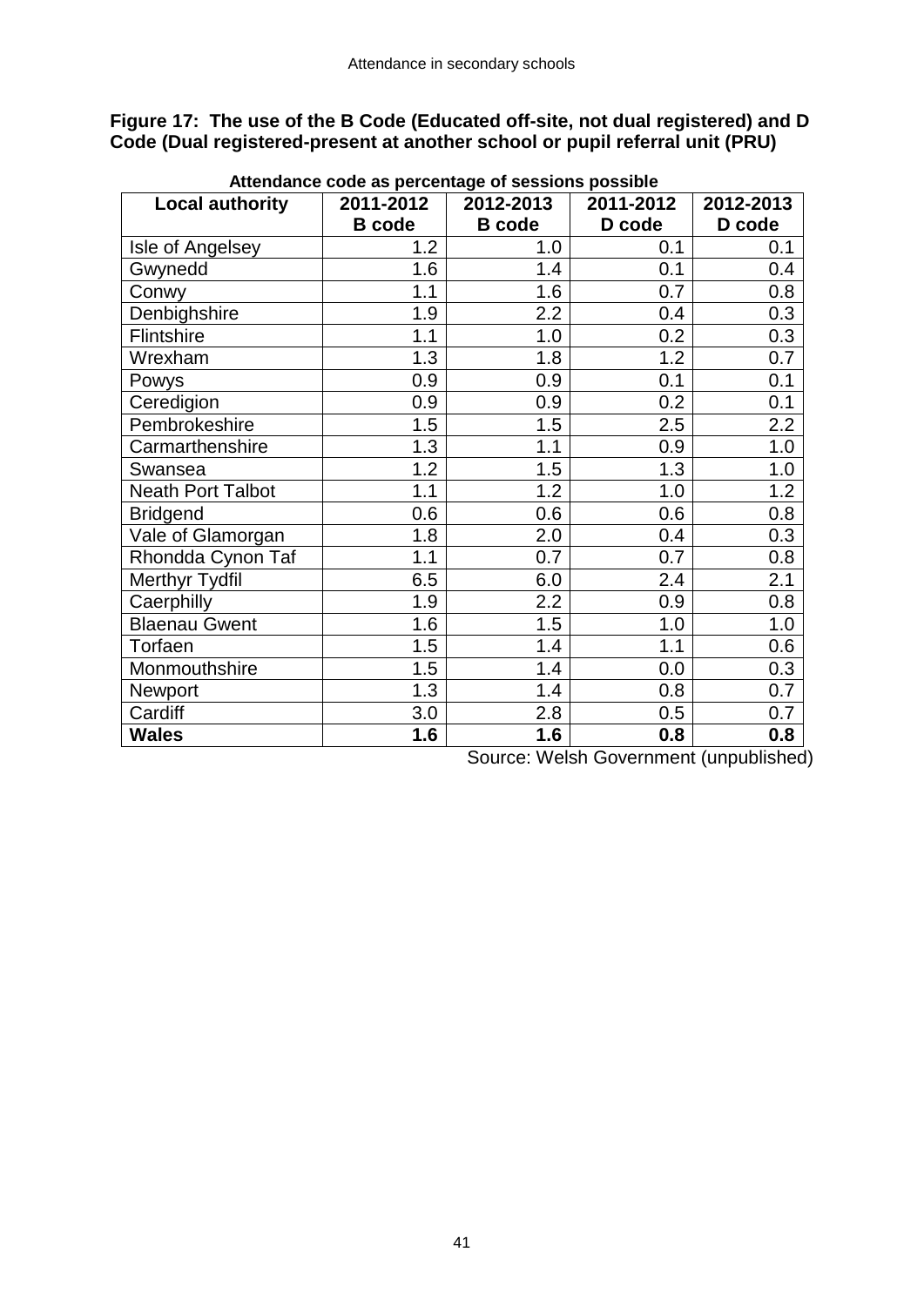**Figure 17: The use of the B Code (Educated off-site, not dual registered) and D Code (Dual registered-present at another school or pupil referral unit (PRU)**

**Attendance code as percentage of sessions possible**

| **Local authority** | **2011-2012 B code** | **2012-2013 B code** | **2011-2012 D code** | **2012-2013 D code** |
|---|---|---|---|---|
| Isle of Angelsey | 1.2 | 1.0 | 0.1 | 0.1 |
| Gwynedd | 1.6 | 1.4 | 0.1 | 0.4 |
| Conwy | 1.1 | 1.6 | 0.7 | 0.8 |
| Denbighshire | 1.9 | 2.2 | 0.4 | 0.3 |
| Flintshire | 1.1 | 1.0 | 0.2 | 0.3 |
| Wrexham | 1.3 | 1.8 | 1.2 | 0.7 |
| Powys | 0.9 | 0.9 | 0.1 | 0.1 |
| Ceredigion | 0.9 | 0.9 | 0.2 | 0.1 |
| Pembrokeshire | 1.5 | 1.5 | 2.5 | 2.2 |
| Carmarthenshire | 1.3 | 1.1 | 0.9 | 1.0 |
| Swansea | 1.2 | 1.5 | 1.3 | 1.0 |
| Neath Port Talbot | 1.1 | 1.2 | 1.0 | 1.2 |
| Bridgend | 0.6 | 0.6 | 0.6 | 0.8 |
| Vale of Glamorgan | 1.8 | 2.0 | 0.4 | 0.3 |
| Rhondda Cynon Taf | 1.1 | 0.7 | 0.7 | 0.8 |
| Merthyr Tydfil | 6.5 | 6.0 | 2.4 | 2.1 |
| Caerphilly | 1.9 | 2.2 | 0.9 | 0.8 |
| Blaenau Gwent | 1.6 | 1.5 | 1.0 | 1.0 |
| Torfaen | 1.5 | 1.4 | 1.1 | 0.6 |
| Monmouthshire | 1.5 | 1.4 | 0.0 | 0.3 |
| Newport | 1.3 | 1.4 | 0.8 | 0.7 |
| Cardiff | 3.0 | 2.8 | 0.5 | 0.7 |
| **Wales** | **1.6** | **1.6** | **0.8** | **0.8** |

Source: Welsh Government (unpublished)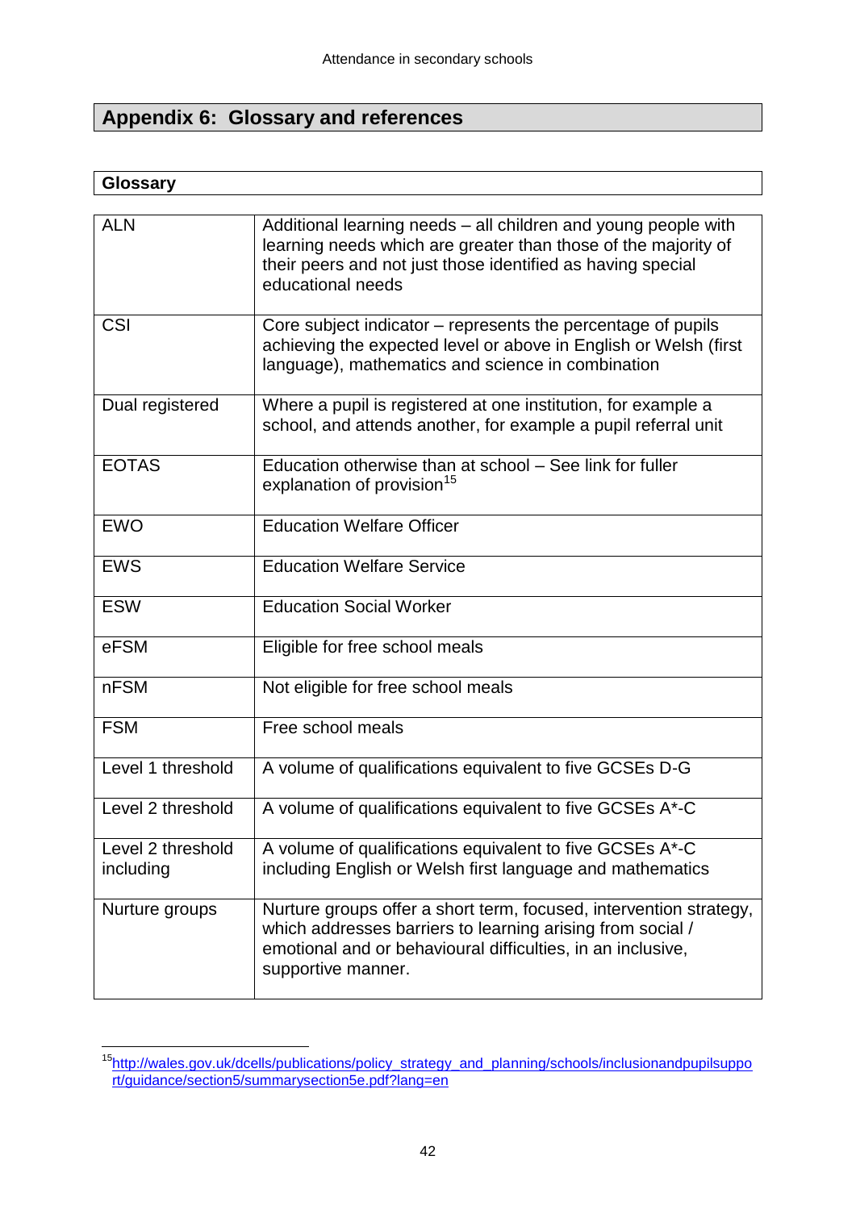## Appendix 6: Glossary and references

### Glossary

| | |
|---|---|
| ALN | Additional learning needs – all children and young people with learning needs which are greater than those of the majority of their peers and not just those identified as having special educational needs |
| CSI | Core subject indicator – represents the percentage of pupils achieving the expected level or above in English or Welsh (first language), mathematics and science in combination |
| Dual registered | Where a pupil is registered at one institution, for example a school, and attends another, for example a pupil referral unit |
| EOTAS | Education otherwise than at school – See link for fuller explanation of provision[15] |
| EWO | Education Welfare Officer |
| EWS | Education Welfare Service |
| ESW | Education Social Worker |
| eFSM | Eligible for free school meals |
| nFSM | Not eligible for free school meals |
| FSM | Free school meals |
| Level 1 threshold | A volume of qualifications equivalent to five GCSEs D-G |
| Level 2 threshold | A volume of qualifications equivalent to five GCSEs A*-C |
| Level 2 threshold including | A volume of qualifications equivalent to five GCSEs A*-C including English or Welsh first language and mathematics |
| Nurture groups | Nurture groups offer a short term, focused, intervention strategy, which addresses barriers to learning arising from social / emotional and or behavioural difficulties, in an inclusive, supportive manner. |

[15] http://wales.gov.uk/dcells/publications/policy_strategy_and_planning/schools/inclusionandpupilsupport/guidance/section5/summarysection5e.pdf?lang=en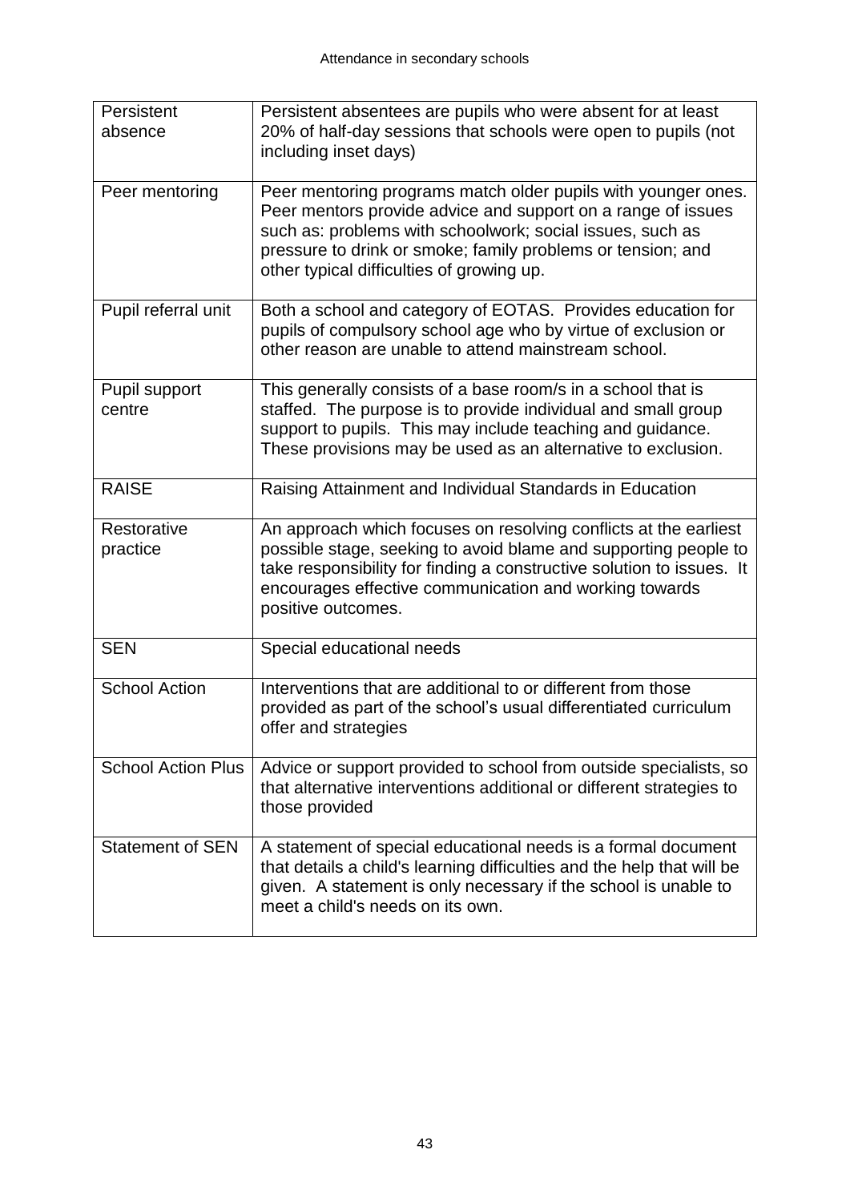| Persistent absence | Persistent absentees are pupils who were absent for at least 20% of half-day sessions that schools were open to pupils (not including inset days) |
|---|---|
| Peer mentoring | Peer mentoring programs match older pupils with younger ones. Peer mentors provide advice and support on a range of issues such as: problems with schoolwork; social issues, such as pressure to drink or smoke; family problems or tension; and other typical difficulties of growing up. |
| Pupil referral unit | Both a school and category of EOTAS. Provides education for pupils of compulsory school age who by virtue of exclusion or other reason are unable to attend mainstream school. |
| Pupil support centre | This generally consists of a base room/s in a school that is staffed. The purpose is to provide individual and small group support to pupils. This may include teaching and guidance. These provisions may be used as an alternative to exclusion. |
| RAISE | Raising Attainment and Individual Standards in Education |
| Restorative practice | An approach which focuses on resolving conflicts at the earliest possible stage, seeking to avoid blame and supporting people to take responsibility for finding a constructive solution to issues. It encourages effective communication and working towards positive outcomes. |
| SEN | Special educational needs |
| School Action | Interventions that are additional to or different from those provided as part of the school's usual differentiated curriculum offer and strategies |
| School Action Plus | Advice or support provided to school from outside specialists, so that alternative interventions additional or different strategies to those provided |
| Statement of SEN | A statement of special educational needs is a formal document that details a child's learning difficulties and the help that will be given. A statement is only necessary if the school is unable to meet a child's needs on its own. |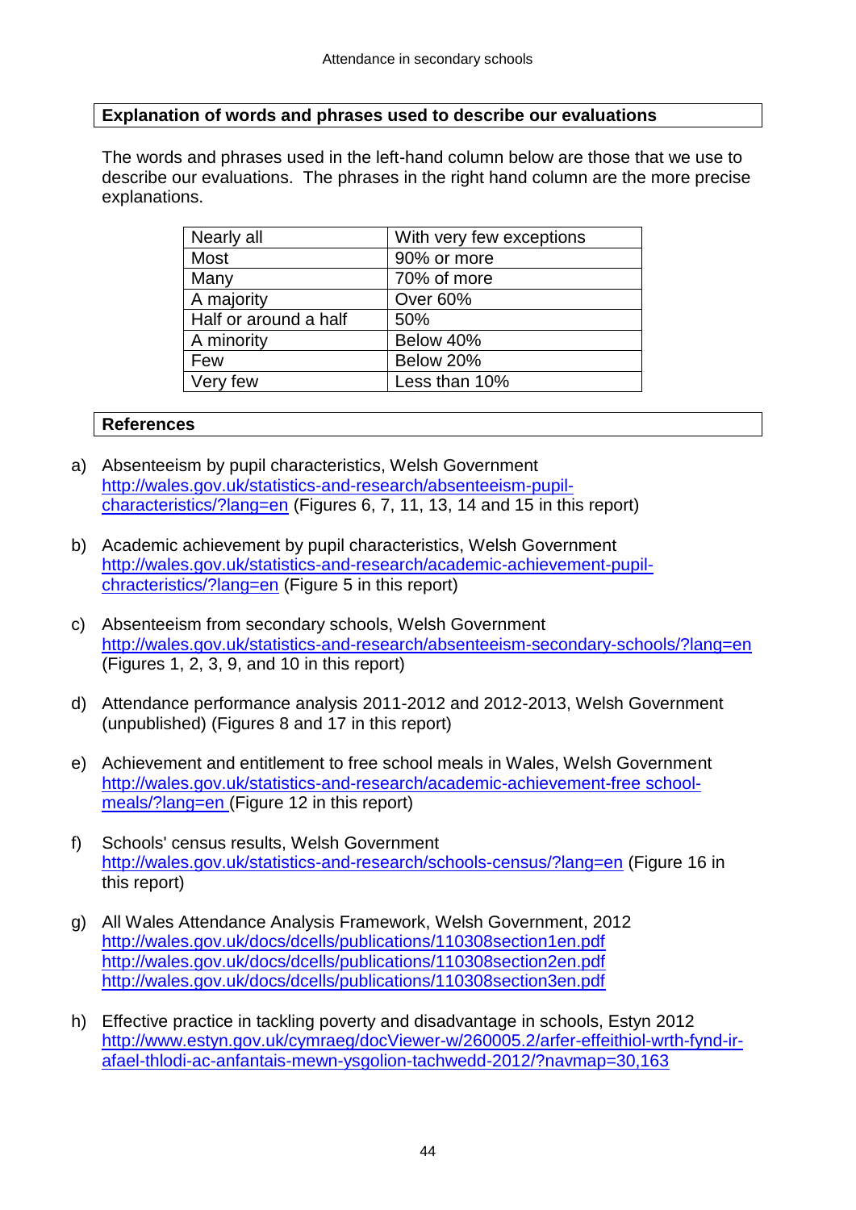## Explanation of words and phrases used to describe our evaluations

The words and phrases used in the left-hand column below are those that we use to describe our evaluations. The phrases in the right hand column are the more precise explanations.

| Nearly all | With very few exceptions |
|---|---|
| Most | 90% or more |
| Many | 70% of more |
| A majority | Over 60% |
| Half or around a half | 50% |
| A minority | Below 40% |
| Few | Below 20% |
| Very few | Less than 10% |

## References

a) Absenteeism by pupil characteristics, Welsh Government http://wales.gov.uk/statistics-and-research/absenteeism-pupil-characteristics/?lang=en (Figures 6, 7, 11, 13, 14 and 15 in this report)

b) Academic achievement by pupil characteristics, Welsh Government http://wales.gov.uk/statistics-and-research/academic-achievement-pupil-chracteristics/?lang=en (Figure 5 in this report)

c) Absenteeism from secondary schools, Welsh Government http://wales.gov.uk/statistics-and-research/absenteeism-secondary-schools/?lang=en (Figures 1, 2, 3, 9, and 10 in this report)

d) Attendance performance analysis 2011-2012 and 2012-2013, Welsh Government (unpublished) (Figures 8 and 17 in this report)

e) Achievement and entitlement to free school meals in Wales, Welsh Government http://wales.gov.uk/statistics-and-research/academic-achievement-free school-meals/?lang=en (Figure 12 in this report)

f) Schools' census results, Welsh Government http://wales.gov.uk/statistics-and-research/schools-census/?lang=en (Figure 16 in this report)

g) All Wales Attendance Analysis Framework, Welsh Government, 2012
http://wales.gov.uk/docs/dcells/publications/110308section1en.pdf
http://wales.gov.uk/docs/dcells/publications/110308section2en.pdf
http://wales.gov.uk/docs/dcells/publications/110308section3en.pdf

h) Effective practice in tackling poverty and disadvantage in schools, Estyn 2012 http://www.estyn.gov.uk/cymraeg/docViewer-w/260005.2/arfer-effeithiol-wrth-fynd-ir-afael-thlodi-ac-anfantais-mewn-ysgolion-tachwedd-2012/?navmap=30,163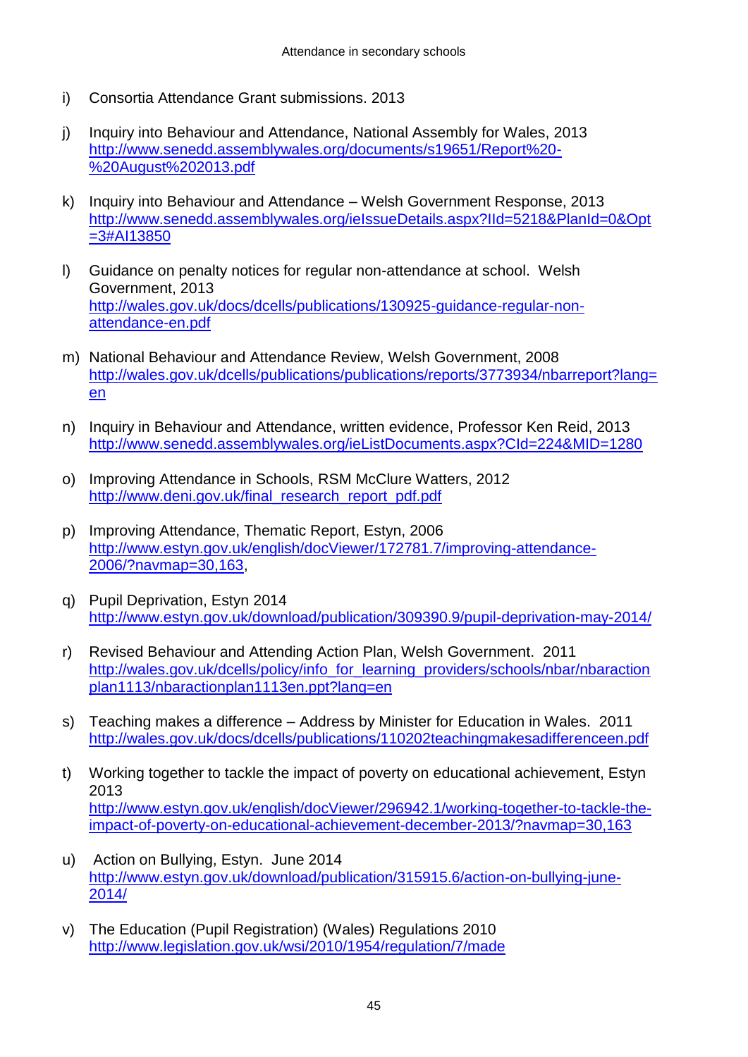i) Consortia Attendance Grant submissions. 2013

j) Inquiry into Behaviour and Attendance, National Assembly for Wales, 2013
http://www.senedd.assemblywales.org/documents/s19651/Report%20-%20August%202013.pdf

k) Inquiry into Behaviour and Attendance – Welsh Government Response, 2013
http://www.senedd.assemblywales.org/ieIssueDetails.aspx?IId=5218&PlanId=0&Opt=3#AI13850

l) Guidance on penalty notices for regular non-attendance at school. Welsh Government, 2013
http://wales.gov.uk/docs/dcells/publications/130925-guidance-regular-non-attendance-en.pdf

m) National Behaviour and Attendance Review, Welsh Government, 2008
http://wales.gov.uk/dcells/publications/publications/reports/3773934/nbarreport?lang=en

n) Inquiry in Behaviour and Attendance, written evidence, Professor Ken Reid, 2013
http://www.senedd.assemblywales.org/ieListDocuments.aspx?CId=224&MID=1280

o) Improving Attendance in Schools, RSM McClure Watters, 2012
http://www.deni.gov.uk/final_research_report_pdf.pdf

p) Improving Attendance, Thematic Report, Estyn, 2006
http://www.estyn.gov.uk/english/docViewer/172781.7/improving-attendance-2006/?navmap=30,163,

q) Pupil Deprivation, Estyn 2014
http://www.estyn.gov.uk/download/publication/309390.9/pupil-deprivation-may-2014/

r) Revised Behaviour and Attending Action Plan, Welsh Government. 2011
http://wales.gov.uk/dcells/policy/info_for_learning_providers/schools/nbar/nbaractionplan1113/nbaractionplan1113en.ppt?lang=en

s) Teaching makes a difference – Address by Minister for Education in Wales. 2011
http://wales.gov.uk/docs/dcells/publications/110202teachingmakesadifferenceen.pdf

t) Working together to tackle the impact of poverty on educational achievement, Estyn 2013
http://www.estyn.gov.uk/english/docViewer/296942.1/working-together-to-tackle-the-impact-of-poverty-on-educational-achievement-december-2013/?navmap=30,163

u) Action on Bullying, Estyn. June 2014
http://www.estyn.gov.uk/download/publication/315915.6/action-on-bullying-june-2014/

v) The Education (Pupil Registration) (Wales) Regulations 2010
http://www.legislation.gov.uk/wsi/2010/1954/regulation/7/made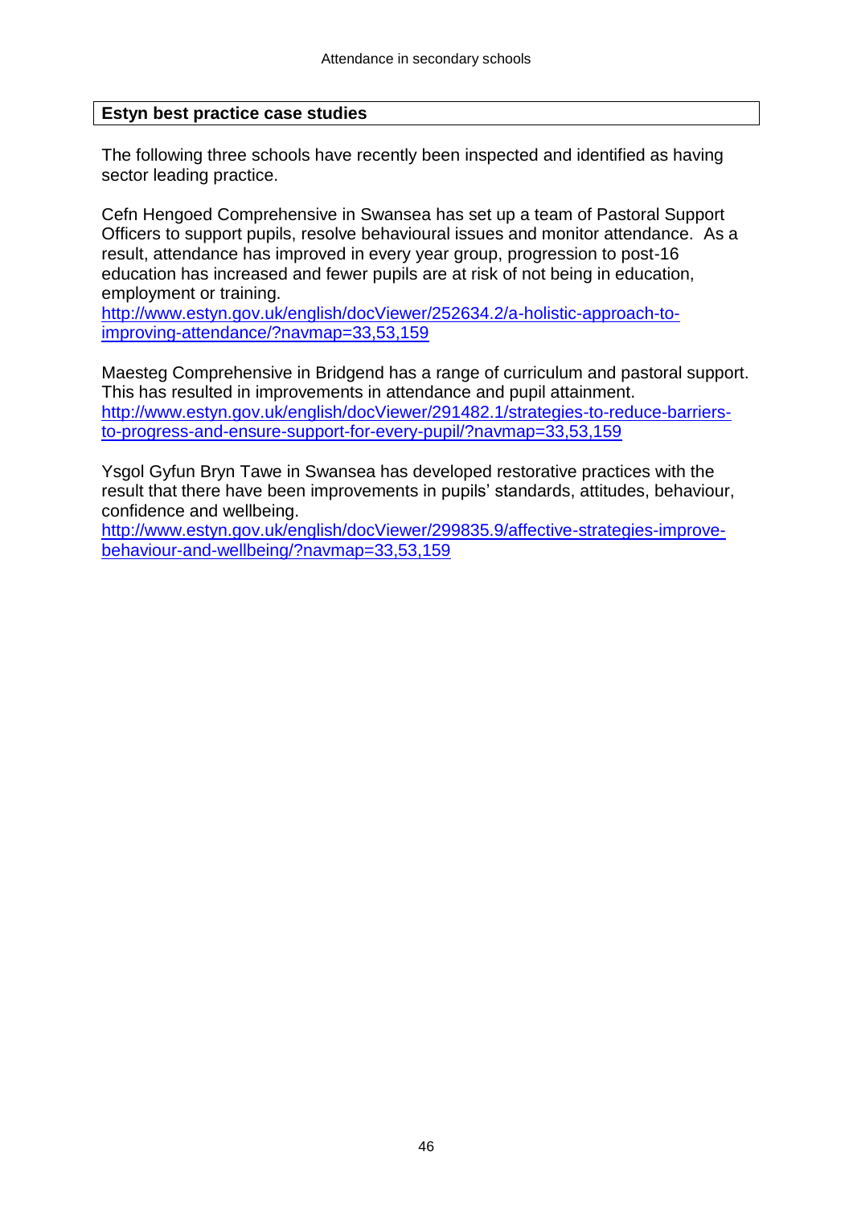## Estyn best practice case studies

The following three schools have recently been inspected and identified as having sector leading practice.

Cefn Hengoed Comprehensive in Swansea has set up a team of Pastoral Support Officers to support pupils, resolve behavioural issues and monitor attendance. As a result, attendance has improved in every year group, progression to post-16 education has increased and fewer pupils are at risk of not being in education, employment or training.
[http://www.estyn.gov.uk/english/docViewer/252634.2/a-holistic-approach-to-improving-attendance/?navmap=33,53,159](http://www.estyn.gov.uk/english/docViewer/252634.2/a-holistic-approach-to-improving-attendance/?navmap=33,53,159)

Maesteg Comprehensive in Bridgend has a range of curriculum and pastoral support. This has resulted in improvements in attendance and pupil attainment.
[http://www.estyn.gov.uk/english/docViewer/291482.1/strategies-to-reduce-barriers-to-progress-and-ensure-support-for-every-pupil/?navmap=33,53,159](http://www.estyn.gov.uk/english/docViewer/291482.1/strategies-to-reduce-barriers-to-progress-and-ensure-support-for-every-pupil/?navmap=33,53,159)

Ysgol Gyfun Bryn Tawe in Swansea has developed restorative practices with the result that there have been improvements in pupils' standards, attitudes, behaviour, confidence and wellbeing.
[http://www.estyn.gov.uk/english/docViewer/299835.9/affective-strategies-improve-behaviour-and-wellbeing/?navmap=33,53,159](http://www.estyn.gov.uk/english/docViewer/299835.9/affective-strategies-improve-behaviour-and-wellbeing/?navmap=33,53,159)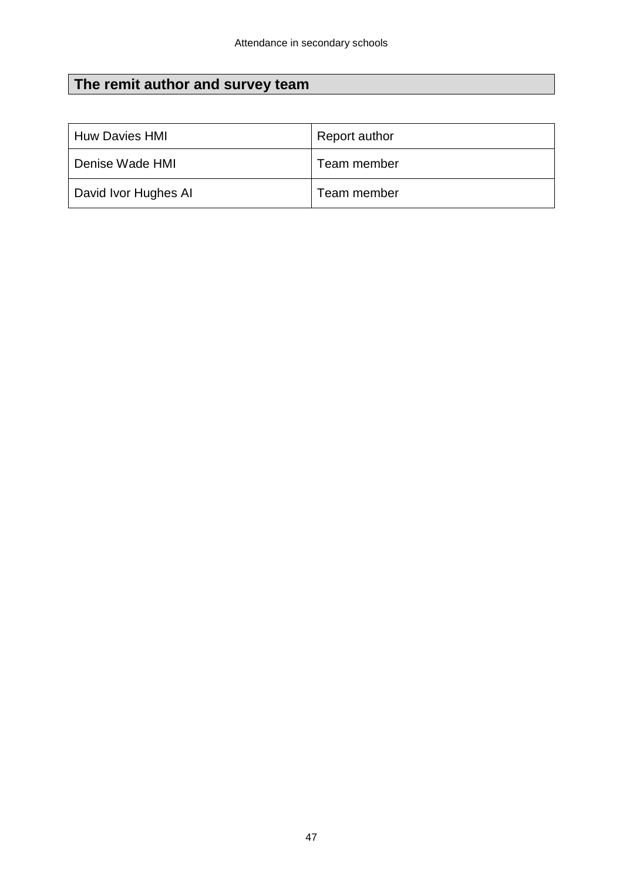## The remit author and survey team

| | |
|---|---|
| Huw Davies HMI | Report author |
| Denise Wade HMI | Team member |
| David Ivor Hughes AI | Team member |